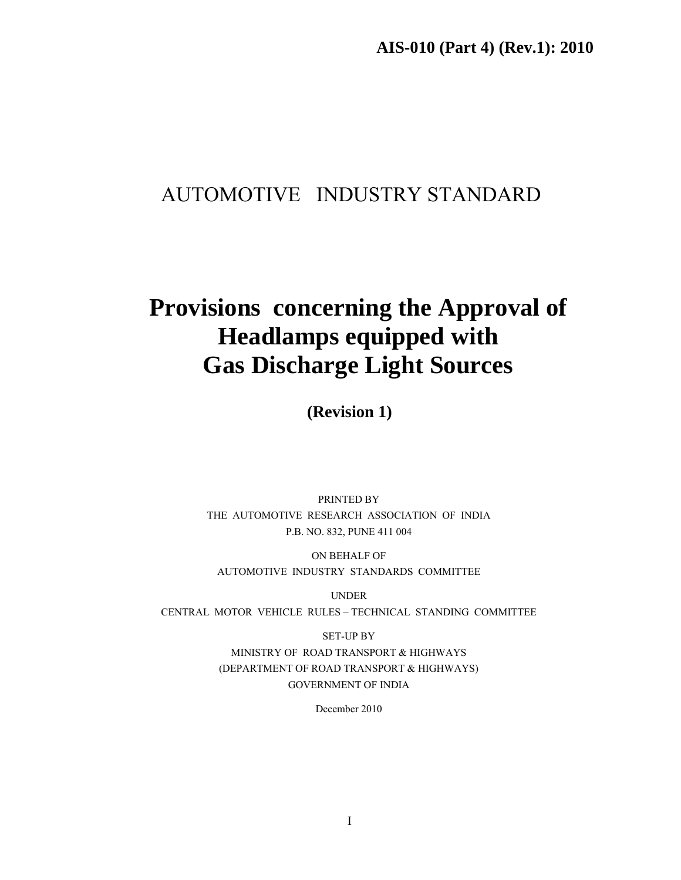**AIS-010 (Part 4) (Rev.1): 2010**

AUTOMOTIVE INDUSTRY STANDARD

# Provisions concerning the Approval of Headlamps equipped with Gas Discharge Light Sources

**(Revision 1)**

PRINTED BY
THE AUTOMOTIVE RESEARCH ASSOCIATION OF INDIA
P.B. NO. 832, PUNE 411 004

ON BEHALF OF
AUTOMOTIVE INDUSTRY STANDARDS COMMITTEE

UNDER
CENTRAL MOTOR VEHICLE RULES – TECHNICAL STANDING COMMITTEE

SET-UP BY
MINISTRY OF ROAD TRANSPORT & HIGHWAYS
(DEPARTMENT OF ROAD TRANSPORT & HIGHWAYS)
GOVERNMENT OF INDIA

December 2010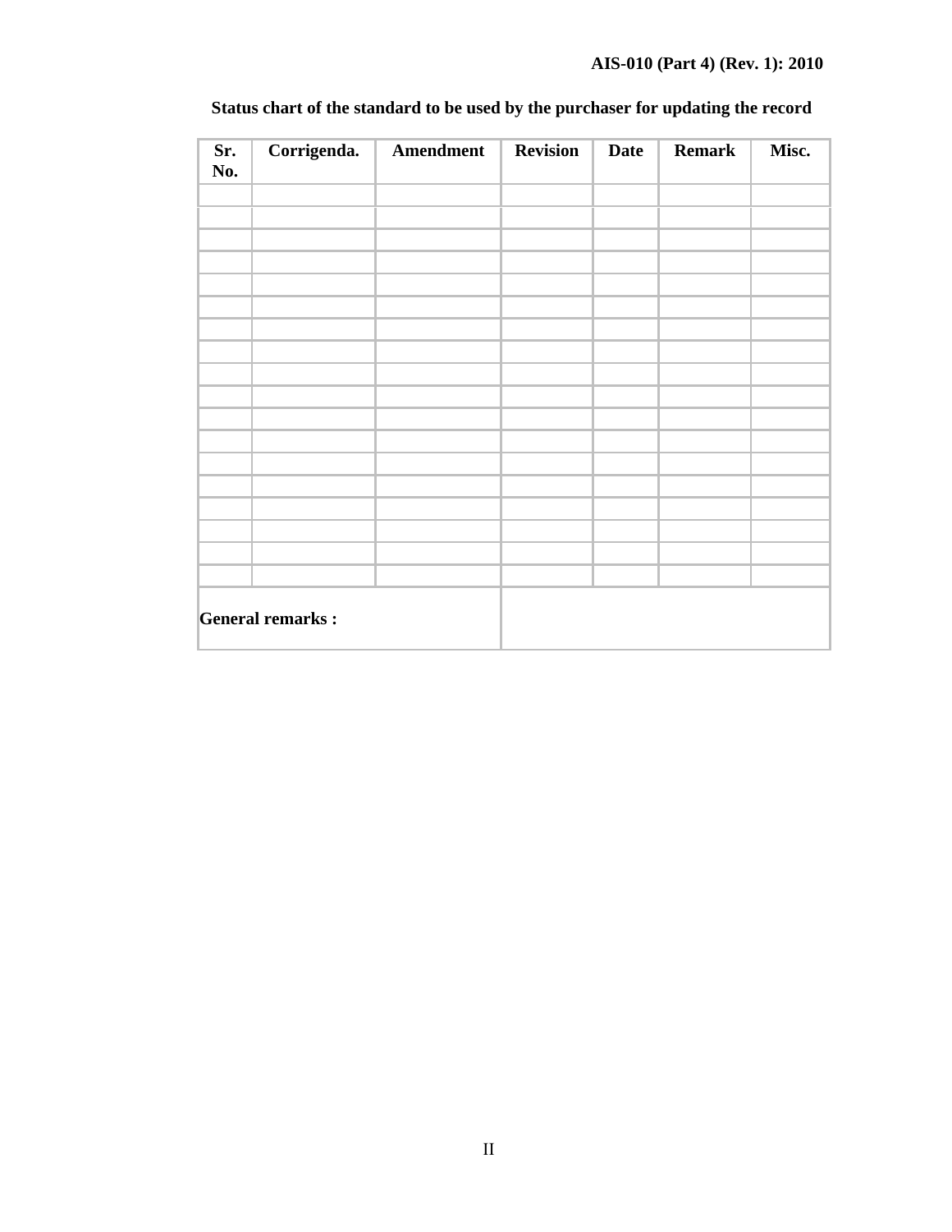**Status chart of the standard to be used by the purchaser for updating the record**

| Sr. No. | Corrigenda. | Amendment | Revision | Date | Remark | Misc. |
|---|---|---|---|---|---|---|
| | | | | | | |
| | | | | | | |
| | | | | | | |
| | | | | | | |
| | | | | | | |
| | | | | | | |
| | | | | | | |
| | | | | | | |
| | | | | | | |
| | | | | | | |
| | | | | | | |
| | | | | | | |
| | | | | | | |
| | | | | | | |
| | | | | | | |
| | | | | | | |
| | | | | | | |
| | | | | | | |
| **General remarks :** | | | | | | |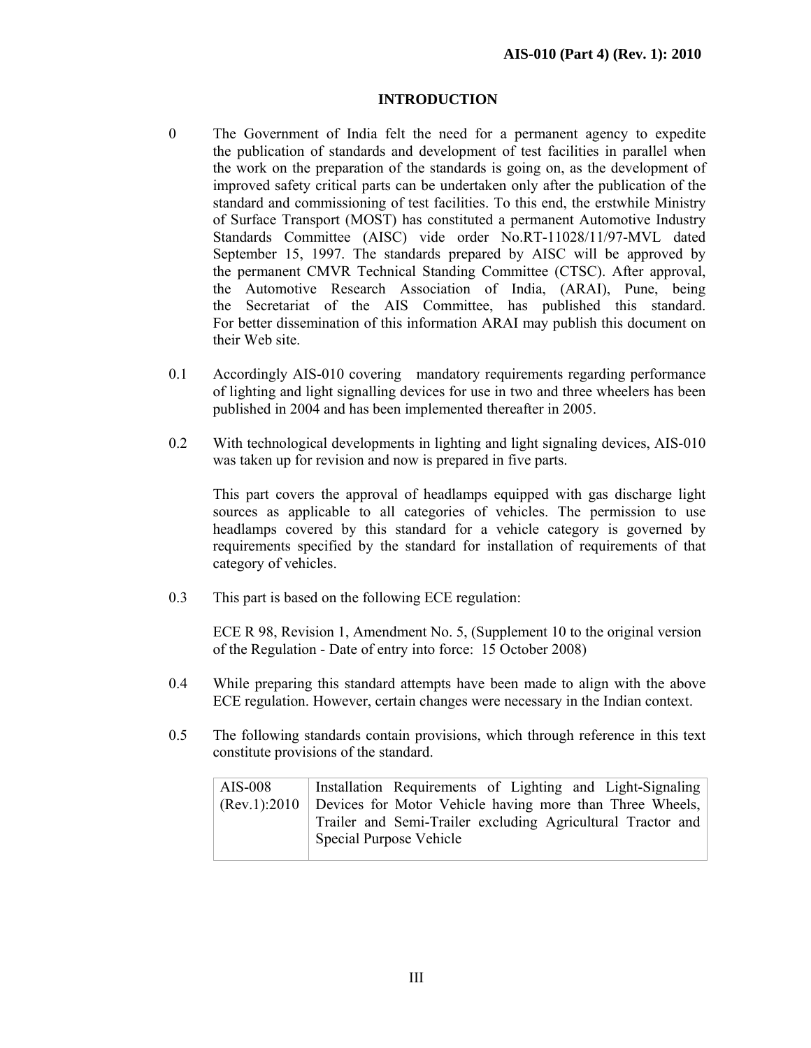## INTRODUCTION

0 The Government of India felt the need for a permanent agency to expedite the publication of standards and development of test facilities in parallel when the work on the preparation of the standards is going on, as the development of improved safety critical parts can be undertaken only after the publication of the standard and commissioning of test facilities. To this end, the erstwhile Ministry of Surface Transport (MOST) has constituted a permanent Automotive Industry Standards Committee (AISC) vide order No.RT-11028/11/97-MVL dated September 15, 1997. The standards prepared by AISC will be approved by the permanent CMVR Technical Standing Committee (CTSC). After approval, the Automotive Research Association of India, (ARAI), Pune, being the Secretariat of the AIS Committee, has published this standard. For better dissemination of this information ARAI may publish this document on their Web site.

0.1 Accordingly AIS-010 covering mandatory requirements regarding performance of lighting and light signalling devices for use in two and three wheelers has been published in 2004 and has been implemented thereafter in 2005.

0.2 With technological developments in lighting and light signaling devices, AIS-010 was taken up for revision and now is prepared in five parts.

This part covers the approval of headlamps equipped with gas discharge light sources as applicable to all categories of vehicles. The permission to use headlamps covered by this standard for a vehicle category is governed by requirements specified by the standard for installation of requirements of that category of vehicles.

0.3 This part is based on the following ECE regulation:

ECE R 98, Revision 1, Amendment No. 5, (Supplement 10 to the original version of the Regulation - Date of entry into force: 15 October 2008)

0.4 While preparing this standard attempts have been made to align with the above ECE regulation. However, certain changes were necessary in the Indian context.

0.5 The following standards contain provisions, which through reference in this text constitute provisions of the standard.

| | |
|---|---|
| AIS-008 (Rev.1):2010 | Installation Requirements of Lighting and Light-Signaling Devices for Motor Vehicle having more than Three Wheels, Trailer and Semi-Trailer excluding Agricultural Tractor and Special Purpose Vehicle |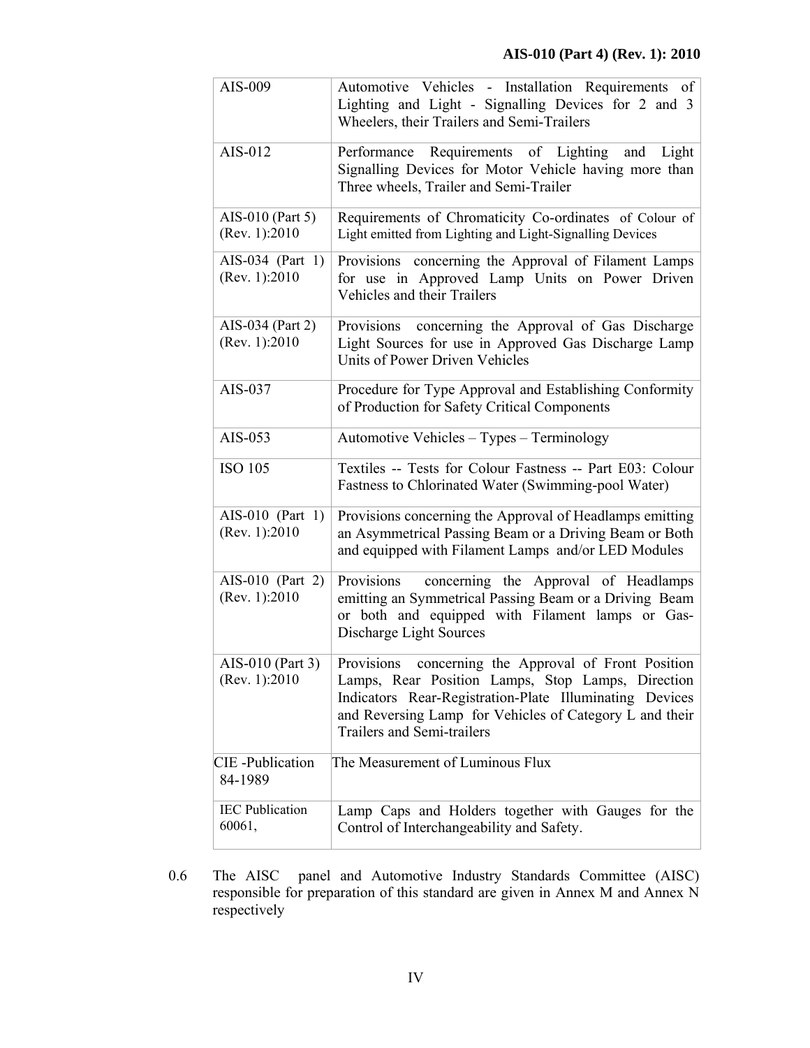| | |
|---|---|
| AIS-009 | Automotive Vehicles - Installation Requirements of Lighting and Light - Signalling Devices for 2 and 3 Wheelers, their Trailers and Semi-Trailers |
| AIS-012 | Performance Requirements of Lighting and Light Signalling Devices for Motor Vehicle having more than Three wheels, Trailer and Semi-Trailer |
| AIS-010 (Part 5) (Rev. 1):2010 | Requirements of Chromaticity Co-ordinates of Colour of Light emitted from Lighting and Light-Signalling Devices |
| AIS-034 (Part 1) (Rev. 1):2010 | Provisions concerning the Approval of Filament Lamps for use in Approved Lamp Units on Power Driven Vehicles and their Trailers |
| AIS-034 (Part 2) (Rev. 1):2010 | Provisions concerning the Approval of Gas Discharge Light Sources for use in Approved Gas Discharge Lamp Units of Power Driven Vehicles |
| AIS-037 | Procedure for Type Approval and Establishing Conformity of Production for Safety Critical Components |
| AIS-053 | Automotive Vehicles – Types – Terminology |
| ISO 105 | Textiles -- Tests for Colour Fastness -- Part E03: Colour Fastness to Chlorinated Water (Swimming-pool Water) |
| AIS-010 (Part 1) (Rev. 1):2010 | Provisions concerning the Approval of Headlamps emitting an Asymmetrical Passing Beam or a Driving Beam or Both and equipped with Filament Lamps and/or LED Modules |
| AIS-010 (Part 2) (Rev. 1):2010 | Provisions concerning the Approval of Headlamps emitting an Symmetrical Passing Beam or a Driving Beam or both and equipped with Filament lamps or Gas-Discharge Light Sources |
| AIS-010 (Part 3) (Rev. 1):2010 | Provisions concerning the Approval of Front Position Lamps, Rear Position Lamps, Stop Lamps, Direction Indicators Rear-Registration-Plate Illuminating Devices and Reversing Lamp for Vehicles of Category L and their Trailers and Semi-trailers |
| CIE -Publication 84-1989 | The Measurement of Luminous Flux |
| IEC Publication 60061, | Lamp Caps and Holders together with Gauges for the Control of Interchangeability and Safety. |

0.6 The AISC panel and Automotive Industry Standards Committee (AISC) responsible for preparation of this standard are given in Annex M and Annex N respectively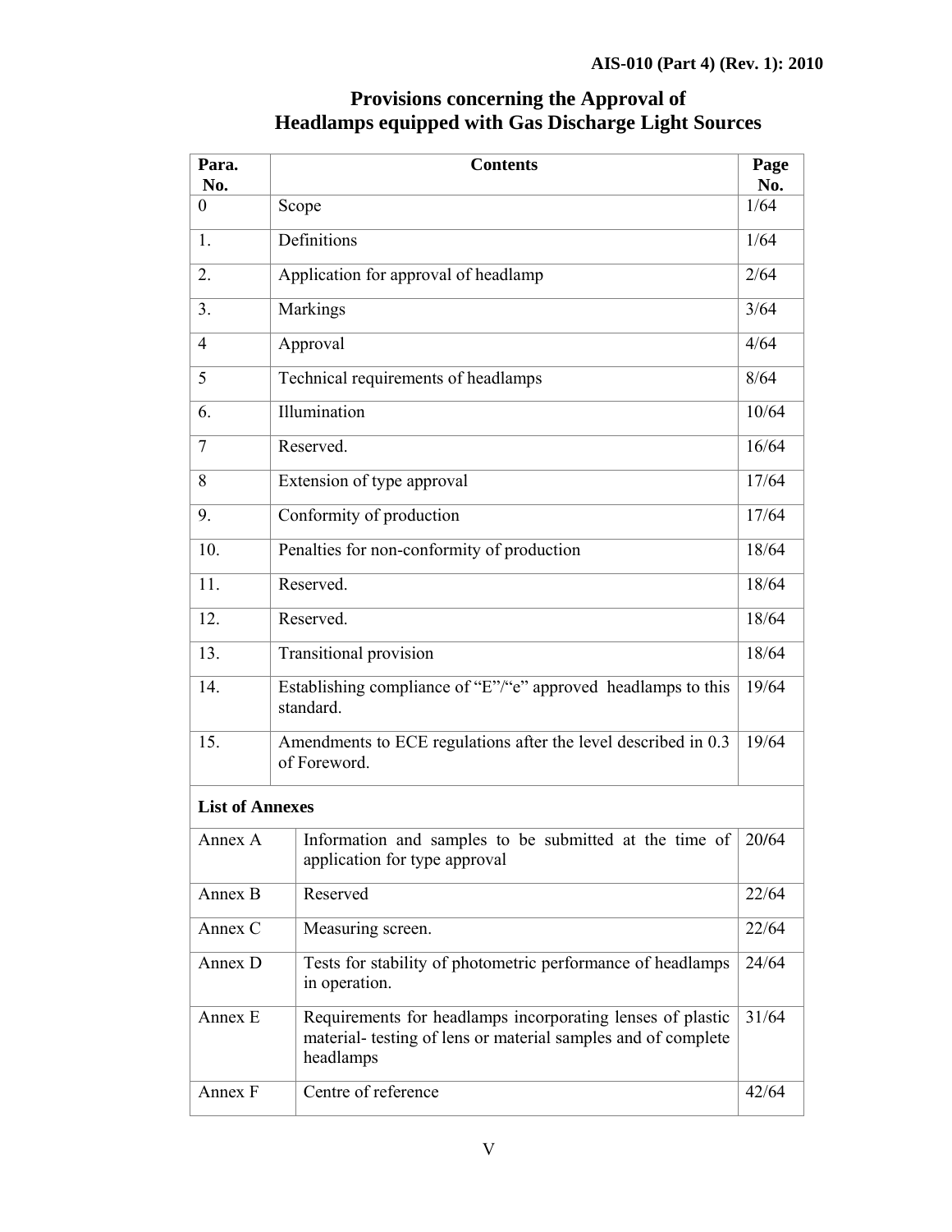# Provisions concerning the Approval of Headlamps equipped with Gas Discharge Light Sources

| Para. No. | Contents | Page No. |
|---|---|---|
| 0 | Scope | 1/64 |
| 1. | Definitions | 1/64 |
| 2. | Application for approval of headlamp | 2/64 |
| 3. | Markings | 3/64 |
| 4 | Approval | 4/64 |
| 5 | Technical requirements of headlamps | 8/64 |
| 6. | Illumination | 10/64 |
| 7 | Reserved. | 16/64 |
| 8 | Extension of type approval | 17/64 |
| 9. | Conformity of production | 17/64 |
| 10. | Penalties for non-conformity of production | 18/64 |
| 11. | Reserved. | 18/64 |
| 12. | Reserved. | 18/64 |
| 13. | Transitional provision | 18/64 |
| 14. | Establishing compliance of "E"/"e" approved headlamps to this standard. | 19/64 |
| 15. | Amendments to ECE regulations after the level described in 0.3 of Foreword. | 19/64 |
| **List of Annexes** | | |
| Annex A | Information and samples to be submitted at the time of application for type approval | 20/64 |
| Annex B | Reserved | 22/64 |
| Annex C | Measuring screen. | 22/64 |
| Annex D | Tests for stability of photometric performance of headlamps in operation. | 24/64 |
| Annex E | Requirements for headlamps incorporating lenses of plastic material- testing of lens or material samples and of complete headlamps | 31/64 |
| Annex F | Centre of reference | 42/64 |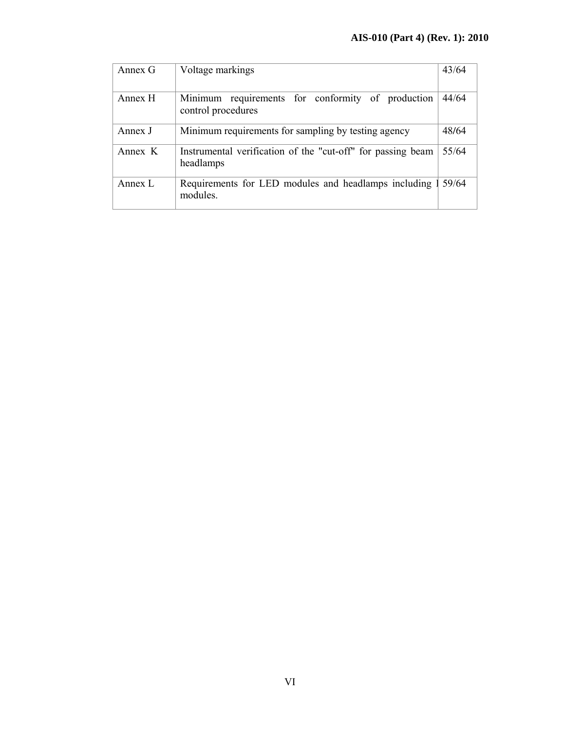| Annex G | Voltage markings | 43/64 |
|---|---|---|
| Annex H | Minimum requirements for conformity of production control procedures | 44/64 |
| Annex J | Minimum requirements for sampling by testing agency | 48/64 |
| Annex K | Instrumental verification of the "cut-off" for passing beam headlamps | 55/64 |
| Annex L | Requirements for LED modules and headlamps including l modules. | 59/64 |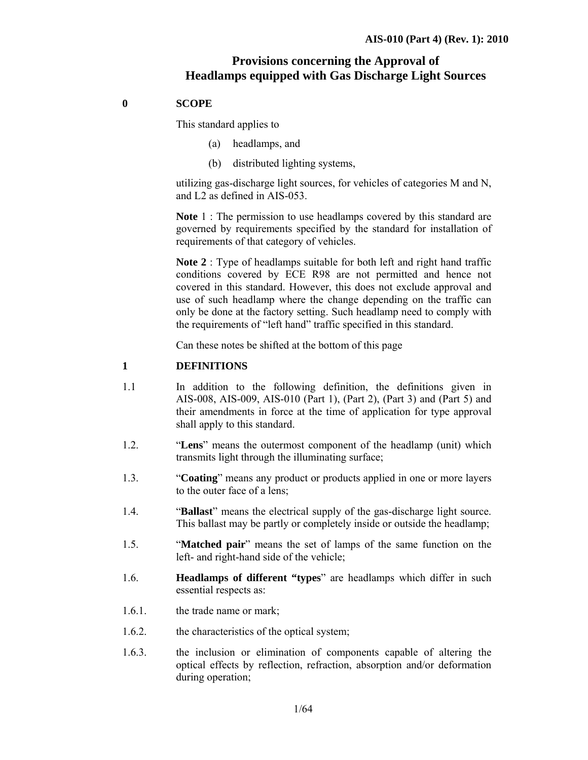# Provisions concerning the Approval of Headlamps equipped with Gas Discharge Light Sources

## 0 SCOPE

This standard applies to

(a) headlamps, and

(b) distributed lighting systems,

utilizing gas-discharge light sources, for vehicles of categories M and N, and L2 as defined in AIS-053.

**Note** 1 : The permission to use headlamps covered by this standard are governed by requirements specified by the standard for installation of requirements of that category of vehicles.

**Note 2** : Type of headlamps suitable for both left and right hand traffic conditions covered by ECE R98 are not permitted and hence not covered in this standard. However, this does not exclude approval and use of such headlamp where the change depending on the traffic can only be done at the factory setting. Such headlamp need to comply with the requirements of "left hand" traffic specified in this standard.

Can these notes be shifted at the bottom of this page

## 1 DEFINITIONS

1.1 In addition to the following definition, the definitions given in AIS-008, AIS-009, AIS-010 (Part 1), (Part 2), (Part 3) and (Part 5) and their amendments in force at the time of application for type approval shall apply to this standard.

1.2. "**Lens**" means the outermost component of the headlamp (unit) which transmits light through the illuminating surface;

1.3. "**Coating**" means any product or products applied in one or more layers to the outer face of a lens;

1.4. "**Ballast**" means the electrical supply of the gas-discharge light source. This ballast may be partly or completely inside or outside the headlamp;

1.5. "**Matched pair**" means the set of lamps of the same function on the left- and right-hand side of the vehicle;

1.6. **Headlamps of different "types**" are headlamps which differ in such essential respects as:

1.6.1. the trade name or mark;

1.6.2. the characteristics of the optical system;

1.6.3. the inclusion or elimination of components capable of altering the optical effects by reflection, refraction, absorption and/or deformation during operation;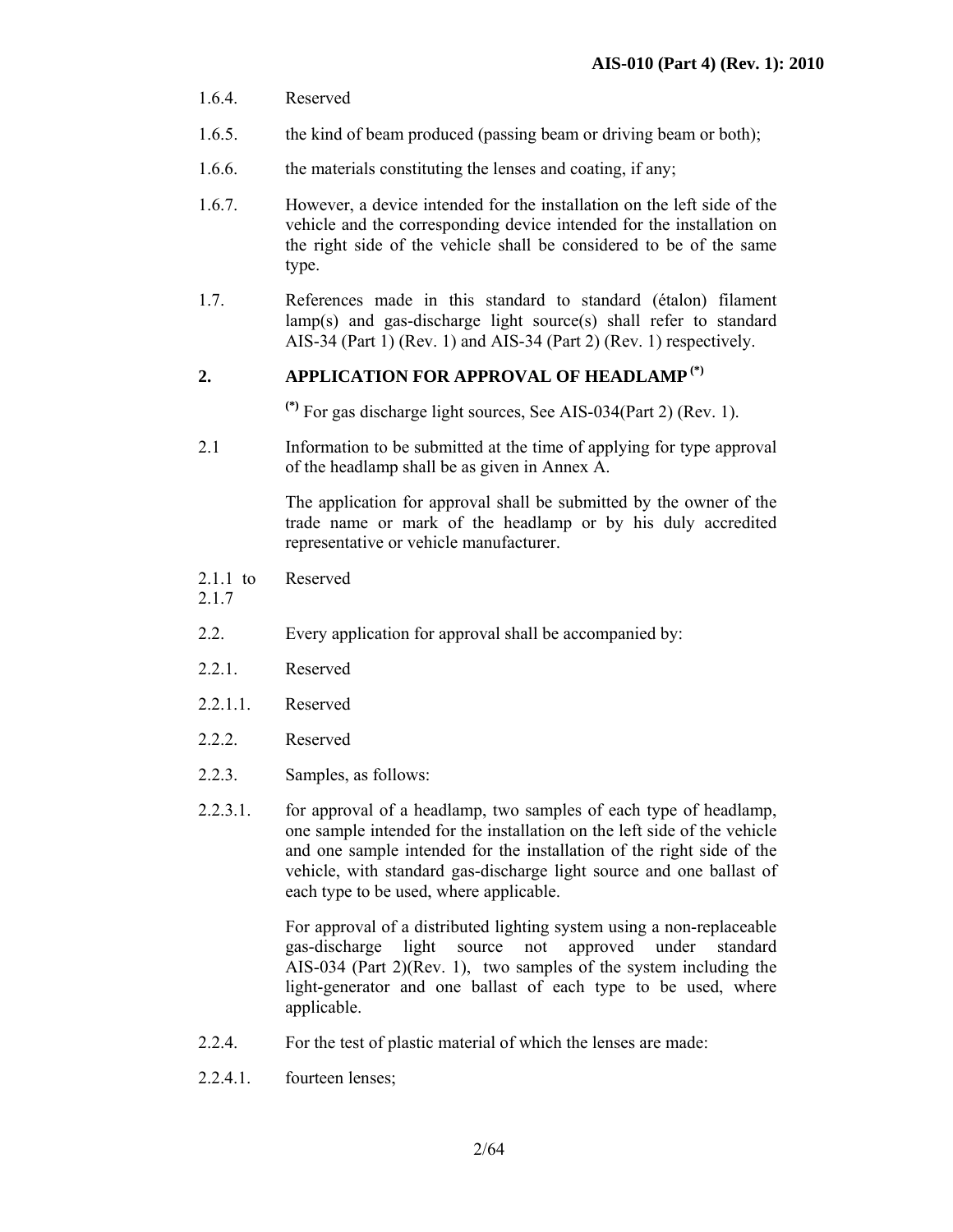1.6.4. Reserved

1.6.5. the kind of beam produced (passing beam or driving beam or both);

1.6.6. the materials constituting the lenses and coating, if any;

1.6.7. However, a device intended for the installation on the left side of the vehicle and the corresponding device intended for the installation on the right side of the vehicle shall be considered to be of the same type.

1.7. References made in this standard to standard (étalon) filament lamp(s) and gas-discharge light source(s) shall refer to standard AIS-34 (Part 1) (Rev. 1) and AIS-34 (Part 2) (Rev. 1) respectively.

## 2. APPLICATION FOR APPROVAL OF HEADLAMP (*)

(*) For gas discharge light sources, See AIS-034(Part 2) (Rev. 1).

2.1 Information to be submitted at the time of applying for type approval of the headlamp shall be as given in Annex A.

The application for approval shall be submitted by the owner of the trade name or mark of the headlamp or by his duly accredited representative or vehicle manufacturer.

2.1.1 to 2.1.7 Reserved

2.2. Every application for approval shall be accompanied by:

2.2.1. Reserved

2.2.1.1. Reserved

2.2.2. Reserved

2.2.3. Samples, as follows:

2.2.3.1. for approval of a headlamp, two samples of each type of headlamp, one sample intended for the installation on the left side of the vehicle and one sample intended for the installation of the right side of the vehicle, with standard gas-discharge light source and one ballast of each type to be used, where applicable.

For approval of a distributed lighting system using a non-replaceable gas-discharge light source not approved under standard AIS-034 (Part 2)(Rev. 1), two samples of the system including the light-generator and one ballast of each type to be used, where applicable.

2.2.4. For the test of plastic material of which the lenses are made:

2.2.4.1. fourteen lenses;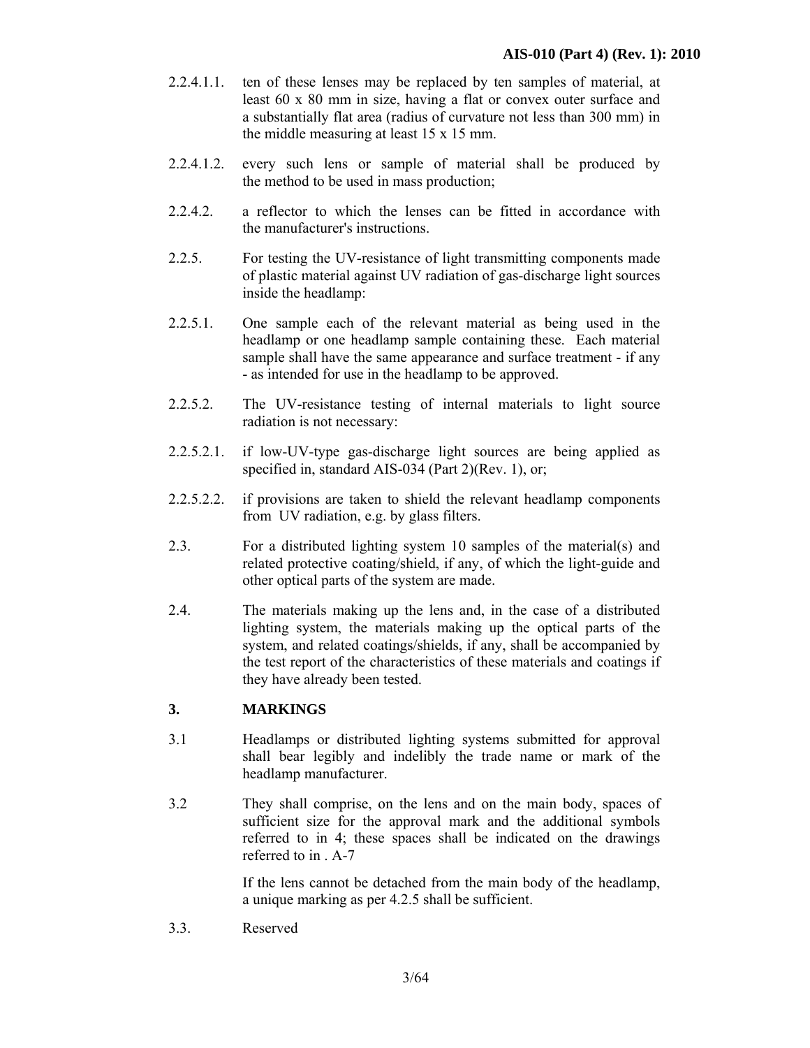2.2.4.1.1. ten of these lenses may be replaced by ten samples of material, at least 60 x 80 mm in size, having a flat or convex outer surface and a substantially flat area (radius of curvature not less than 300 mm) in the middle measuring at least 15 x 15 mm.

2.2.4.1.2. every such lens or sample of material shall be produced by the method to be used in mass production;

2.2.4.2. a reflector to which the lenses can be fitted in accordance with the manufacturer's instructions.

2.2.5. For testing the UV-resistance of light transmitting components made of plastic material against UV radiation of gas-discharge light sources inside the headlamp:

2.2.5.1. One sample each of the relevant material as being used in the headlamp or one headlamp sample containing these. Each material sample shall have the same appearance and surface treatment - if any - as intended for use in the headlamp to be approved.

2.2.5.2. The UV-resistance testing of internal materials to light source radiation is not necessary:

2.2.5.2.1. if low-UV-type gas-discharge light sources are being applied as specified in, standard AIS-034 (Part 2)(Rev. 1), or;

2.2.5.2.2. if provisions are taken to shield the relevant headlamp components from UV radiation, e.g. by glass filters.

2.3. For a distributed lighting system 10 samples of the material(s) and related protective coating/shield, if any, of which the light-guide and other optical parts of the system are made.

2.4. The materials making up the lens and, in the case of a distributed lighting system, the materials making up the optical parts of the system, and related coatings/shields, if any, shall be accompanied by the test report of the characteristics of these materials and coatings if they have already been tested.

## 3. MARKINGS

3.1 Headlamps or distributed lighting systems submitted for approval shall bear legibly and indelibly the trade name or mark of the headlamp manufacturer.

3.2 They shall comprise, on the lens and on the main body, spaces of sufficient size for the approval mark and the additional symbols referred to in 4; these spaces shall be indicated on the drawings referred to in . A-7

If the lens cannot be detached from the main body of the headlamp, a unique marking as per 4.2.5 shall be sufficient.

3.3. Reserved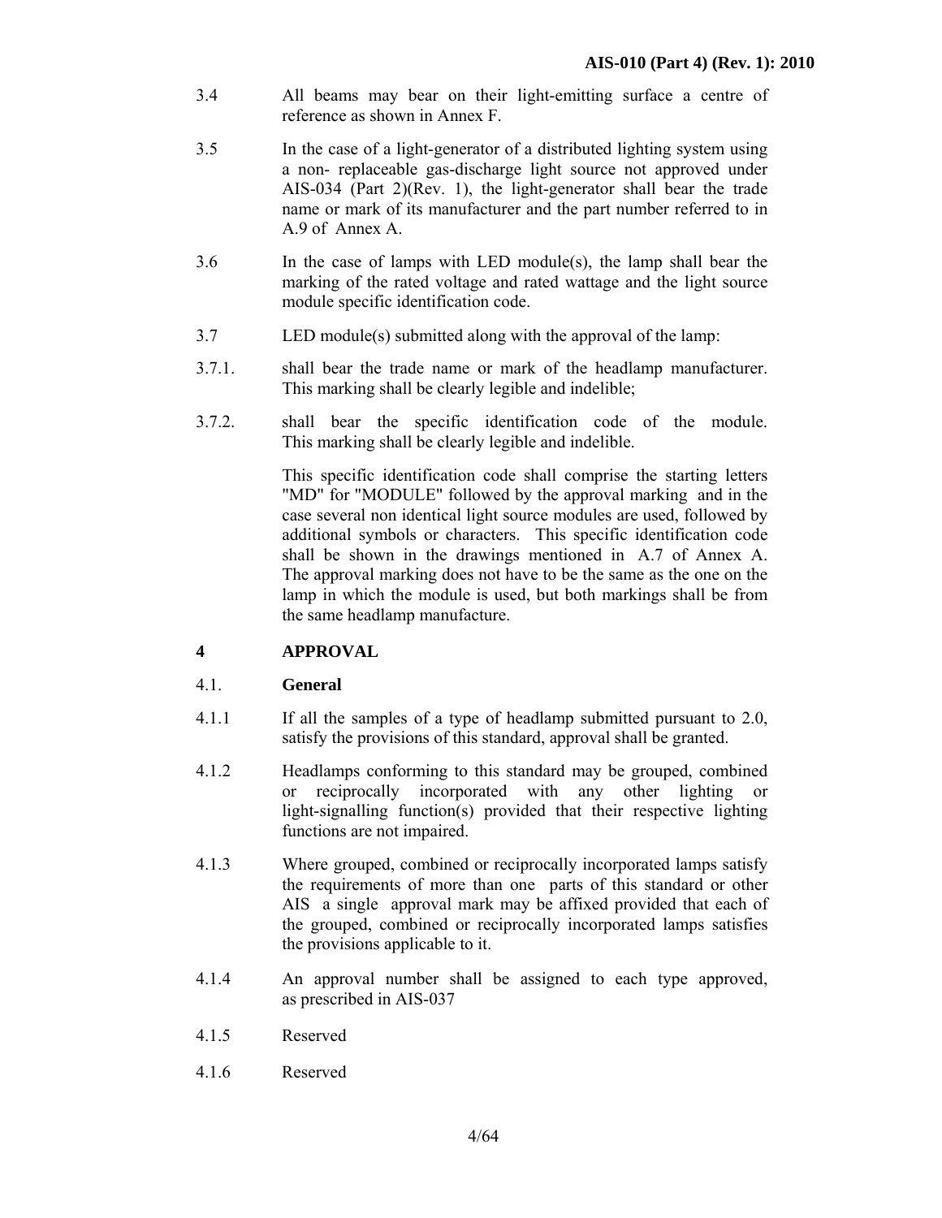3.4 All beams may bear on their light-emitting surface a centre of reference as shown in Annex F.

3.5 In the case of a light-generator of a distributed lighting system using a non- replaceable gas-discharge light source not approved under AIS-034 (Part 2)(Rev. 1), the light-generator shall bear the trade name or mark of its manufacturer and the part number referred to in A.9 of Annex A.

3.6 In the case of lamps with LED module(s), the lamp shall bear the marking of the rated voltage and rated wattage and the light source module specific identification code.

3.7 LED module(s) submitted along with the approval of the lamp:

3.7.1. shall bear the trade name or mark of the headlamp manufacturer. This marking shall be clearly legible and indelible;

3.7.2. shall bear the specific identification code of the module. This marking shall be clearly legible and indelible.

This specific identification code shall comprise the starting letters "MD" for "MODULE" followed by the approval marking and in the case several non identical light source modules are used, followed by additional symbols or characters. This specific identification code shall be shown in the drawings mentioned in A.7 of Annex A. The approval marking does not have to be the same as the one on the lamp in which the module is used, but both markings shall be from the same headlamp manufacture.

## 4 APPROVAL

### 4.1. General

4.1.1 If all the samples of a type of headlamp submitted pursuant to 2.0, satisfy the provisions of this standard, approval shall be granted.

4.1.2 Headlamps conforming to this standard may be grouped, combined or reciprocally incorporated with any other lighting or light-signalling function(s) provided that their respective lighting functions are not impaired.

4.1.3 Where grouped, combined or reciprocally incorporated lamps satisfy the requirements of more than one parts of this standard or other AIS a single approval mark may be affixed provided that each of the grouped, combined or reciprocally incorporated lamps satisfies the provisions applicable to it.

4.1.4 An approval number shall be assigned to each type approved, as prescribed in AIS-037

4.1.5 Reserved

4.1.6 Reserved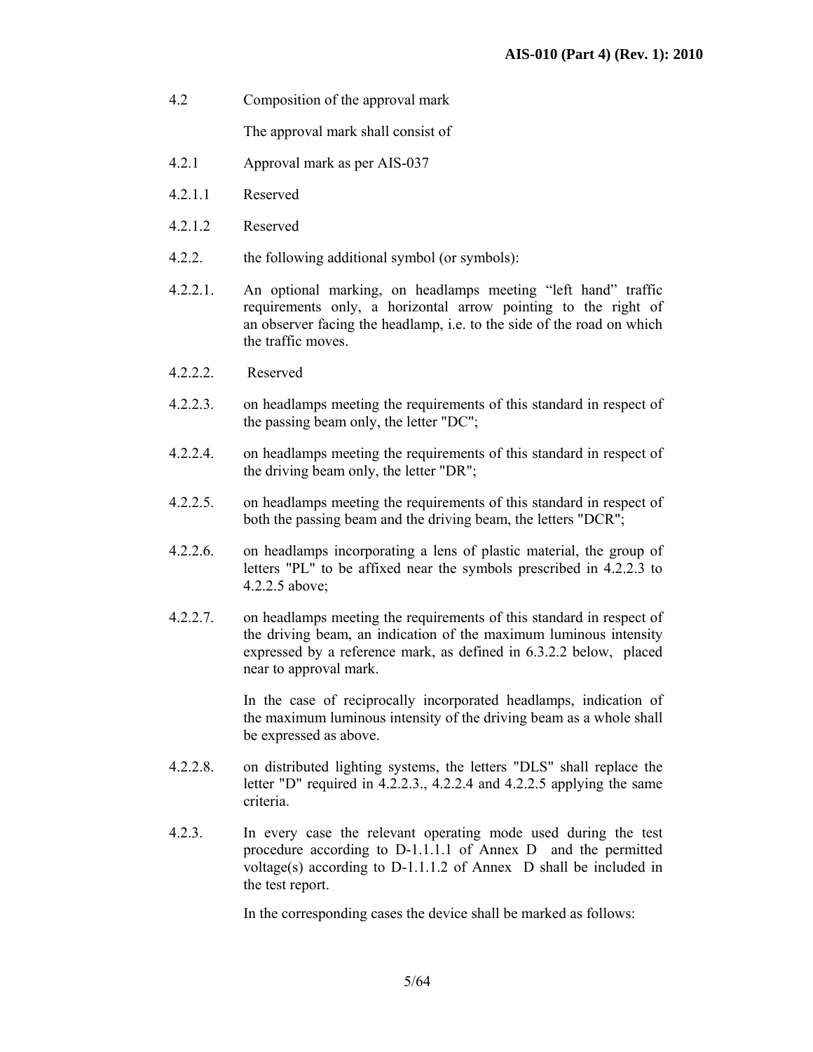4.2 Composition of the approval mark

The approval mark shall consist of

4.2.1 Approval mark as per AIS-037

4.2.1.1 Reserved

4.2.1.2 Reserved

4.2.2. the following additional symbol (or symbols):

4.2.2.1. An optional marking, on headlamps meeting "left hand" traffic requirements only, a horizontal arrow pointing to the right of an observer facing the headlamp, i.e. to the side of the road on which the traffic moves.

4.2.2.2. Reserved

4.2.2.3. on headlamps meeting the requirements of this standard in respect of the passing beam only, the letter "DC";

4.2.2.4. on headlamps meeting the requirements of this standard in respect of the driving beam only, the letter "DR";

4.2.2.5. on headlamps meeting the requirements of this standard in respect of both the passing beam and the driving beam, the letters "DCR";

4.2.2.6. on headlamps incorporating a lens of plastic material, the group of letters "PL" to be affixed near the symbols prescribed in 4.2.2.3 to 4.2.2.5 above;

4.2.2.7. on headlamps meeting the requirements of this standard in respect of the driving beam, an indication of the maximum luminous intensity expressed by a reference mark, as defined in 6.3.2.2 below, placed near to approval mark.

In the case of reciprocally incorporated headlamps, indication of the maximum luminous intensity of the driving beam as a whole shall be expressed as above.

4.2.2.8. on distributed lighting systems, the letters "DLS" shall replace the letter "D" required in 4.2.2.3., 4.2.2.4 and 4.2.2.5 applying the same criteria.

4.2.3. In every case the relevant operating mode used during the test procedure according to D-1.1.1.1 of Annex D and the permitted voltage(s) according to D-1.1.1.2 of Annex D shall be included in the test report.

In the corresponding cases the device shall be marked as follows: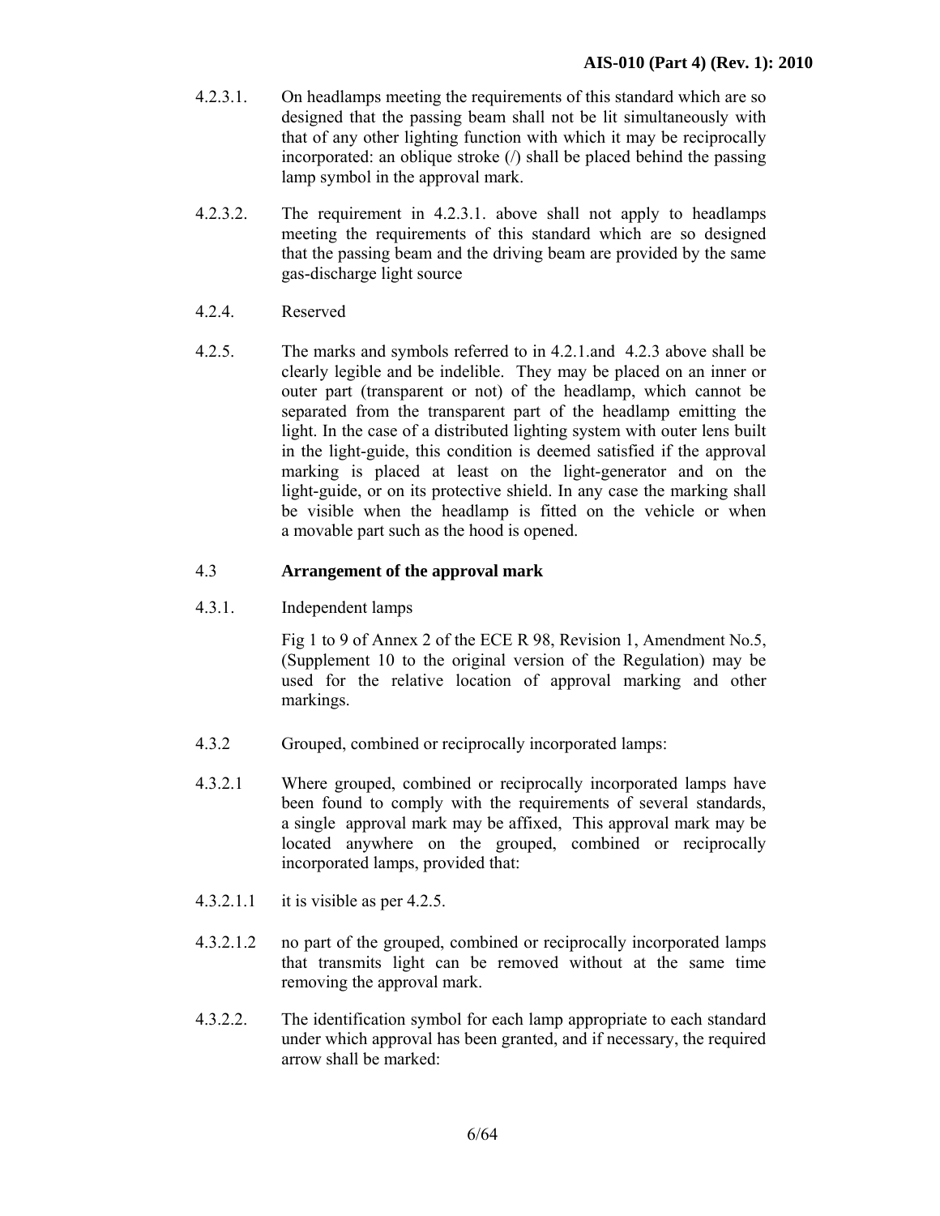4.2.3.1. On headlamps meeting the requirements of this standard which are so designed that the passing beam shall not be lit simultaneously with that of any other lighting function with which it may be reciprocally incorporated: an oblique stroke (/) shall be placed behind the passing lamp symbol in the approval mark.

4.2.3.2. The requirement in 4.2.3.1. above shall not apply to headlamps meeting the requirements of this standard which are so designed that the passing beam and the driving beam are provided by the same gas-discharge light source

4.2.4. Reserved

4.2.5. The marks and symbols referred to in 4.2.1.and 4.2.3 above shall be clearly legible and be indelible. They may be placed on an inner or outer part (transparent or not) of the headlamp, which cannot be separated from the transparent part of the headlamp emitting the light. In the case of a distributed lighting system with outer lens built in the light-guide, this condition is deemed satisfied if the approval marking is placed at least on the light-generator and on the light-guide, or on its protective shield. In any case the marking shall be visible when the headlamp is fitted on the vehicle or when a movable part such as the hood is opened.

## 4.3 **Arrangement of the approval mark**

4.3.1. Independent lamps

Fig 1 to 9 of Annex 2 of the ECE R 98, Revision 1, Amendment No.5, (Supplement 10 to the original version of the Regulation) may be used for the relative location of approval marking and other markings.

4.3.2 Grouped, combined or reciprocally incorporated lamps:

4.3.2.1 Where grouped, combined or reciprocally incorporated lamps have been found to comply with the requirements of several standards, a single approval mark may be affixed, This approval mark may be located anywhere on the grouped, combined or reciprocally incorporated lamps, provided that:

4.3.2.1.1 it is visible as per 4.2.5.

4.3.2.1.2 no part of the grouped, combined or reciprocally incorporated lamps that transmits light can be removed without at the same time removing the approval mark.

4.3.2.2. The identification symbol for each lamp appropriate to each standard under which approval has been granted, and if necessary, the required arrow shall be marked: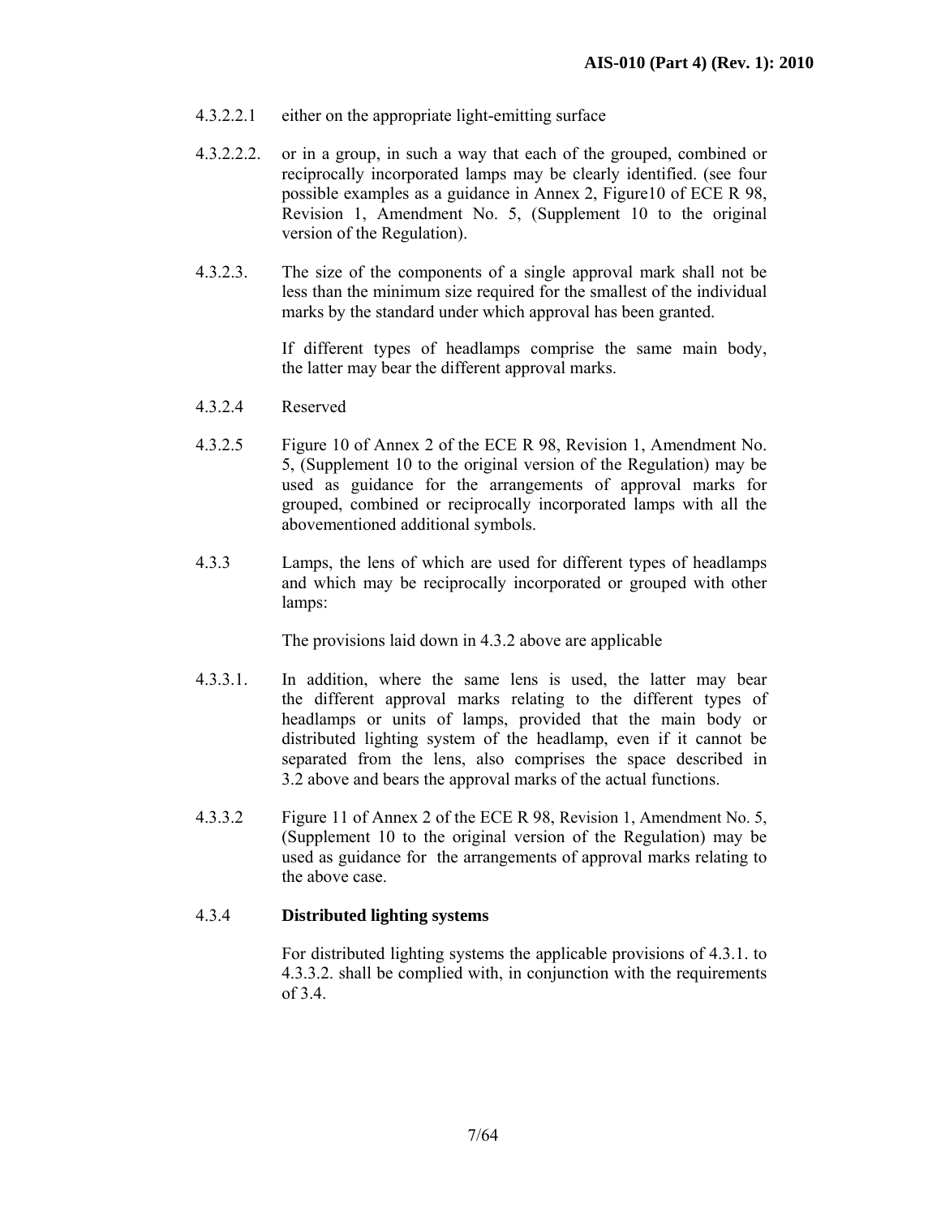4.3.2.2.1 either on the appropriate light-emitting surface

4.3.2.2.2. or in a group, in such a way that each of the grouped, combined or reciprocally incorporated lamps may be clearly identified. (see four possible examples as a guidance in Annex 2, Figure10 of ECE R 98, Revision 1, Amendment No. 5, (Supplement 10 to the original version of the Regulation).

4.3.2.3. The size of the components of a single approval mark shall not be less than the minimum size required for the smallest of the individual marks by the standard under which approval has been granted.

If different types of headlamps comprise the same main body, the latter may bear the different approval marks.

4.3.2.4 Reserved

4.3.2.5 Figure 10 of Annex 2 of the ECE R 98, Revision 1, Amendment No. 5, (Supplement 10 to the original version of the Regulation) may be used as guidance for the arrangements of approval marks for grouped, combined or reciprocally incorporated lamps with all the abovementioned additional symbols.

4.3.3 Lamps, the lens of which are used for different types of headlamps and which may be reciprocally incorporated or grouped with other lamps:

The provisions laid down in 4.3.2 above are applicable

4.3.3.1. In addition, where the same lens is used, the latter may bear the different approval marks relating to the different types of headlamps or units of lamps, provided that the main body or distributed lighting system of the headlamp, even if it cannot be separated from the lens, also comprises the space described in 3.2 above and bears the approval marks of the actual functions.

4.3.3.2 Figure 11 of Annex 2 of the ECE R 98, Revision 1, Amendment No. 5, (Supplement 10 to the original version of the Regulation) may be used as guidance for the arrangements of approval marks relating to the above case.

4.3.4 **Distributed lighting systems**

For distributed lighting systems the applicable provisions of 4.3.1. to 4.3.3.2. shall be complied with, in conjunction with the requirements of 3.4.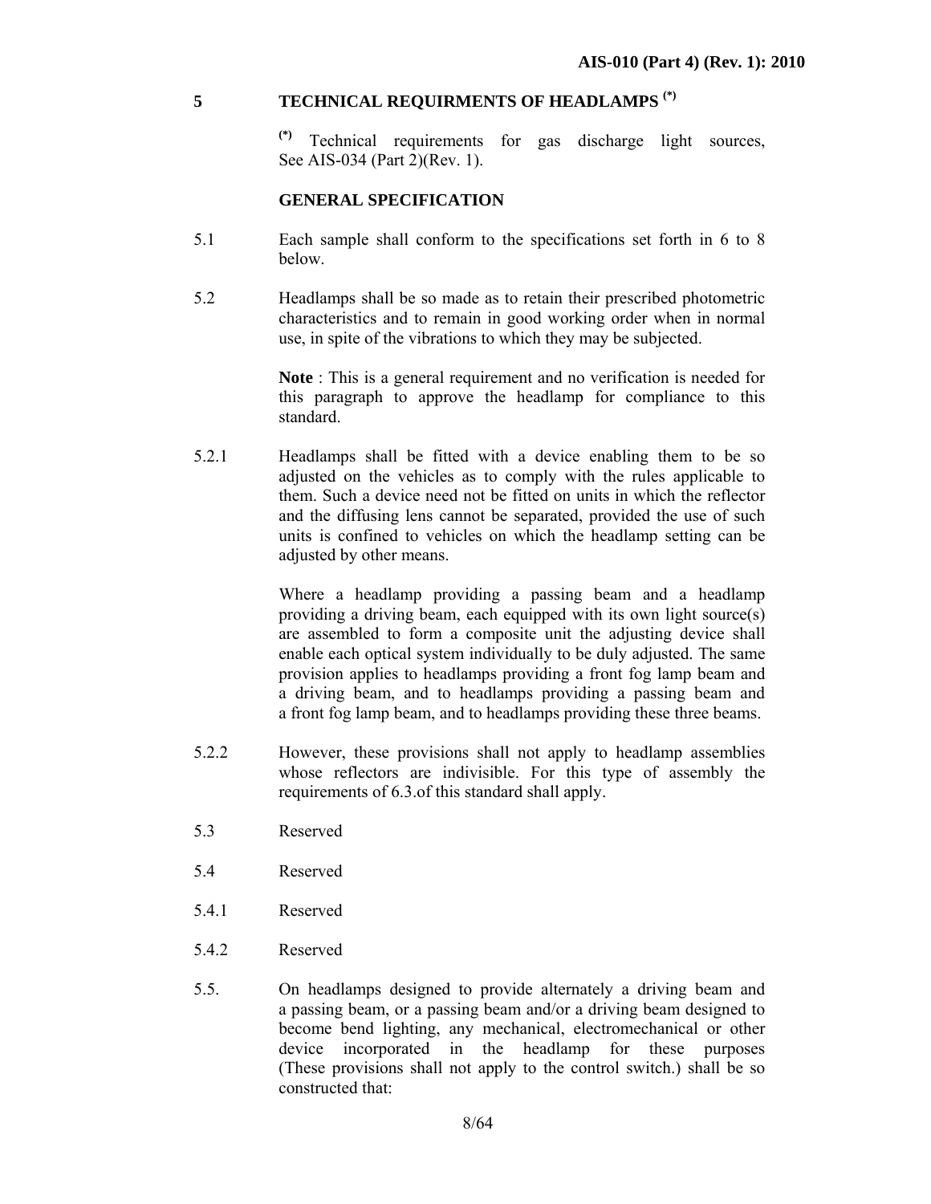## 5 TECHNICAL REQUIRMENTS OF HEADLAMPS [(*)]

[(*)] Technical requirements for gas discharge light sources, See AIS-034 (Part 2)(Rev. 1).

**GENERAL SPECIFICATION**

5.1 Each sample shall conform to the specifications set forth in 6 to 8 below.

5.2 Headlamps shall be so made as to retain their prescribed photometric characteristics and to remain in good working order when in normal use, in spite of the vibrations to which they may be subjected.

**Note** : This is a general requirement and no verification is needed for this paragraph to approve the headlamp for compliance to this standard.

5.2.1 Headlamps shall be fitted with a device enabling them to be so adjusted on the vehicles as to comply with the rules applicable to them. Such a device need not be fitted on units in which the reflector and the diffusing lens cannot be separated, provided the use of such units is confined to vehicles on which the headlamp setting can be adjusted by other means.

Where a headlamp providing a passing beam and a headlamp providing a driving beam, each equipped with its own light source(s) are assembled to form a composite unit the adjusting device shall enable each optical system individually to be duly adjusted. The same provision applies to headlamps providing a front fog lamp beam and a driving beam, and to headlamps providing a passing beam and a front fog lamp beam, and to headlamps providing these three beams.

5.2.2 However, these provisions shall not apply to headlamp assemblies whose reflectors are indivisible. For this type of assembly the requirements of 6.3.of this standard shall apply.

5.3 Reserved

5.4 Reserved

5.4.1 Reserved

5.4.2 Reserved

5.5. On headlamps designed to provide alternately a driving beam and a passing beam, or a passing beam and/or a driving beam designed to become bend lighting, any mechanical, electromechanical or other device incorporated in the headlamp for these purposes (These provisions shall not apply to the control switch.) shall be so constructed that: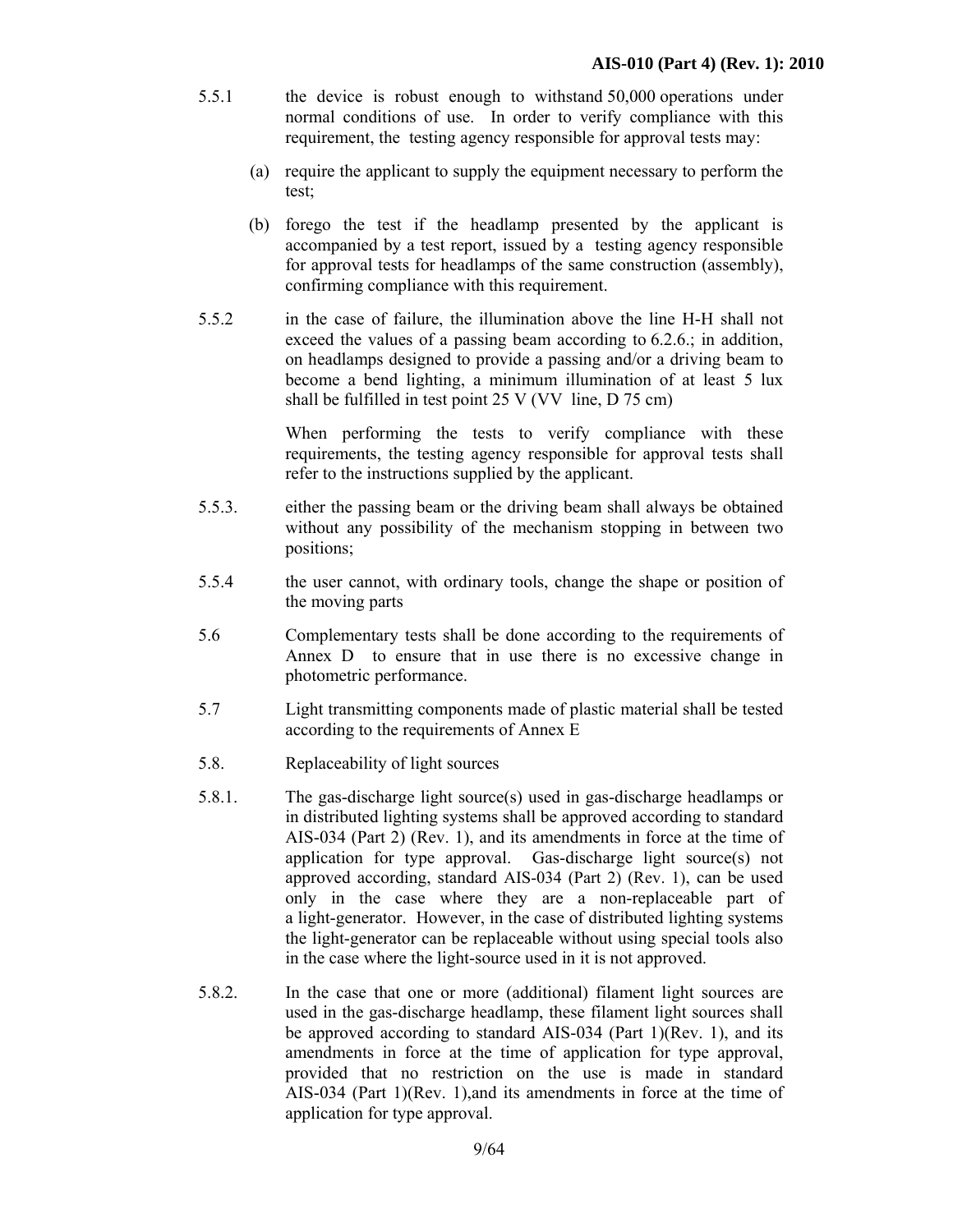5.5.1 the device is robust enough to withstand 50,000 operations under normal conditions of use. In order to verify compliance with this requirement, the testing agency responsible for approval tests may:

(a) require the applicant to supply the equipment necessary to perform the test;

(b) forego the test if the headlamp presented by the applicant is accompanied by a test report, issued by a testing agency responsible for approval tests for headlamps of the same construction (assembly), confirming compliance with this requirement.

5.5.2 in the case of failure, the illumination above the line H-H shall not exceed the values of a passing beam according to 6.2.6.; in addition, on headlamps designed to provide a passing and/or a driving beam to become a bend lighting, a minimum illumination of at least 5 lux shall be fulfilled in test point 25 V (VV line, D 75 cm)

When performing the tests to verify compliance with these requirements, the testing agency responsible for approval tests shall refer to the instructions supplied by the applicant.

5.5.3. either the passing beam or the driving beam shall always be obtained without any possibility of the mechanism stopping in between two positions;

5.5.4 the user cannot, with ordinary tools, change the shape or position of the moving parts

5.6 Complementary tests shall be done according to the requirements of Annex D to ensure that in use there is no excessive change in photometric performance.

5.7 Light transmitting components made of plastic material shall be tested according to the requirements of Annex E

5.8. Replaceability of light sources

5.8.1. The gas-discharge light source(s) used in gas-discharge headlamps or in distributed lighting systems shall be approved according to standard AIS-034 (Part 2) (Rev. 1), and its amendments in force at the time of application for type approval. Gas-discharge light source(s) not approved according, standard AIS-034 (Part 2) (Rev. 1), can be used only in the case where they are a non-replaceable part of a light-generator. However, in the case of distributed lighting systems the light-generator can be replaceable without using special tools also in the case where the light-source used in it is not approved.

5.8.2. In the case that one or more (additional) filament light sources are used in the gas-discharge headlamp, these filament light sources shall be approved according to standard AIS-034 (Part 1)(Rev. 1), and its amendments in force at the time of application for type approval, provided that no restriction on the use is made in standard AIS-034 (Part 1)(Rev. 1),and its amendments in force at the time of application for type approval.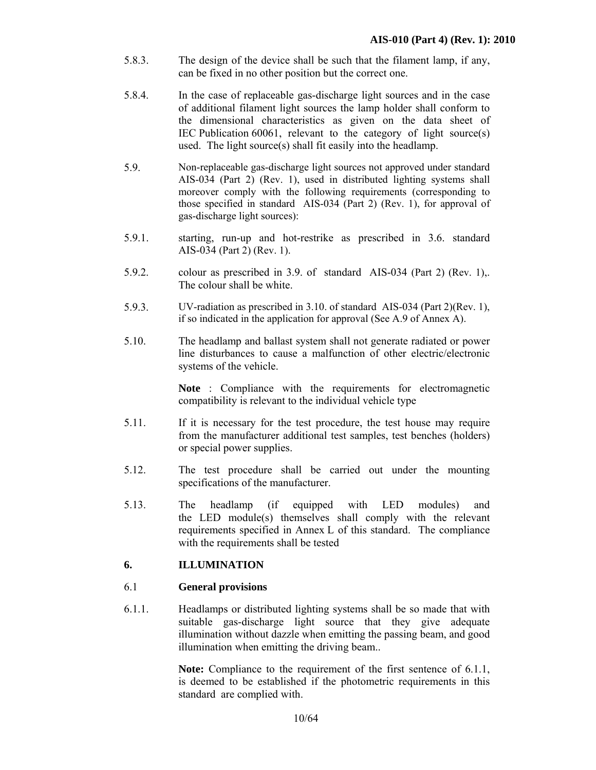5.8.3. The design of the device shall be such that the filament lamp, if any, can be fixed in no other position but the correct one.

5.8.4. In the case of replaceable gas-discharge light sources and in the case of additional filament light sources the lamp holder shall conform to the dimensional characteristics as given on the data sheet of IEC Publication 60061, relevant to the category of light source(s) used. The light source(s) shall fit easily into the headlamp.

5.9. Non-replaceable gas-discharge light sources not approved under standard AIS-034 (Part 2) (Rev. 1), used in distributed lighting systems shall moreover comply with the following requirements (corresponding to those specified in standard AIS-034 (Part 2) (Rev. 1), for approval of gas-discharge light sources):

5.9.1. starting, run-up and hot-restrike as prescribed in 3.6. standard AIS-034 (Part 2) (Rev. 1).

5.9.2. colour as prescribed in 3.9. of standard AIS-034 (Part 2) (Rev. 1),. The colour shall be white.

5.9.3. UV-radiation as prescribed in 3.10. of standard AIS-034 (Part 2)(Rev. 1), if so indicated in the application for approval (See A.9 of Annex A).

5.10. The headlamp and ballast system shall not generate radiated or power line disturbances to cause a malfunction of other electric/electronic systems of the vehicle.

**Note** : Compliance with the requirements for electromagnetic compatibility is relevant to the individual vehicle type

5.11. If it is necessary for the test procedure, the test house may require from the manufacturer additional test samples, test benches (holders) or special power supplies.

5.12. The test procedure shall be carried out under the mounting specifications of the manufacturer.

5.13. The headlamp (if equipped with LED modules) and the LED module(s) themselves shall comply with the relevant requirements specified in Annex L of this standard. The compliance with the requirements shall be tested

## 6. ILLUMINATION

### 6.1 General provisions

6.1.1. Headlamps or distributed lighting systems shall be so made that with suitable gas-discharge light source that they give adequate illumination without dazzle when emitting the passing beam, and good illumination when emitting the driving beam..

**Note:** Compliance to the requirement of the first sentence of 6.1.1, is deemed to be established if the photometric requirements in this standard are complied with.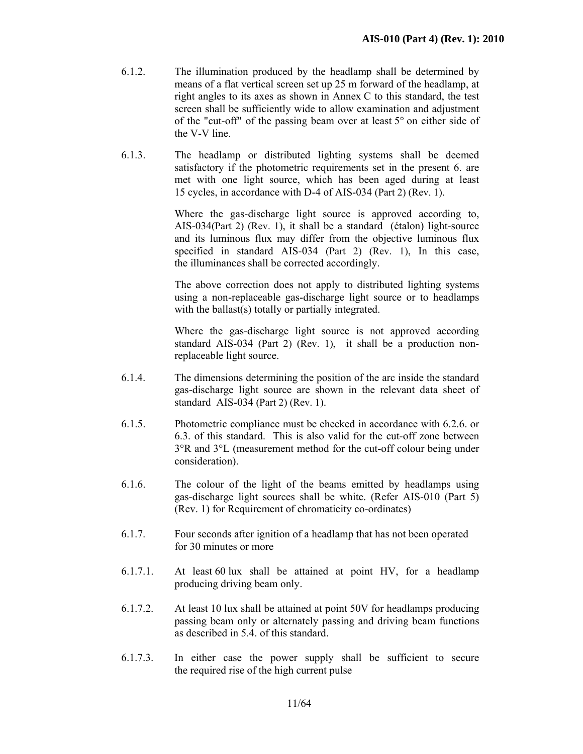6.1.2. The illumination produced by the headlamp shall be determined by means of a flat vertical screen set up 25 m forward of the headlamp, at right angles to its axes as shown in Annex C to this standard, the test screen shall be sufficiently wide to allow examination and adjustment of the "cut-off" of the passing beam over at least 5° on either side of the V-V line.

6.1.3. The headlamp or distributed lighting systems shall be deemed satisfactory if the photometric requirements set in the present 6. are met with one light source, which has been aged during at least 15 cycles, in accordance with D-4 of AIS-034 (Part 2) (Rev. 1).

Where the gas-discharge light source is approved according to, AIS-034(Part 2) (Rev. 1), it shall be a standard (étalon) light-source and its luminous flux may differ from the objective luminous flux specified in standard AIS-034 (Part 2) (Rev. 1), In this case, the illuminances shall be corrected accordingly.

The above correction does not apply to distributed lighting systems using a non-replaceable gas-discharge light source or to headlamps with the ballast(s) totally or partially integrated.

Where the gas-discharge light source is not approved according standard AIS-034 (Part 2) (Rev. 1), it shall be a production non-replaceable light source.

6.1.4. The dimensions determining the position of the arc inside the standard gas-discharge light source are shown in the relevant data sheet of standard AIS-034 (Part 2) (Rev. 1).

6.1.5. Photometric compliance must be checked in accordance with 6.2.6. or 6.3. of this standard. This is also valid for the cut-off zone between 3°R and 3°L (measurement method for the cut-off colour being under consideration).

6.1.6. The colour of the light of the beams emitted by headlamps using gas-discharge light sources shall be white. (Refer AIS-010 (Part 5) (Rev. 1) for Requirement of chromaticity co-ordinates)

6.1.7. Four seconds after ignition of a headlamp that has not been operated for 30 minutes or more

6.1.7.1. At least 60 lux shall be attained at point HV, for a headlamp producing driving beam only.

6.1.7.2. At least 10 lux shall be attained at point 50V for headlamps producing passing beam only or alternately passing and driving beam functions as described in 5.4. of this standard.

6.1.7.3. In either case the power supply shall be sufficient to secure the required rise of the high current pulse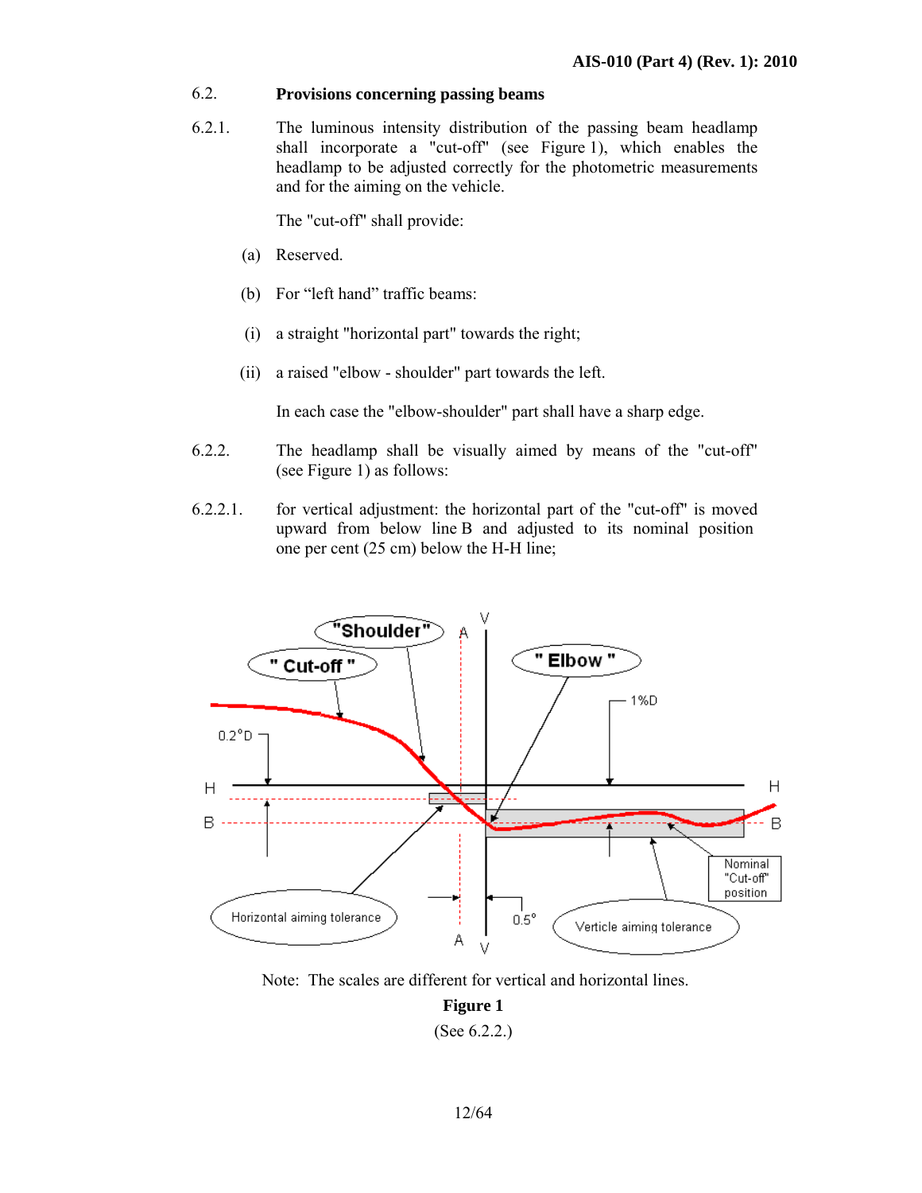6.2. **Provisions concerning passing beams**

6.2.1. The luminous intensity distribution of the passing beam headlamp shall incorporate a "cut-off" (see Figure 1), which enables the headlamp to be adjusted correctly for the photometric measurements and for the aiming on the vehicle.

The "cut-off" shall provide:

(a) Reserved.

(b) For "left hand" traffic beams:

(i) a straight "horizontal part" towards the right;

(ii) a raised "elbow - shoulder" part towards the left.

In each case the "elbow-shoulder" part shall have a sharp edge.

6.2.2. The headlamp shall be visually aimed by means of the "cut-off" (see Figure 1) as follows:

6.2.2.1. for vertical adjustment: the horizontal part of the "cut-off" is moved upward from below line B and adjusted to its nominal position one per cent (25 cm) below the H-H line;

Note: The scales are different for vertical and horizontal lines.

**Figure 1**

(See 6.2.2.)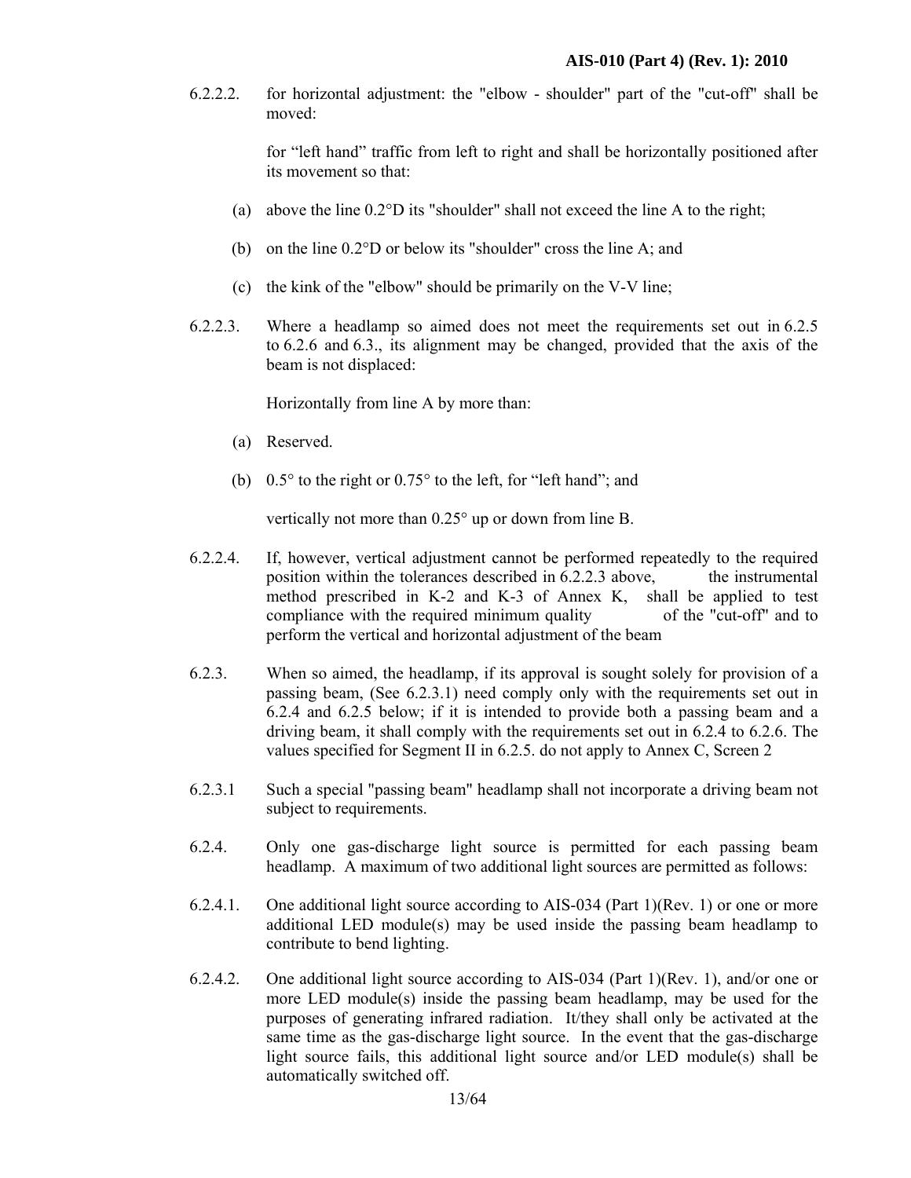6.2.2.2. for horizontal adjustment: the "elbow - shoulder" part of the "cut-off" shall be moved:

for "left hand" traffic from left to right and shall be horizontally positioned after its movement so that:

(a) above the line 0.2°D its "shoulder" shall not exceed the line A to the right;

(b) on the line 0.2°D or below its "shoulder" cross the line A; and

(c) the kink of the "elbow" should be primarily on the V-V line;

6.2.2.3. Where a headlamp so aimed does not meet the requirements set out in 6.2.5 to 6.2.6 and 6.3., its alignment may be changed, provided that the axis of the beam is not displaced:

Horizontally from line A by more than:

(a) Reserved.

(b) 0.5° to the right or 0.75° to the left, for "left hand"; and

vertically not more than 0.25° up or down from line B.

6.2.2.4. If, however, vertical adjustment cannot be performed repeatedly to the required position within the tolerances described in 6.2.2.3 above, the instrumental method prescribed in K-2 and K-3 of Annex K, shall be applied to test compliance with the required minimum quality of the "cut-off" and to perform the vertical and horizontal adjustment of the beam

6.2.3. When so aimed, the headlamp, if its approval is sought solely for provision of a passing beam, (See 6.2.3.1) need comply only with the requirements set out in 6.2.4 and 6.2.5 below; if it is intended to provide both a passing beam and a driving beam, it shall comply with the requirements set out in 6.2.4 to 6.2.6. The values specified for Segment II in 6.2.5. do not apply to Annex C, Screen 2

6.2.3.1 Such a special "passing beam" headlamp shall not incorporate a driving beam not subject to requirements.

6.2.4. Only one gas-discharge light source is permitted for each passing beam headlamp. A maximum of two additional light sources are permitted as follows:

6.2.4.1. One additional light source according to AIS-034 (Part 1)(Rev. 1) or one or more additional LED module(s) may be used inside the passing beam headlamp to contribute to bend lighting.

6.2.4.2. One additional light source according to AIS-034 (Part 1)(Rev. 1), and/or one or more LED module(s) inside the passing beam headlamp, may be used for the purposes of generating infrared radiation. It/they shall only be activated at the same time as the gas-discharge light source. In the event that the gas-discharge light source fails, this additional light source and/or LED module(s) shall be automatically switched off.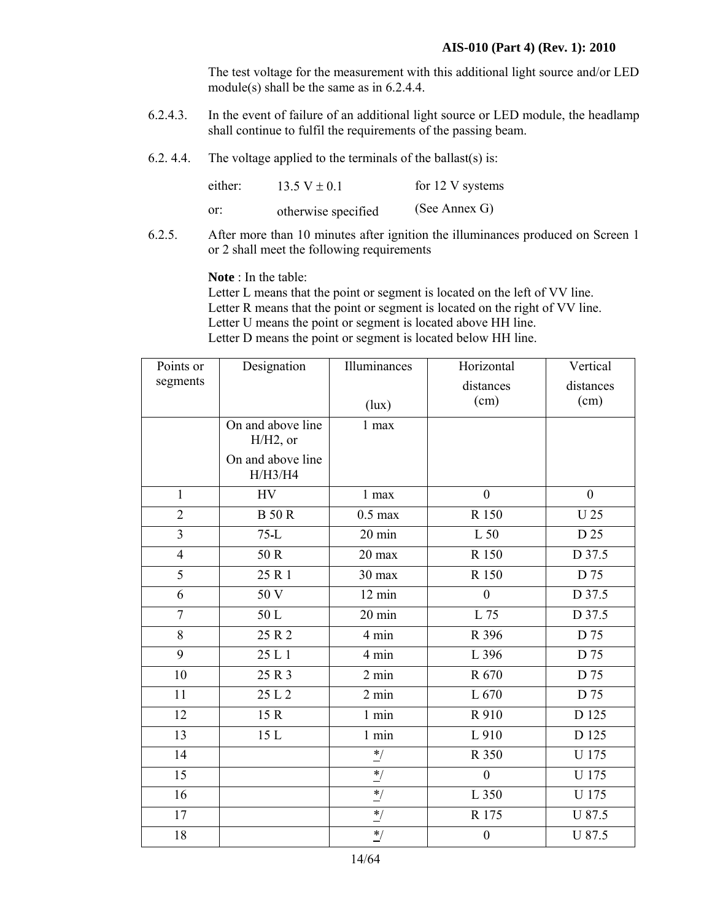The test voltage for the measurement with this additional light source and/or LED module(s) shall be the same as in 6.2.4.4.

6.2.4.3. In the event of failure of an additional light source or LED module, the headlamp shall continue to fulfil the requirements of the passing beam.

6.2. 4.4. The voltage applied to the terminals of the ballast(s) is:

either: 13.5 V ± 0.1 for 12 V systems

or: otherwise specified (See Annex G)

6.2.5. After more than 10 minutes after ignition the illuminances produced on Screen 1 or 2 shall meet the following requirements

**Note** : In the table:
Letter L means that the point or segment is located on the left of VV line.
Letter R means that the point or segment is located on the right of VV line.
Letter U means the point or segment is located above HH line.
Letter D means the point or segment is located below HH line.

| Points or segments | Designation | Illuminances (lux) | Horizontal distances (cm) | Vertical distances (cm) |
|---|---|---|---|---|
| | On and above line H/H2, or On and above line H/H3/H4 | 1 max | | |
| 1 | HV | 1 max | 0 | 0 |
| 2 | B 50 R | 0.5 max | R 150 | U 25 |
| 3 | 75-L | 20 min | L 50 | D 25 |
| 4 | 50 R | 20 max | R 150 | D 37.5 |
| 5 | 25 R 1 | 30 max | R 150 | D 75 |
| 6 | 50 V | 12 min | 0 | D 37.5 |
| 7 | 50 L | 20 min | L 75 | D 37.5 |
| 8 | 25 R 2 | 4 min | R 396 | D 75 |
| 9 | 25 L 1 | 4 min | L 396 | D 75 |
| 10 | 25 R 3 | 2 min | R 670 | D 75 |
| 11 | 25 L 2 | 2 min | L 670 | D 75 |
| 12 | 15 R | 1 min | R 910 | D 125 |
| 13 | 15 L | 1 min | L 910 | D 125 |
| 14 | | */ | R 350 | U 175 |
| 15 | | */ | 0 | U 175 |
| 16 | | */ | L 350 | U 175 |
| 17 | | */ | R 175 | U 87.5 |
| 18 | | */ | 0 | U 87.5 |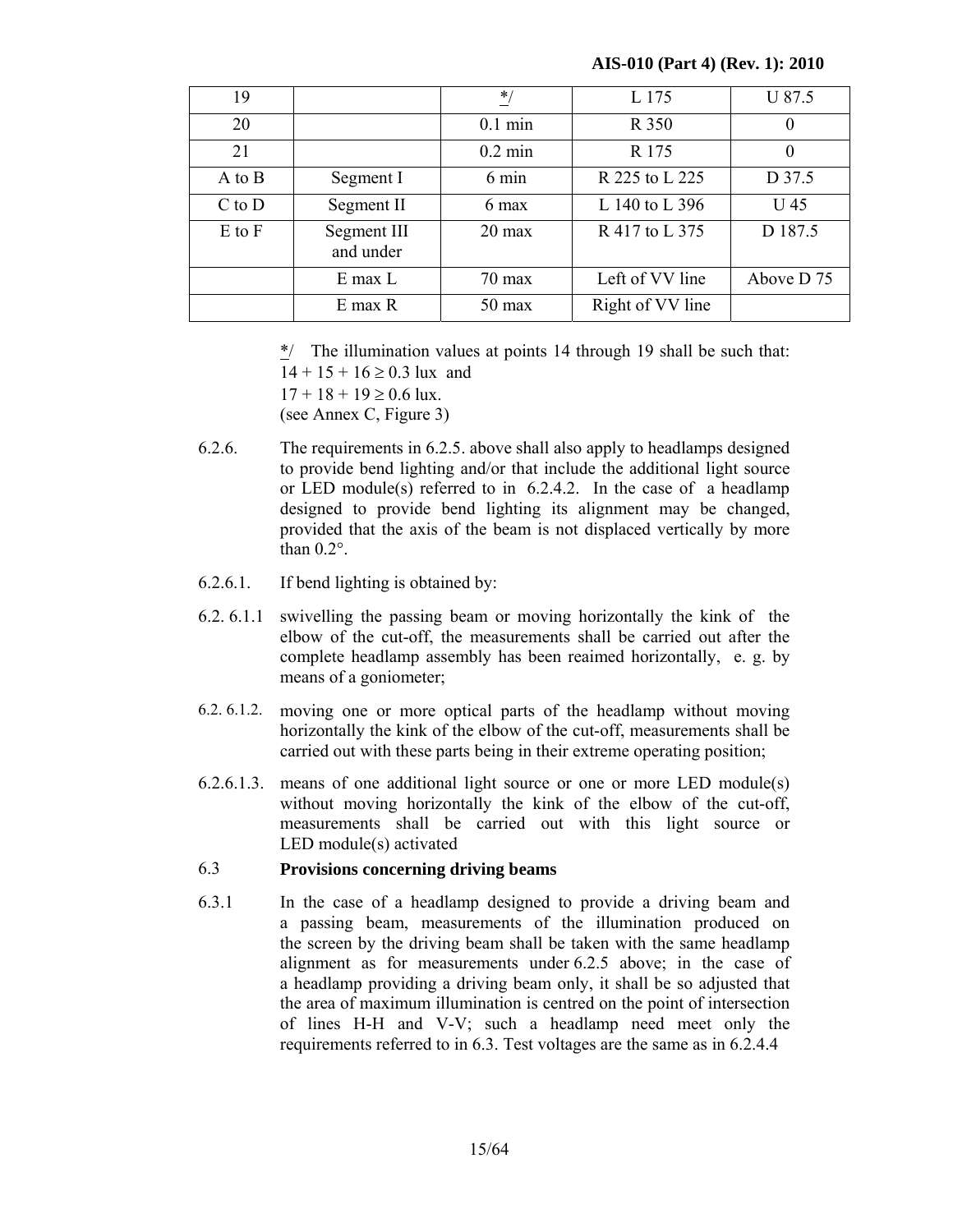| 19 | | */ | L 175 | U 87.5 |
|---|---|---|---|---|
| 20 | | 0.1 min | R 350 | 0 |
| 21 | | 0.2 min | R 175 | 0 |
| A to B | Segment I | 6 min | R 225 to L 225 | D 37.5 |
| C to D | Segment II | 6 max | L 140 to L 396 | U 45 |
| E to F | Segment III and under | 20 max | R 417 to L 375 | D 187.5 |
| | E max L | 70 max | Left of VV line | Above D 75 |
| | E max R | 50 max | Right of VV line | |

*/ The illumination values at points 14 through 19 shall be such that:
$14 + 15 + 16 \geq 0.3$ lux and
$17 + 18 + 19 \geq 0.6$ lux.
(see Annex C, Figure 3)

6.2.6. The requirements in 6.2.5. above shall also apply to headlamps designed to provide bend lighting and/or that include the additional light source or LED module(s) referred to in 6.2.4.2. In the case of a headlamp designed to provide bend lighting its alignment may be changed, provided that the axis of the beam is not displaced vertically by more than 0.2°.

6.2.6.1. If bend lighting is obtained by:

6.2. 6.1.1 swivelling the passing beam or moving horizontally the kink of the elbow of the cut-off, the measurements shall be carried out after the complete headlamp assembly has been reaimed horizontally, e. g. by means of a goniometer;

6.2. 6.1.2. moving one or more optical parts of the headlamp without moving horizontally the kink of the elbow of the cut-off, measurements shall be carried out with these parts being in their extreme operating position;

6.2.6.1.3. means of one additional light source or one or more LED module(s) without moving horizontally the kink of the elbow of the cut-off, measurements shall be carried out with this light source or LED module(s) activated

## 6.3 Provisions concerning driving beams

6.3.1 In the case of a headlamp designed to provide a driving beam and a passing beam, measurements of the illumination produced on the screen by the driving beam shall be taken with the same headlamp alignment as for measurements under 6.2.5 above; in the case of a headlamp providing a driving beam only, it shall be so adjusted that the area of maximum illumination is centred on the point of intersection of lines H-H and V-V; such a headlamp need meet only the requirements referred to in 6.3. Test voltages are the same as in 6.2.4.4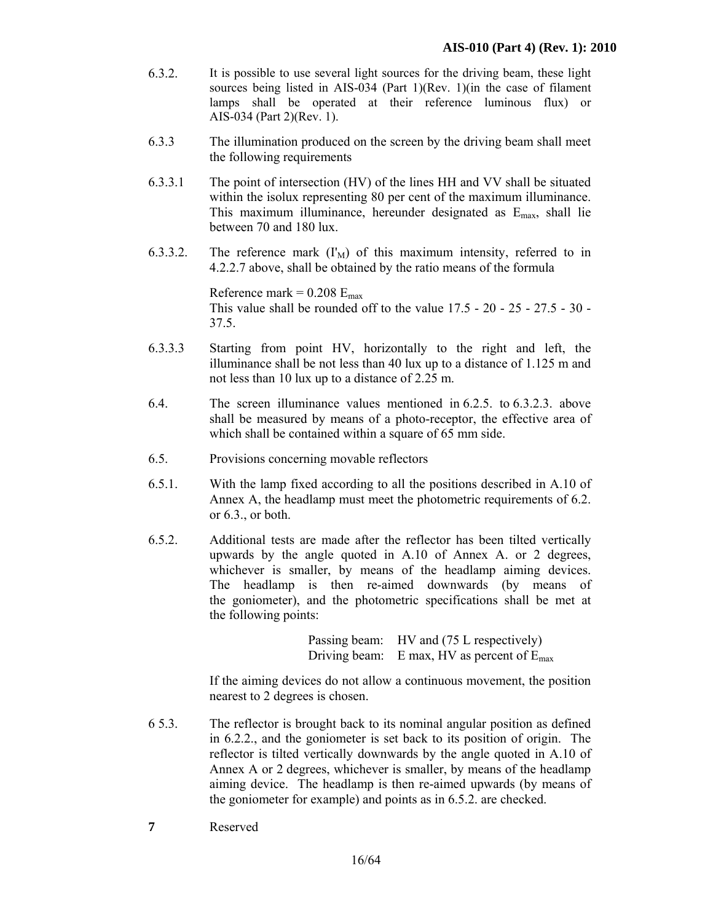6.3.2. It is possible to use several light sources for the driving beam, these light sources being listed in AIS-034 (Part 1)(Rev. 1)(in the case of filament lamps shall be operated at their reference luminous flux) or AIS-034 (Part 2)(Rev. 1).

6.3.3 The illumination produced on the screen by the driving beam shall meet the following requirements

6.3.3.1 The point of intersection (HV) of the lines HH and VV shall be situated within the isolux representing 80 per cent of the maximum illuminance. This maximum illuminance, hereunder designated as $E_{max}$, shall lie between 70 and 180 lux.

6.3.3.2. The reference mark ($I'_M$) of this maximum intensity, referred to in 4.2.2.7 above, shall be obtained by the ratio means of the formula

Reference mark = 0.208 $E_{max}$

This value shall be rounded off to the value 17.5 - 20 - 25 - 27.5 - 30 - 37.5.

6.3.3.3 Starting from point HV, horizontally to the right and left, the illuminance shall be not less than 40 lux up to a distance of 1.125 m and not less than 10 lux up to a distance of 2.25 m.

6.4. The screen illuminance values mentioned in 6.2.5. to 6.3.2.3. above shall be measured by means of a photo-receptor, the effective area of which shall be contained within a square of 65 mm side.

6.5. Provisions concerning movable reflectors

6.5.1. With the lamp fixed according to all the positions described in A.10 of Annex A, the headlamp must meet the photometric requirements of 6.2. or 6.3., or both.

6.5.2. Additional tests are made after the reflector has been tilted vertically upwards by the angle quoted in A.10 of Annex A. or 2 degrees, whichever is smaller, by means of the headlamp aiming devices. The headlamp is then re-aimed downwards (by means of the goniometer), and the photometric specifications shall be met at the following points:

Passing beam: HV and (75 L respectively)
Driving beam: E max, HV as percent of $E_{max}$

If the aiming devices do not allow a continuous movement, the position nearest to 2 degrees is chosen.

6 5.3. The reflector is brought back to its nominal angular position as defined in 6.2.2., and the goniometer is set back to its position of origin. The reflector is tilted vertically downwards by the angle quoted in A.10 of Annex A or 2 degrees, whichever is smaller, by means of the headlamp aiming device. The headlamp is then re-aimed upwards (by means of the goniometer for example) and points as in 6.5.2. are checked.

**7** Reserved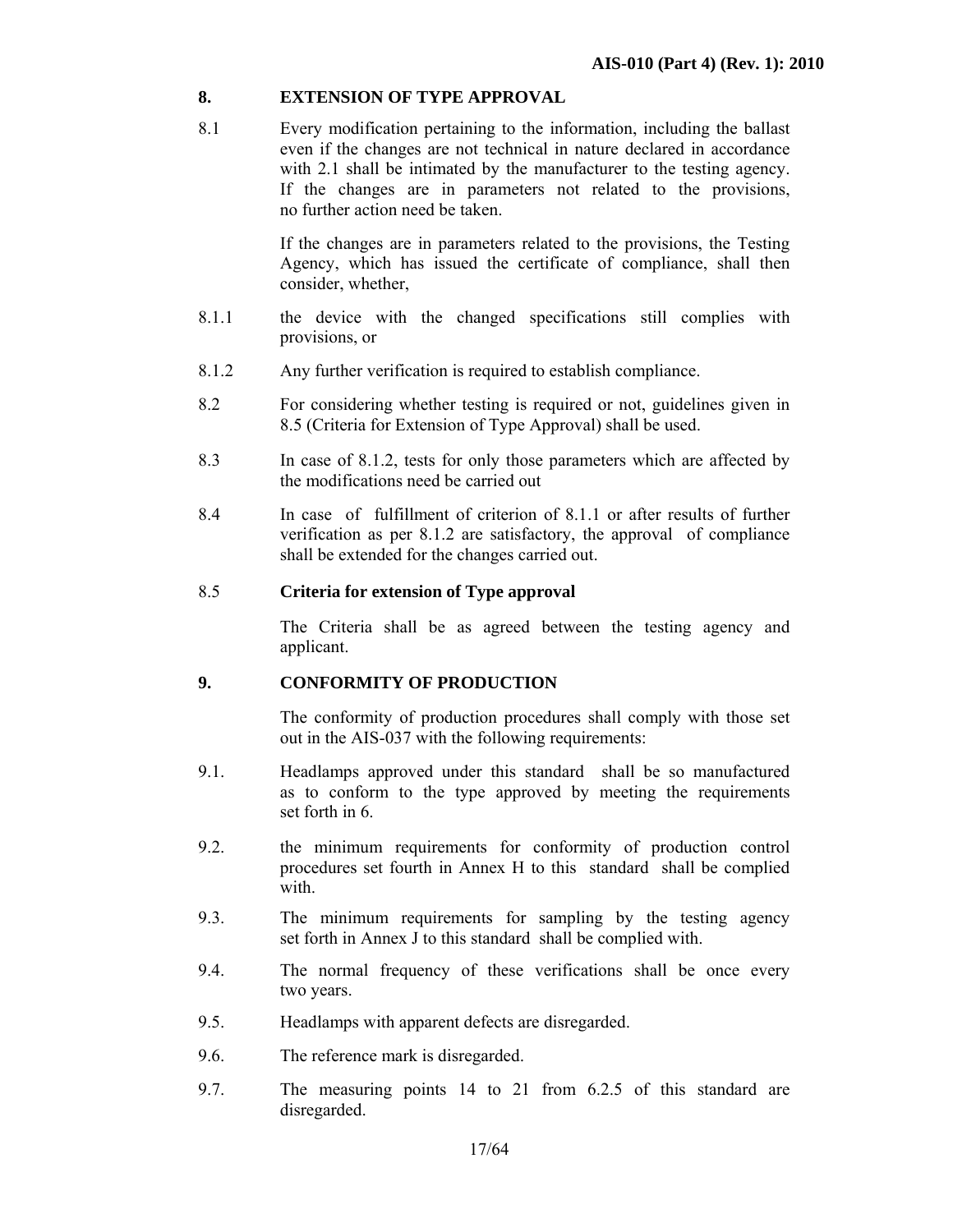## 8. EXTENSION OF TYPE APPROVAL

8.1 Every modification pertaining to the information, including the ballast even if the changes are not technical in nature declared in accordance with 2.1 shall be intimated by the manufacturer to the testing agency. If the changes are in parameters not related to the provisions, no further action need be taken.

If the changes are in parameters related to the provisions, the Testing Agency, which has issued the certificate of compliance, shall then consider, whether,

8.1.1 the device with the changed specifications still complies with provisions, or

8.1.2 Any further verification is required to establish compliance.

8.2 For considering whether testing is required or not, guidelines given in 8.5 (Criteria for Extension of Type Approval) shall be used.

8.3 In case of 8.1.2, tests for only those parameters which are affected by the modifications need be carried out

8.4 In case of fulfillment of criterion of 8.1.1 or after results of further verification as per 8.1.2 are satisfactory, the approval of compliance shall be extended for the changes carried out.

8.5 **Criteria for extension of Type approval**

The Criteria shall be as agreed between the testing agency and applicant.

## 9. CONFORMITY OF PRODUCTION

The conformity of production procedures shall comply with those set out in the AIS-037 with the following requirements:

9.1. Headlamps approved under this standard shall be so manufactured as to conform to the type approved by meeting the requirements set forth in 6.

9.2. the minimum requirements for conformity of production control procedures set fourth in Annex H to this standard shall be complied with.

9.3. The minimum requirements for sampling by the testing agency set forth in Annex J to this standard shall be complied with.

9.4. The normal frequency of these verifications shall be once every two years.

9.5. Headlamps with apparent defects are disregarded.

9.6. The reference mark is disregarded.

9.7. The measuring points 14 to 21 from 6.2.5 of this standard are disregarded.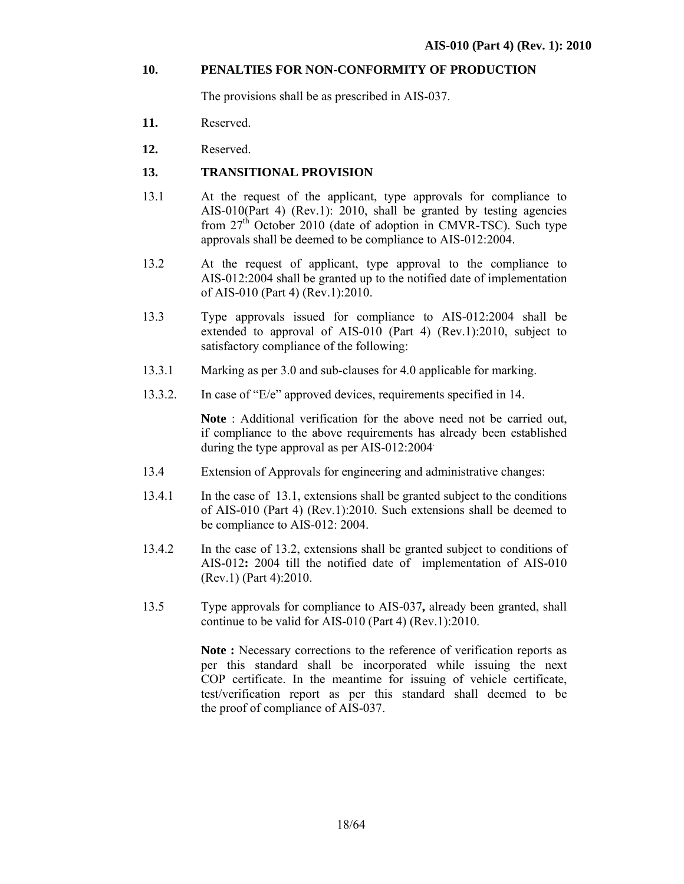## 10. PENALTIES FOR NON-CONFORMITY OF PRODUCTION

The provisions shall be as prescribed in AIS-037.

**11.** Reserved.

**12.** Reserved.

## 13. TRANSITIONAL PROVISION

13.1 At the request of the applicant, type approvals for compliance to AIS-010(Part 4) (Rev.1): 2010, shall be granted by testing agencies from 27th October 2010 (date of adoption in CMVR-TSC). Such type approvals shall be deemed to be compliance to AIS-012:2004.

13.2 At the request of applicant, type approval to the compliance to AIS-012:2004 shall be granted up to the notified date of implementation of AIS-010 (Part 4) (Rev.1):2010.

13.3 Type approvals issued for compliance to AIS-012:2004 shall be extended to approval of AIS-010 (Part 4) (Rev.1):2010, subject to satisfactory compliance of the following:

13.3.1 Marking as per 3.0 and sub-clauses for 4.0 applicable for marking.

13.3.2. In case of "E/e" approved devices, requirements specified in 14.

**Note** : Additional verification for the above need not be carried out, if compliance to the above requirements has already been established during the type approval as per AIS-012:2004.

13.4 Extension of Approvals for engineering and administrative changes:

13.4.1 In the case of 13.1, extensions shall be granted subject to the conditions of AIS-010 (Part 4) (Rev.1):2010. Such extensions shall be deemed to be compliance to AIS-012: 2004.

13.4.2 In the case of 13.2, extensions shall be granted subject to conditions of AIS-012**:** 2004 till the notified date of implementation of AIS-010 (Rev.1) (Part 4):2010.

13.5 Type approvals for compliance to AIS-037**,** already been granted, shall continue to be valid for AIS-010 (Part 4) (Rev.1):2010.

**Note :** Necessary corrections to the reference of verification reports as per this standard shall be incorporated while issuing the next COP certificate. In the meantime for issuing of vehicle certificate, test/verification report as per this standard shall deemed to be the proof of compliance of AIS-037.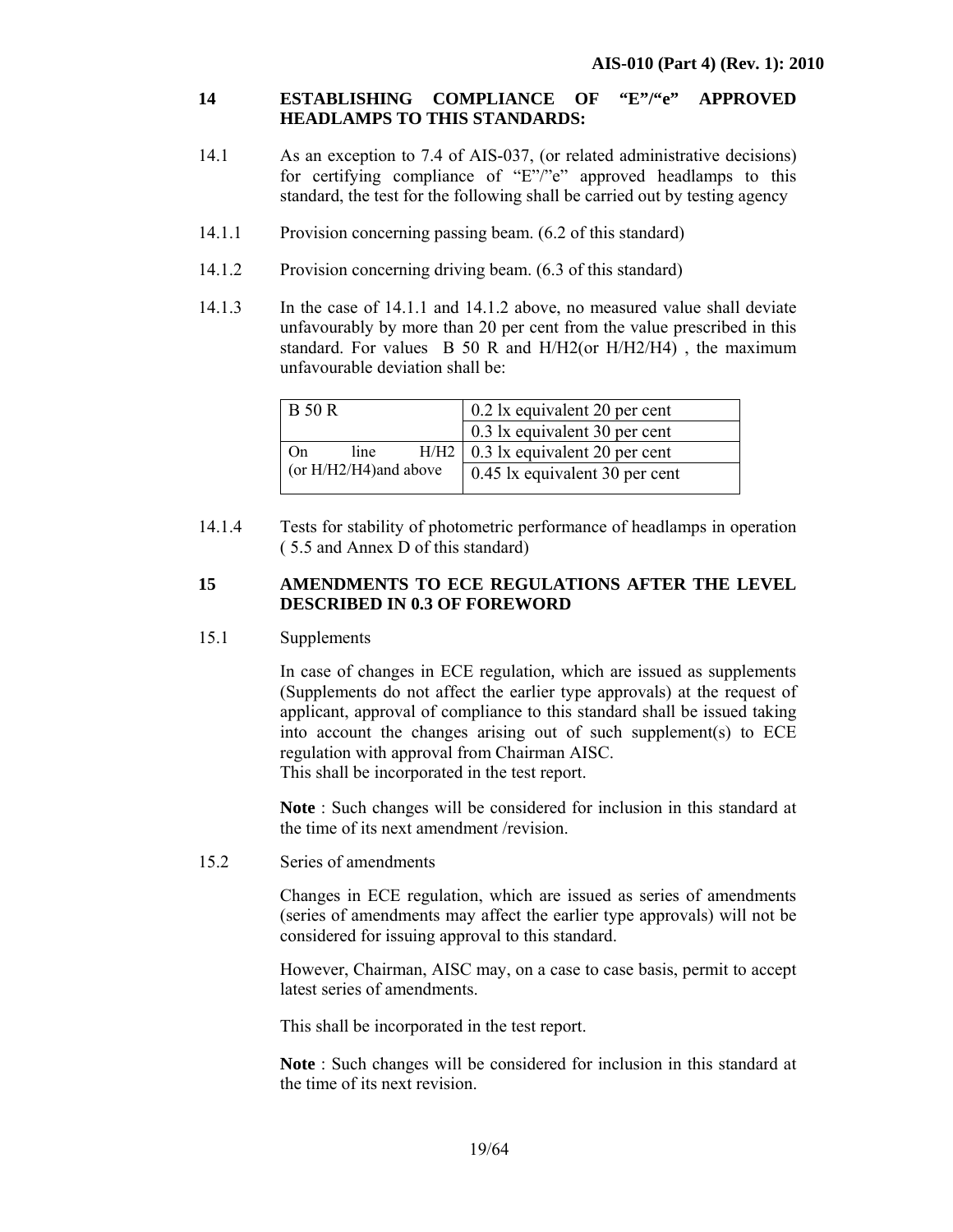## 14 ESTABLISHING COMPLIANCE OF "E"/"e" APPROVED HEADLAMPS TO THIS STANDARDS:

14.1 As an exception to 7.4 of AIS-037, (or related administrative decisions) for certifying compliance of "E"/"e" approved headlamps to this standard, the test for the following shall be carried out by testing agency

14.1.1 Provision concerning passing beam. (6.2 of this standard)

14.1.2 Provision concerning driving beam. (6.3 of this standard)

14.1.3 In the case of 14.1.1 and 14.1.2 above, no measured value shall deviate unfavourably by more than 20 per cent from the value prescribed in this standard. For values B 50 R and H/H2(or H/H2/H4) , the maximum unfavourable deviation shall be:

| | |
|---|---|
| B 50 R | 0.2 lx equivalent 20 per cent |
| | 0.3 lx equivalent 30 per cent |
| On line H/H2 (or H/H2/H4)and above | 0.3 lx equivalent 20 per cent |
| | 0.45 lx equivalent 30 per cent |

14.1.4 Tests for stability of photometric performance of headlamps in operation ( 5.5 and Annex D of this standard)

## 15 AMENDMENTS TO ECE REGULATIONS AFTER THE LEVEL DESCRIBED IN 0.3 OF FOREWORD

15.1 Supplements

In case of changes in ECE regulation, which are issued as supplements (Supplements do not affect the earlier type approvals) at the request of applicant, approval of compliance to this standard shall be issued taking into account the changes arising out of such supplement(s) to ECE regulation with approval from Chairman AISC.
This shall be incorporated in the test report.

**Note** : Such changes will be considered for inclusion in this standard at the time of its next amendment /revision.

15.2 Series of amendments

Changes in ECE regulation, which are issued as series of amendments (series of amendments may affect the earlier type approvals) will not be considered for issuing approval to this standard.

However, Chairman, AISC may, on a case to case basis, permit to accept latest series of amendments.

This shall be incorporated in the test report.

**Note** : Such changes will be considered for inclusion in this standard at the time of its next revision.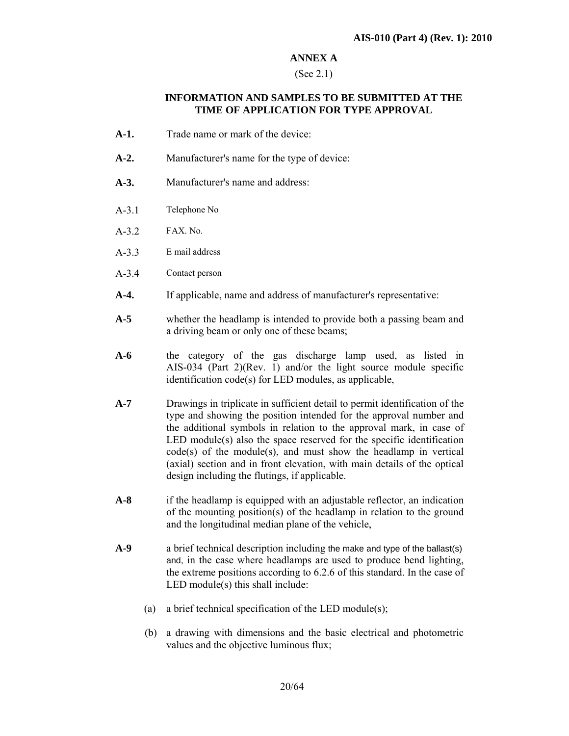## ANNEX A

(See 2.1)

### INFORMATION AND SAMPLES TO BE SUBMITTED AT THE TIME OF APPLICATION FOR TYPE APPROVAL

**A-1.** Trade name or mark of the device:

**A-2.** Manufacturer's name for the type of device:

**A-3.** Manufacturer's name and address:

A-3.1 Telephone No

A-3.2 FAX. No.

A-3.3 E mail address

A-3.4 Contact person

**A-4.** If applicable, name and address of manufacturer's representative:

**A-5** whether the headlamp is intended to provide both a passing beam and a driving beam or only one of these beams;

**A-6** the category of the gas discharge lamp used, as listed in AIS-034 (Part 2)(Rev. 1) and/or the light source module specific identification code(s) for LED modules, as applicable,

**A-7** Drawings in triplicate in sufficient detail to permit identification of the type and showing the position intended for the approval number and the additional symbols in relation to the approval mark, in case of LED module(s) also the space reserved for the specific identification code(s) of the module(s), and must show the headlamp in vertical (axial) section and in front elevation, with main details of the optical design including the flutings, if applicable.

**A-8** if the headlamp is equipped with an adjustable reflector, an indication of the mounting position(s) of the headlamp in relation to the ground and the longitudinal median plane of the vehicle,

**A-9** a brief technical description including the make and type of the ballast(s) and, in the case where headlamps are used to produce bend lighting, the extreme positions according to 6.2.6 of this standard. In the case of LED module(s) this shall include:

(a) a brief technical specification of the LED module(s);

(b) a drawing with dimensions and the basic electrical and photometric values and the objective luminous flux;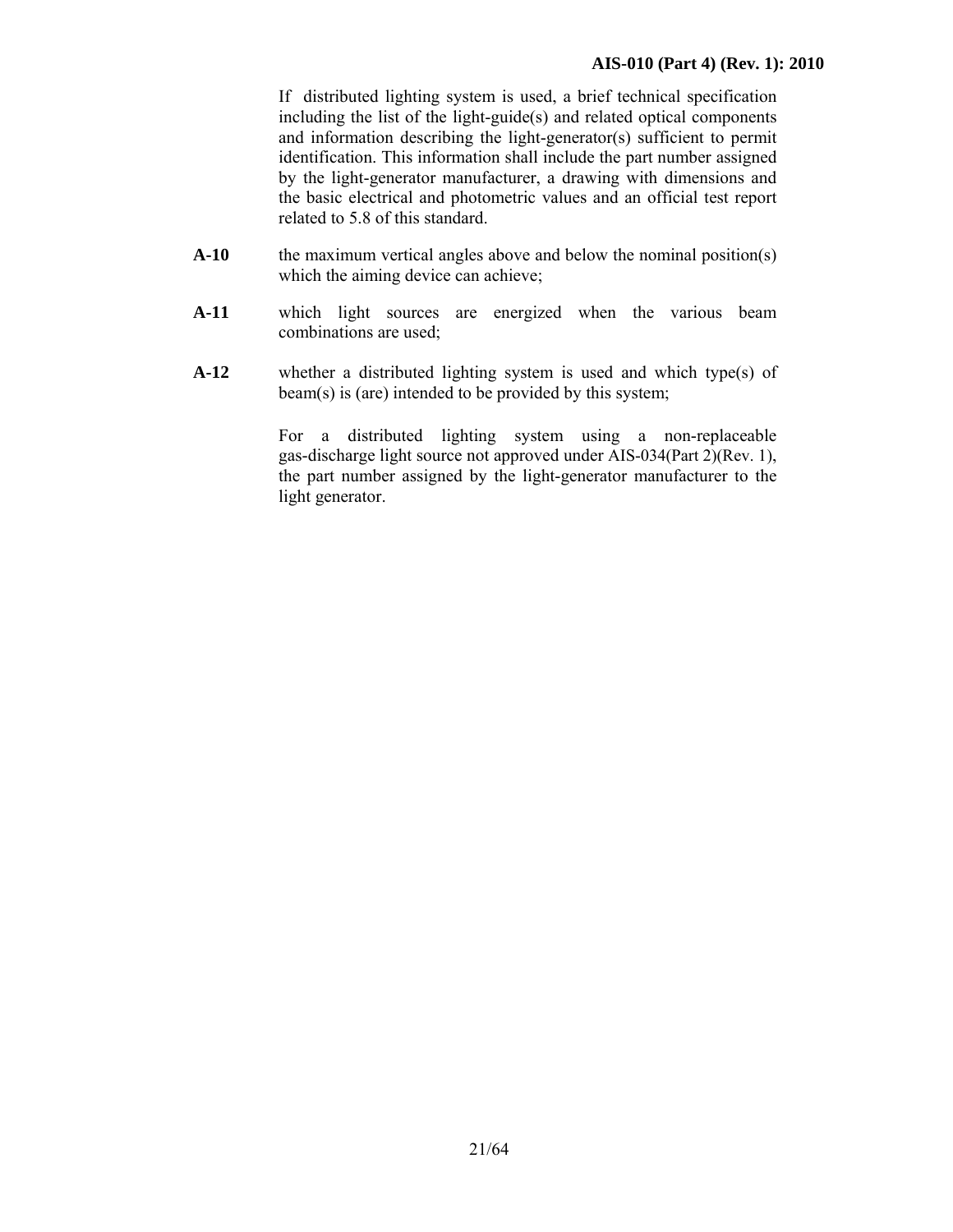If distributed lighting system is used, a brief technical specification including the list of the light-guide(s) and related optical components and information describing the light-generator(s) sufficient to permit identification. This information shall include the part number assigned by the light-generator manufacturer, a drawing with dimensions and the basic electrical and photometric values and an official test report related to 5.8 of this standard.

**A-10** the maximum vertical angles above and below the nominal position(s) which the aiming device can achieve;

**A-11** which light sources are energized when the various beam combinations are used;

**A-12** whether a distributed lighting system is used and which type(s) of beam(s) is (are) intended to be provided by this system;

For a distributed lighting system using a non-replaceable gas-discharge light source not approved under AIS-034(Part 2)(Rev. 1), the part number assigned by the light-generator manufacturer to the light generator.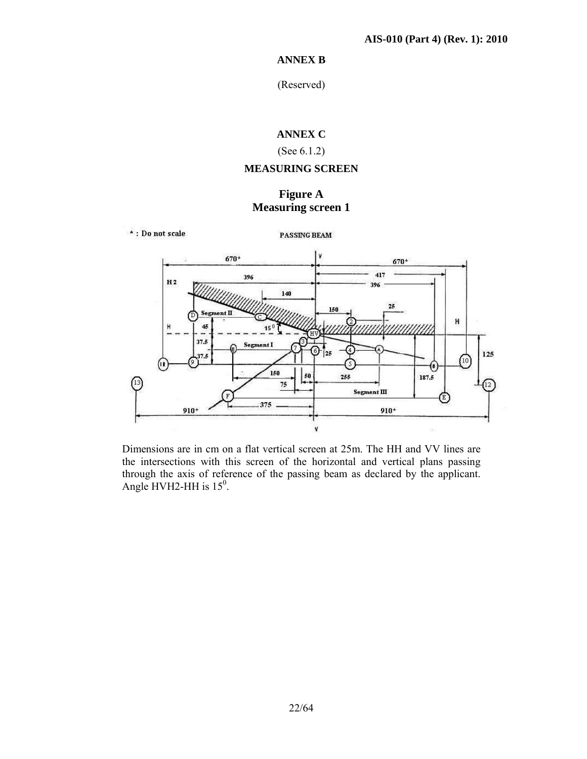## ANNEX B

(Reserved)

## ANNEX C

(See 6.1.2)

## MEASURING SCREEN

### Figure A
### Measuring screen 1

\* : Do not scale

PASSING BEAM

Dimensions are in cm on a flat vertical screen at 25m. The HH and VV lines are the intersections with this screen of the horizontal and vertical plans passing through the axis of reference of the passing beam as declared by the applicant. Angle HVH2-HH is $15^0$.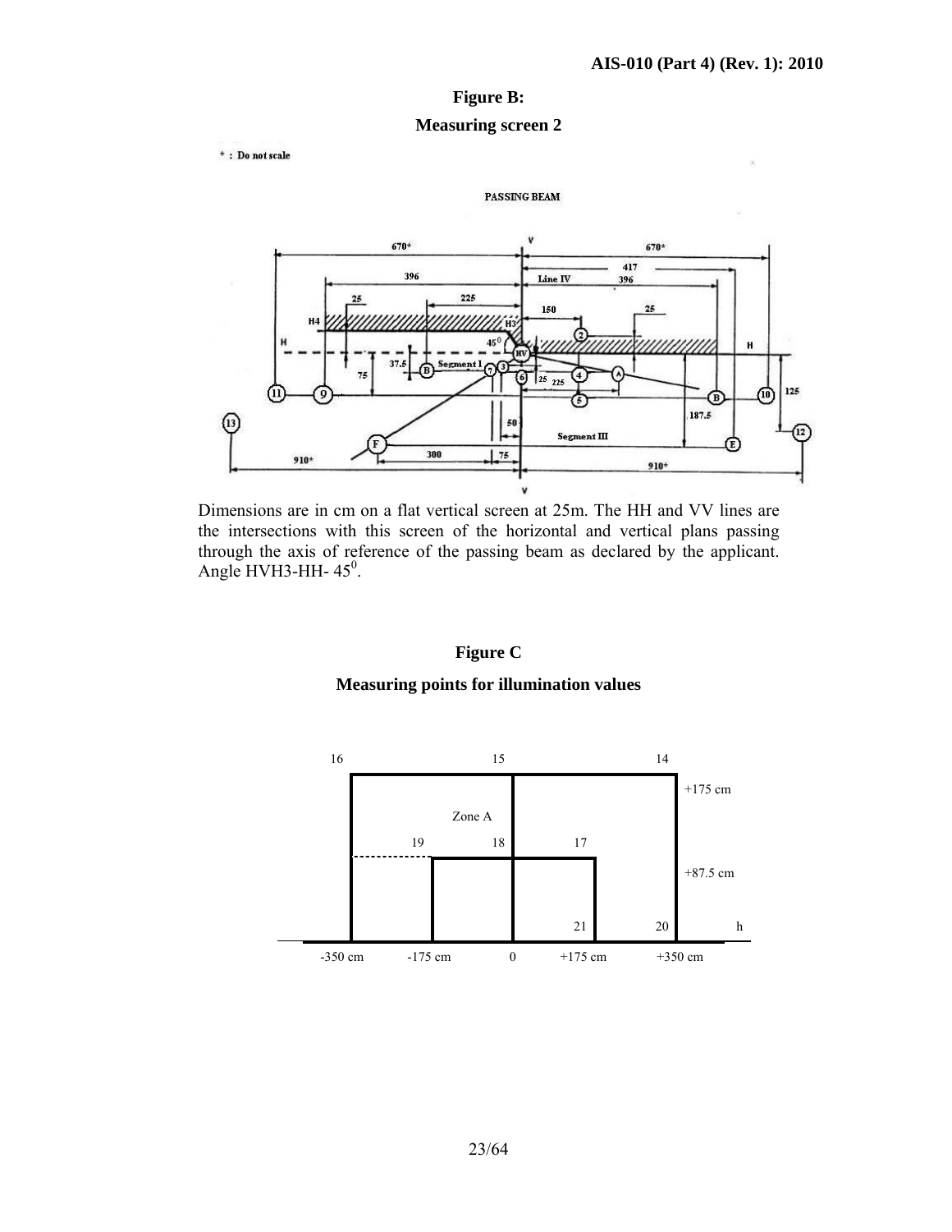**Figure B:**

**Measuring screen 2**

\* : Do not scale

PASSING BEAM

Dimensions are in cm on a flat vertical screen at 25m. The HH and VV lines are the intersections with this screen of the horizontal and vertical plans passing through the axis of reference of the passing beam as declared by the applicant. Angle HVH3-HH- $45^0$.

**Figure C**

**Measuring points for illumination values**

| 16 | | 15 | | 14 | |
|---|---|---|---|---|---|
| | | Zone A | | | +175 cm |
| | 19 | 18 | 17 | | |
| | | | | | +87.5 cm |
| | | | 21 | 20 | h |
| -350 cm | -175 cm | 0 | +175 cm | +350 cm | |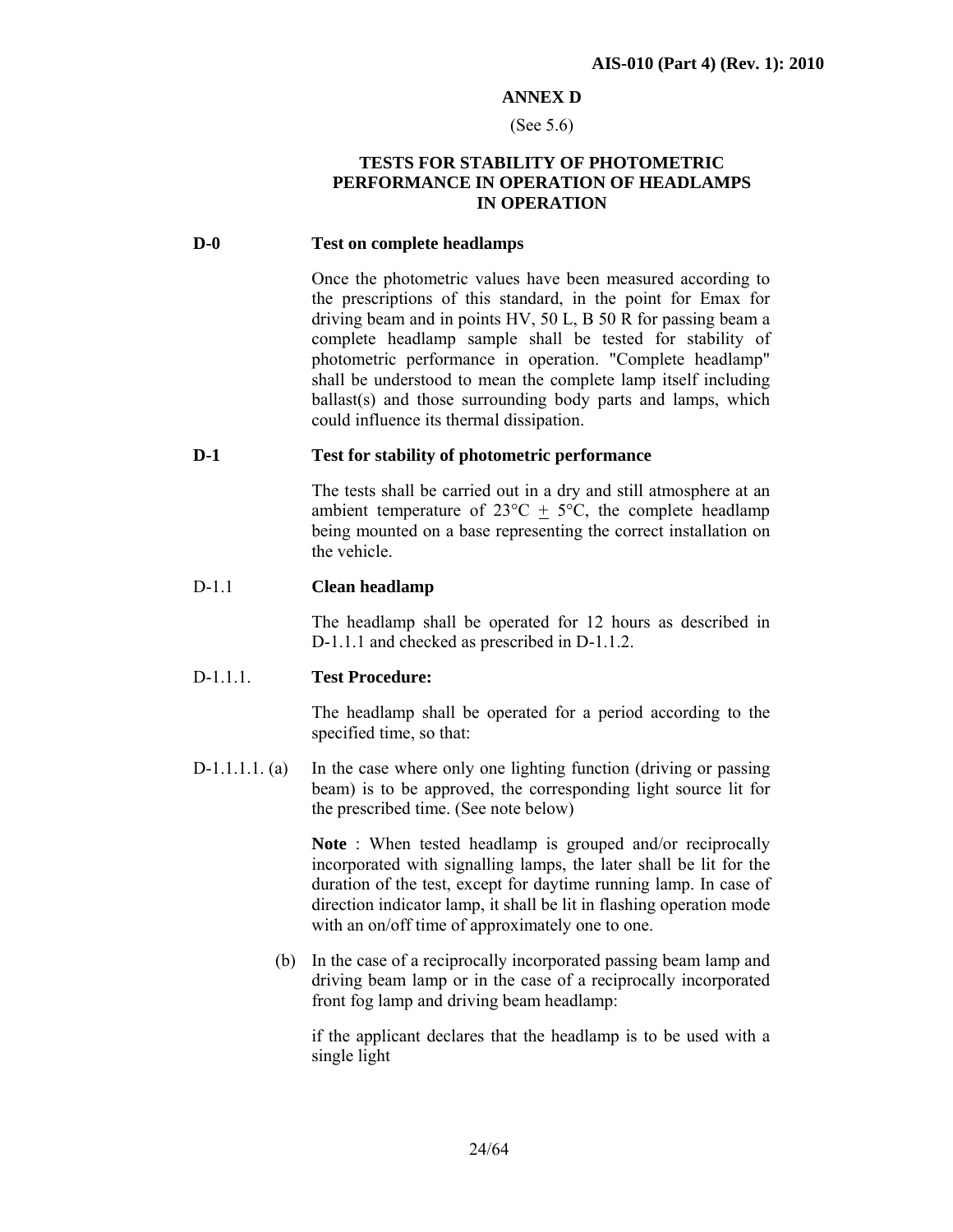## ANNEX D

(See 5.6)

### TESTS FOR STABILITY OF PHOTOMETRIC PERFORMANCE IN OPERATION OF HEADLAMPS IN OPERATION

**D-0 Test on complete headlamps**

Once the photometric values have been measured according to the prescriptions of this standard, in the point for Emax for driving beam and in points HV, 50 L, B 50 R for passing beam a complete headlamp sample shall be tested for stability of photometric performance in operation. "Complete headlamp" shall be understood to mean the complete lamp itself including ballast(s) and those surrounding body parts and lamps, which could influence its thermal dissipation.

**D-1 Test for stability of photometric performance**

The tests shall be carried out in a dry and still atmosphere at an ambient temperature of 23°C $\pm$ 5°C, the complete headlamp being mounted on a base representing the correct installation on the vehicle.

D-1.1 **Clean headlamp**

The headlamp shall be operated for 12 hours as described in D-1.1.1 and checked as prescribed in D-1.1.2.

D-1.1.1. **Test Procedure:**

The headlamp shall be operated for a period according to the specified time, so that:

D-1.1.1.1. (a) In the case where only one lighting function (driving or passing beam) is to be approved, the corresponding light source lit for the prescribed time. (See note below)

**Note** : When tested headlamp is grouped and/or reciprocally incorporated with signalling lamps, the later shall be lit for the duration of the test, except for daytime running lamp. In case of direction indicator lamp, it shall be lit in flashing operation mode with an on/off time of approximately one to one.

(b) In the case of a reciprocally incorporated passing beam lamp and driving beam lamp or in the case of a reciprocally incorporated front fog lamp and driving beam headlamp:

if the applicant declares that the headlamp is to be used with a single light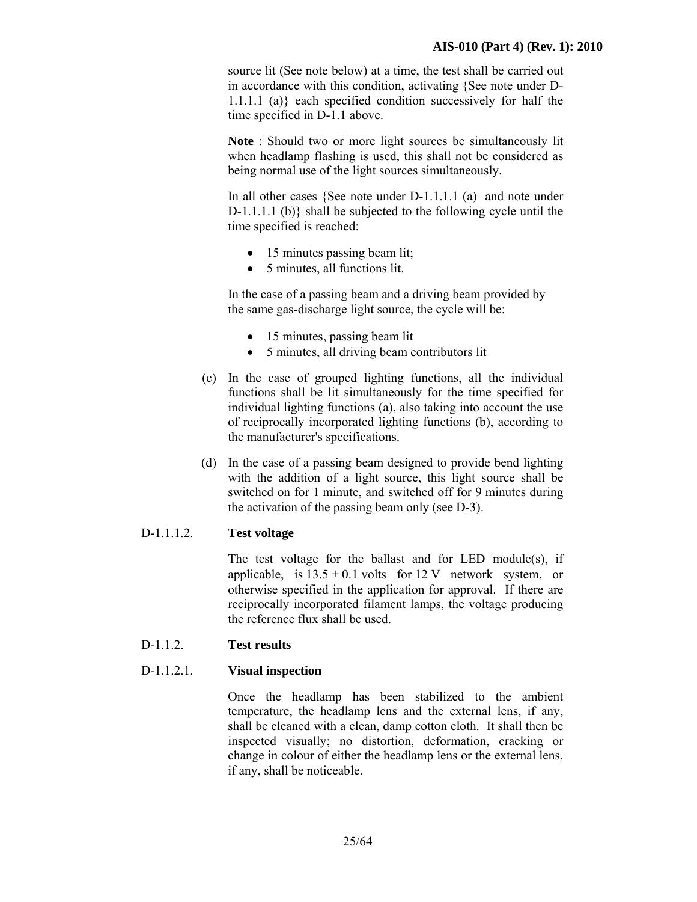source lit (See note below) at a time, the test shall be carried out in accordance with this condition, activating {See note under D-1.1.1.1 (a)} each specified condition successively for half the time specified in D-1.1 above.

**Note** : Should two or more light sources be simultaneously lit when headlamp flashing is used, this shall not be considered as being normal use of the light sources simultaneously.

In all other cases {See note under D-1.1.1.1 (a) and note under D-1.1.1.1 (b)} shall be subjected to the following cycle until the time specified is reached:

- 15 minutes passing beam lit;
- 5 minutes, all functions lit.

In the case of a passing beam and a driving beam provided by the same gas-discharge light source, the cycle will be:

- 15 minutes, passing beam lit
- 5 minutes, all driving beam contributors lit

(c) In the case of grouped lighting functions, all the individual functions shall be lit simultaneously for the time specified for individual lighting functions (a), also taking into account the use of reciprocally incorporated lighting functions (b), according to the manufacturer's specifications.

(d) In the case of a passing beam designed to provide bend lighting with the addition of a light source, this light source shall be switched on for 1 minute, and switched off for 9 minutes during the activation of the passing beam only (see D-3).

D-1.1.1.2. **Test voltage**

The test voltage for the ballast and for LED module(s), if applicable, is $13.5 \pm 0.1$ volts for 12 V network system, or otherwise specified in the application for approval. If there are reciprocally incorporated filament lamps, the voltage producing the reference flux shall be used.

D-1.1.2. **Test results**

D-1.1.2.1. **Visual inspection**

Once the headlamp has been stabilized to the ambient temperature, the headlamp lens and the external lens, if any, shall be cleaned with a clean, damp cotton cloth. It shall then be inspected visually; no distortion, deformation, cracking or change in colour of either the headlamp lens or the external lens, if any, shall be noticeable.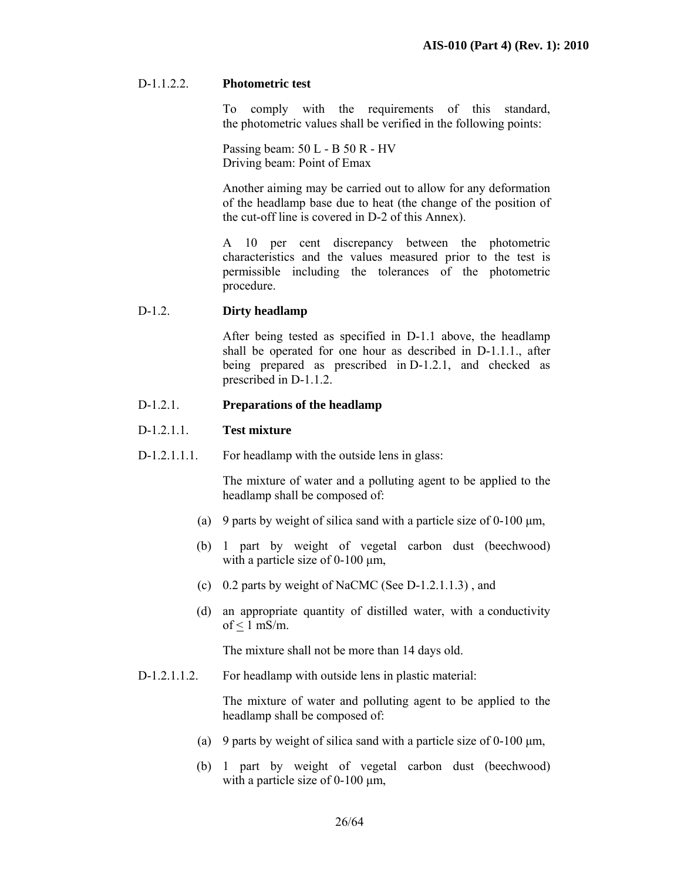D-1.1.2.2. **Photometric test**

To comply with the requirements of this standard, the photometric values shall be verified in the following points:

Passing beam: 50 L - B 50 R - HV
Driving beam: Point of Emax

Another aiming may be carried out to allow for any deformation of the headlamp base due to heat (the change of the position of the cut-off line is covered in D-2 of this Annex).

A 10 per cent discrepancy between the photometric characteristics and the values measured prior to the test is permissible including the tolerances of the photometric procedure.

D-1.2. **Dirty headlamp**

After being tested as specified in D-1.1 above, the headlamp shall be operated for one hour as described in D-1.1.1., after being prepared as prescribed in D-1.2.1, and checked as prescribed in D-1.1.2.

D-1.2.1. **Preparations of the headlamp**

D-1.2.1.1. **Test mixture**

D-1.2.1.1.1. For headlamp with the outside lens in glass:

The mixture of water and a polluting agent to be applied to the headlamp shall be composed of:

(a) 9 parts by weight of silica sand with a particle size of 0-100 μm,

(b) 1 part by weight of vegetal carbon dust (beechwood) with a particle size of 0-100 μm,

(c) 0.2 parts by weight of NaCMC (See D-1.2.1.1.3) , and

(d) an appropriate quantity of distilled water, with a conductivity of ≤ 1 mS/m.

The mixture shall not be more than 14 days old.

D-1.2.1.1.2. For headlamp with outside lens in plastic material:

The mixture of water and polluting agent to be applied to the headlamp shall be composed of:

(a) 9 parts by weight of silica sand with a particle size of 0-100 μm,

(b) 1 part by weight of vegetal carbon dust (beechwood) with a particle size of 0-100 μm,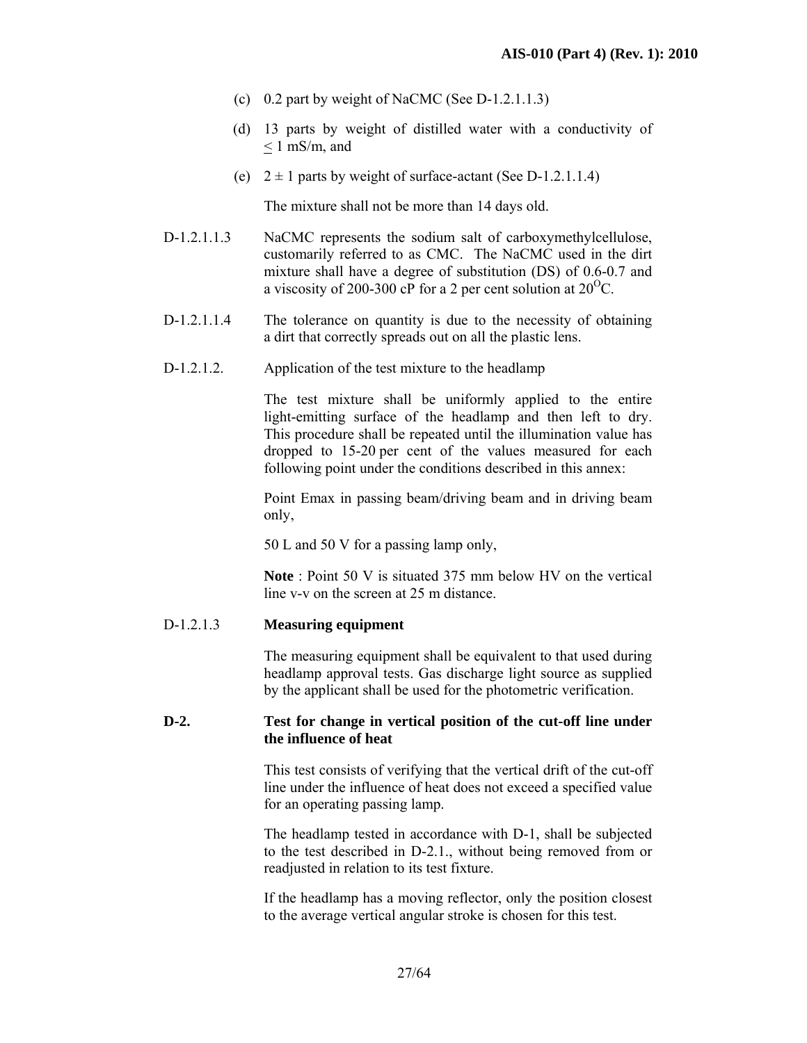(c) 0.2 part by weight of NaCMC (See D-1.2.1.1.3)

(d) 13 parts by weight of distilled water with a conductivity of ≤ 1 mS/m, and

(e) 2 ± 1 parts by weight of surface-actant (See D-1.2.1.1.4)

The mixture shall not be more than 14 days old.

D-1.2.1.1.3 NaCMC represents the sodium salt of carboxymethylcellulose, customarily referred to as CMC. The NaCMC used in the dirt mixture shall have a degree of substitution (DS) of 0.6-0.7 and a viscosity of 200-300 cP for a 2 per cent solution at $20^{O}$C.

D-1.2.1.1.4 The tolerance on quantity is due to the necessity of obtaining a dirt that correctly spreads out on all the plastic lens.

D-1.2.1.2. Application of the test mixture to the headlamp

The test mixture shall be uniformly applied to the entire light-emitting surface of the headlamp and then left to dry. This procedure shall be repeated until the illumination value has dropped to 15-20 per cent of the values measured for each following point under the conditions described in this annex:

Point Emax in passing beam/driving beam and in driving beam only,

50 L and 50 V for a passing lamp only,

**Note** : Point 50 V is situated 375 mm below HV on the vertical line v-v on the screen at 25 m distance.

D-1.2.1.3 **Measuring equipment**

The measuring equipment shall be equivalent to that used during headlamp approval tests. Gas discharge light source as supplied by the applicant shall be used for the photometric verification.

## D-2. Test for change in vertical position of the cut-off line under the influence of heat

This test consists of verifying that the vertical drift of the cut-off line under the influence of heat does not exceed a specified value for an operating passing lamp.

The headlamp tested in accordance with D-1, shall be subjected to the test described in D-2.1., without being removed from or readjusted in relation to its test fixture.

If the headlamp has a moving reflector, only the position closest to the average vertical angular stroke is chosen for this test.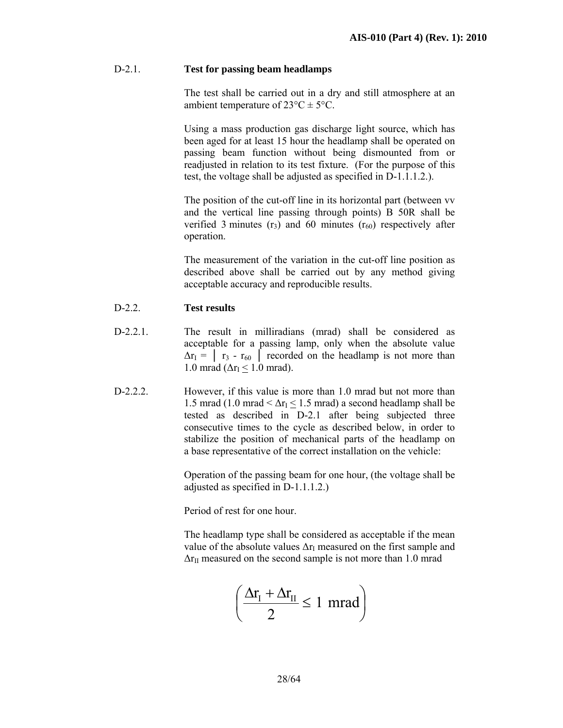D-2.1. **Test for passing beam headlamps**

The test shall be carried out in a dry and still atmosphere at an ambient temperature of 23°C ± 5°C.

Using a mass production gas discharge light source, which has been aged for at least 15 hour the headlamp shall be operated on passing beam function without being dismounted from or readjusted in relation to its test fixture. (For the purpose of this test, the voltage shall be adjusted as specified in D-1.1.1.2.).

The position of the cut-off line in its horizontal part (between vv and the vertical line passing through points) B 50R shall be verified 3 minutes ($r_3$) and 60 minutes ($r_{60}$) respectively after operation.

The measurement of the variation in the cut-off line position as described above shall be carried out by any method giving acceptable accuracy and reproducible results.

D-2.2. **Test results**

D-2.2.1. The result in milliradians (mrad) shall be considered as acceptable for a passing lamp, only when the absolute value $\Delta r_I = | r_3 - r_{60} |$ recorded on the headlamp is not more than 1.0 mrad ($\Delta r_I \leq 1.0$ mrad).

D-2.2.2. However, if this value is more than 1.0 mrad but not more than 1.5 mrad (1.0 mrad < $\Delta r_I \leq$ 1.5 mrad) a second headlamp shall be tested as described in D-2.1 after being subjected three consecutive times to the cycle as described below, in order to stabilize the position of mechanical parts of the headlamp on a base representative of the correct installation on the vehicle:

Operation of the passing beam for one hour, (the voltage shall be adjusted as specified in D-1.1.1.2.)

Period of rest for one hour.

The headlamp type shall be considered as acceptable if the mean value of the absolute values $\Delta r_I$ measured on the first sample and $\Delta r_{II}$ measured on the second sample is not more than 1.0 mrad

$$\left( \frac{\Delta r_I + \Delta r_{II}}{2} \leq 1 \text{ mrad} \right)$$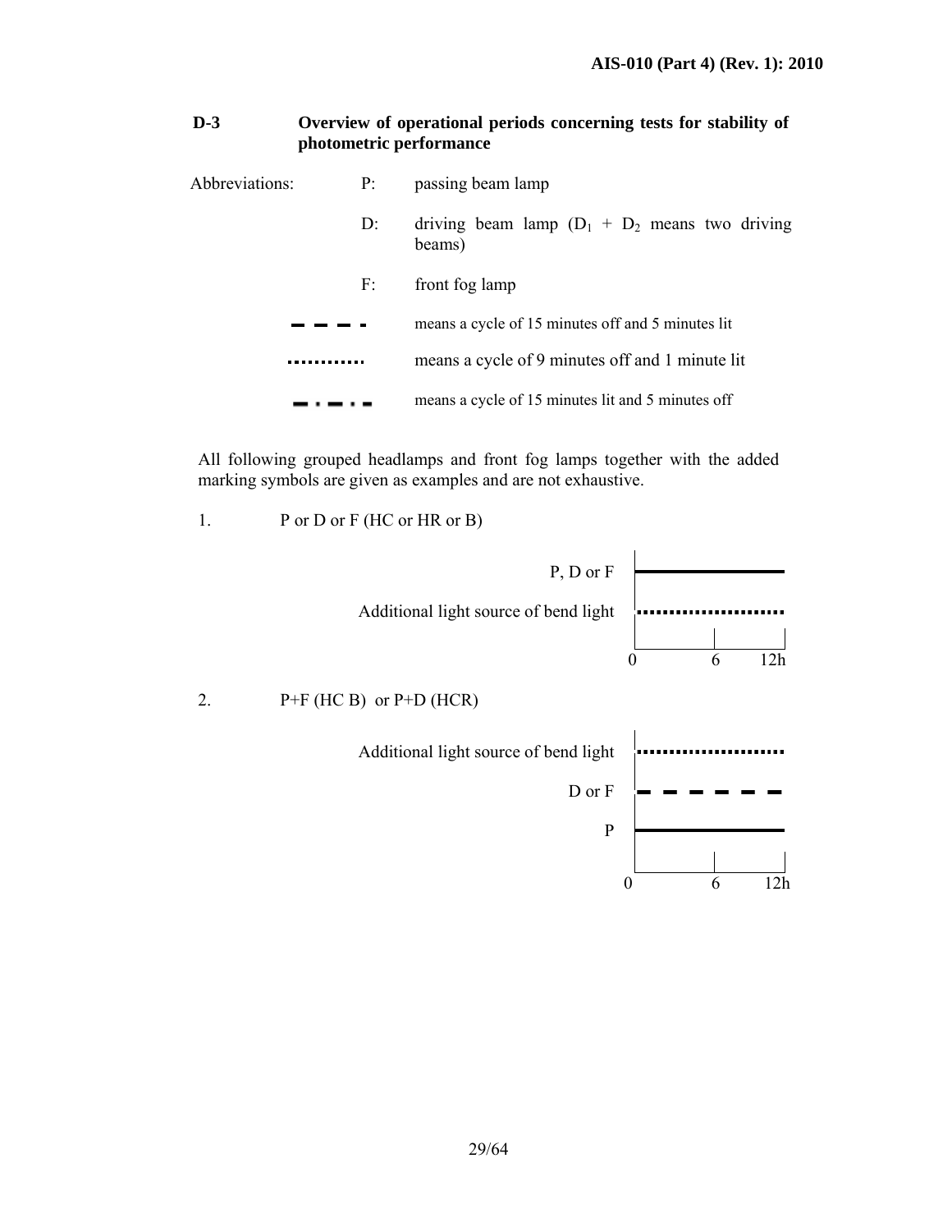## D-3 Overview of operational periods concerning tests for stability of photometric performance

Abbreviations:

| | | |
|---|---|---|
| P: | passing beam lamp | |
| D: | driving beam lamp ($D_1$ + $D_2$ means two driving beams) | |
| F: | front fog lamp | |
| — — — - | means a cycle of 15 minutes off and 5 minutes lit | |
| ........... | means a cycle of 9 minutes off and 1 minute lit | |
| — · — · — | means a cycle of 15 minutes lit and 5 minutes off | |

All following grouped headlamps and front fog lamps together with the added marking symbols are given as examples and are not exhaustive.

1. P or D or F (HC or HR or B)

P, D or F

Additional light source of bend light

0 6 12h

2. P+F (HC B) or P+D (HCR)

Additional light source of bend light

D or F

P

0 6 12h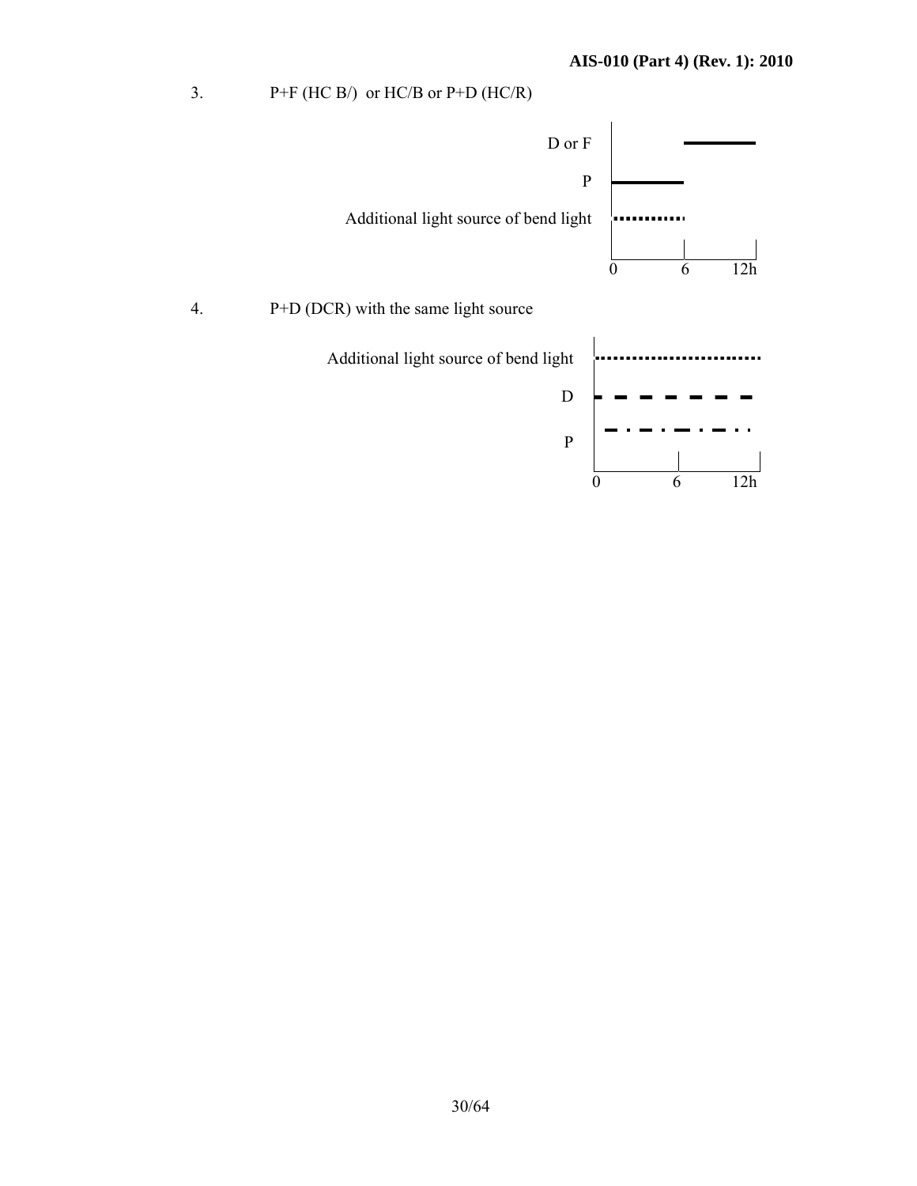3. P+F (HC B/) or HC/B or P+D (HC/R)

D or F

P

Additional light source of bend light

0 6 12h

4. P+D (DCR) with the same light source

Additional light source of bend light

D

P

0 6 12h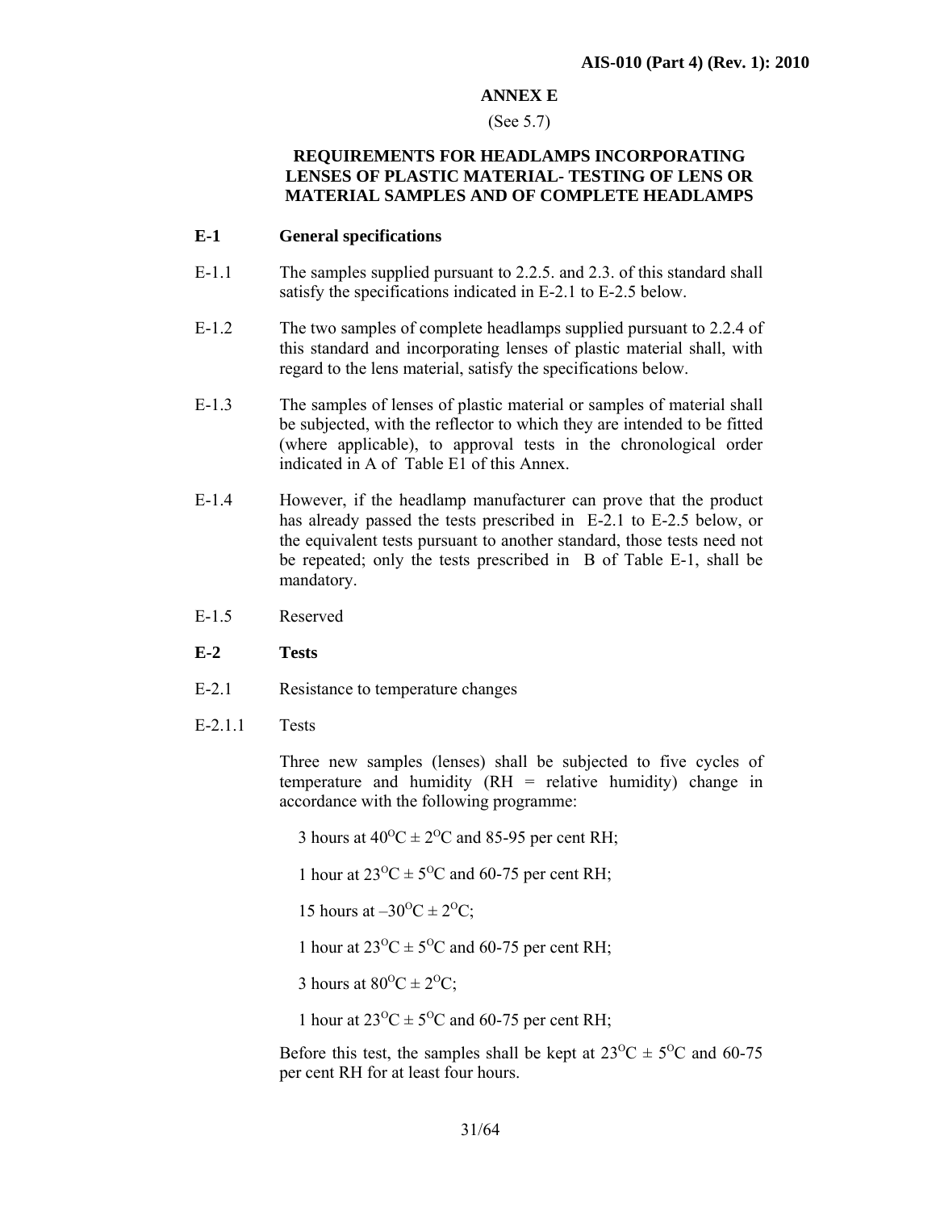## ANNEX E

(See 5.7)

### REQUIREMENTS FOR HEADLAMPS INCORPORATING LENSES OF PLASTIC MATERIAL- TESTING OF LENS OR MATERIAL SAMPLES AND OF COMPLETE HEADLAMPS

**E-1 General specifications**

E-1.1 The samples supplied pursuant to 2.2.5. and 2.3. of this standard shall satisfy the specifications indicated in E-2.1 to E-2.5 below.

E-1.2 The two samples of complete headlamps supplied pursuant to 2.2.4 of this standard and incorporating lenses of plastic material shall, with regard to the lens material, satisfy the specifications below.

E-1.3 The samples of lenses of plastic material or samples of material shall be subjected, with the reflector to which they are intended to be fitted (where applicable), to approval tests in the chronological order indicated in A of Table E1 of this Annex.

E-1.4 However, if the headlamp manufacturer can prove that the product has already passed the tests prescribed in E-2.1 to E-2.5 below, or the equivalent tests pursuant to another standard, those tests need not be repeated; only the tests prescribed in B of Table E-1, shall be mandatory.

E-1.5 Reserved

**E-2 Tests**

E-2.1 Resistance to temperature changes

E-2.1.1 Tests

Three new samples (lenses) shall be subjected to five cycles of temperature and humidity (RH = relative humidity) change in accordance with the following programme:

3 hours at $40^{O}C \pm 2^{O}C$ and 85-95 per cent RH;

1 hour at $23^{O}C \pm 5^{O}C$ and 60-75 per cent RH;

15 hours at $-30^{O}C \pm 2^{O}C$;

1 hour at $23^{O}C \pm 5^{O}C$ and 60-75 per cent RH;

3 hours at $80^{O}C \pm 2^{O}C$;

1 hour at $23^{O}C \pm 5^{O}C$ and 60-75 per cent RH;

Before this test, the samples shall be kept at $23^{O}C \pm 5^{O}C$ and 60-75 per cent RH for at least four hours.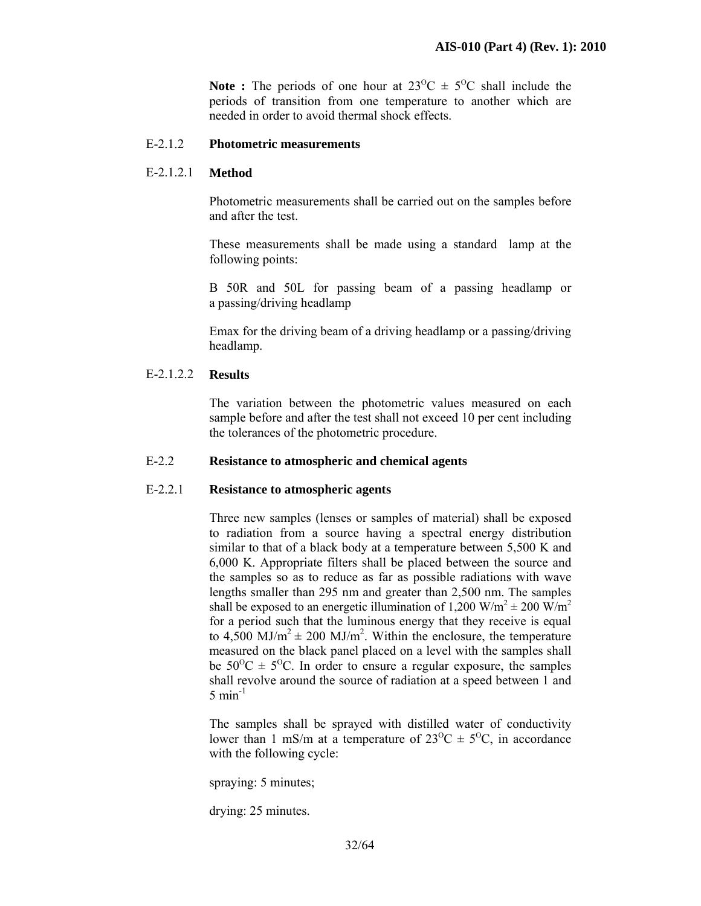**Note :** The periods of one hour at $23^{O}C \pm 5^{O}C$ shall include the periods of transition from one temperature to another which are needed in order to avoid thermal shock effects.

E-2.1.2 **Photometric measurements**

E-2.1.2.1 **Method**

Photometric measurements shall be carried out on the samples before and after the test.

These measurements shall be made using a standard lamp at the following points:

B 50R and 50L for passing beam of a passing headlamp or a passing/driving headlamp

Emax for the driving beam of a driving headlamp or a passing/driving headlamp.

E-2.1.2.2 **Results**

The variation between the photometric values measured on each sample before and after the test shall not exceed 10 per cent including the tolerances of the photometric procedure.

E-2.2 **Resistance to atmospheric and chemical agents**

E-2.2.1 **Resistance to atmospheric agents**

Three new samples (lenses or samples of material) shall be exposed to radiation from a source having a spectral energy distribution similar to that of a black body at a temperature between 5,500 K and 6,000 K. Appropriate filters shall be placed between the source and the samples so as to reduce as far as possible radiations with wave lengths smaller than 295 nm and greater than 2,500 nm. The samples shall be exposed to an energetic illumination of $1,200 \, W/m^2 \pm 200 \, W/m^2$ for a period such that the luminous energy that they receive is equal to $4,500 \, MJ/m^2 \pm 200 \, MJ/m^2$. Within the enclosure, the temperature measured on the black panel placed on a level with the samples shall be $50^{O}C \pm 5^{O}C$. In order to ensure a regular exposure, the samples shall revolve around the source of radiation at a speed between 1 and $5 \, min^{-1}$

The samples shall be sprayed with distilled water of conductivity lower than 1 mS/m at a temperature of $23^{O}C \pm 5^{O}C$, in accordance with the following cycle:

spraying: 5 minutes;

drying: 25 minutes.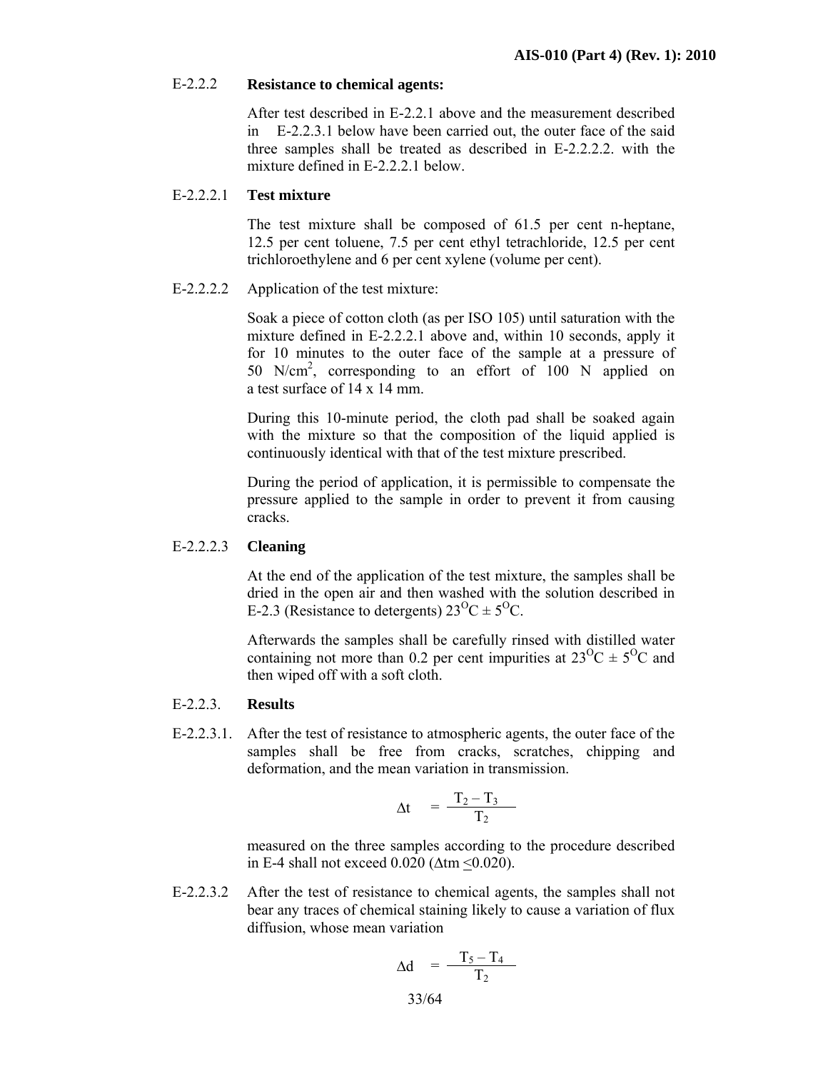E-2.2.2 **Resistance to chemical agents:**

After test described in E-2.2.1 above and the measurement described in E-2.2.3.1 below have been carried out, the outer face of the said three samples shall be treated as described in E-2.2.2.2. with the mixture defined in E-2.2.2.1 below.

E-2.2.2.1 **Test mixture**

The test mixture shall be composed of 61.5 per cent n-heptane, 12.5 per cent toluene, 7.5 per cent ethyl tetrachloride, 12.5 per cent trichloroethylene and 6 per cent xylene (volume per cent).

E-2.2.2.2 Application of the test mixture:

Soak a piece of cotton cloth (as per ISO 105) until saturation with the mixture defined in E-2.2.2.1 above and, within 10 seconds, apply it for 10 minutes to the outer face of the sample at a pressure of 50 $N/cm^2$, corresponding to an effort of 100 N applied on a test surface of 14 x 14 mm.

During this 10-minute period, the cloth pad shall be soaked again with the mixture so that the composition of the liquid applied is continuously identical with that of the test mixture prescribed.

During the period of application, it is permissible to compensate the pressure applied to the sample in order to prevent it from causing cracks.

E-2.2.2.3 **Cleaning**

At the end of the application of the test mixture, the samples shall be dried in the open air and then washed with the solution described in E-2.3 (Resistance to detergents) $23^{O}C \pm 5^{O}C$.

Afterwards the samples shall be carefully rinsed with distilled water containing not more than 0.2 per cent impurities at $23^{O}C \pm 5^{O}C$ and then wiped off with a soft cloth.

E-2.2.3. **Results**

E-2.2.3.1. After the test of resistance to atmospheric agents, the outer face of the samples shall be free from cracks, scratches, chipping and deformation, and the mean variation in transmission.

$$\Delta t = \frac{T_2 - T_3}{T_2}$$

measured on the three samples according to the procedure described in E-4 shall not exceed 0.020 ($\Delta tm \leq 0.020$).

E-2.2.3.2 After the test of resistance to chemical agents, the samples shall not bear any traces of chemical staining likely to cause a variation of flux diffusion, whose mean variation

$$\Delta d = \frac{T_5 - T_4}{T_2}$$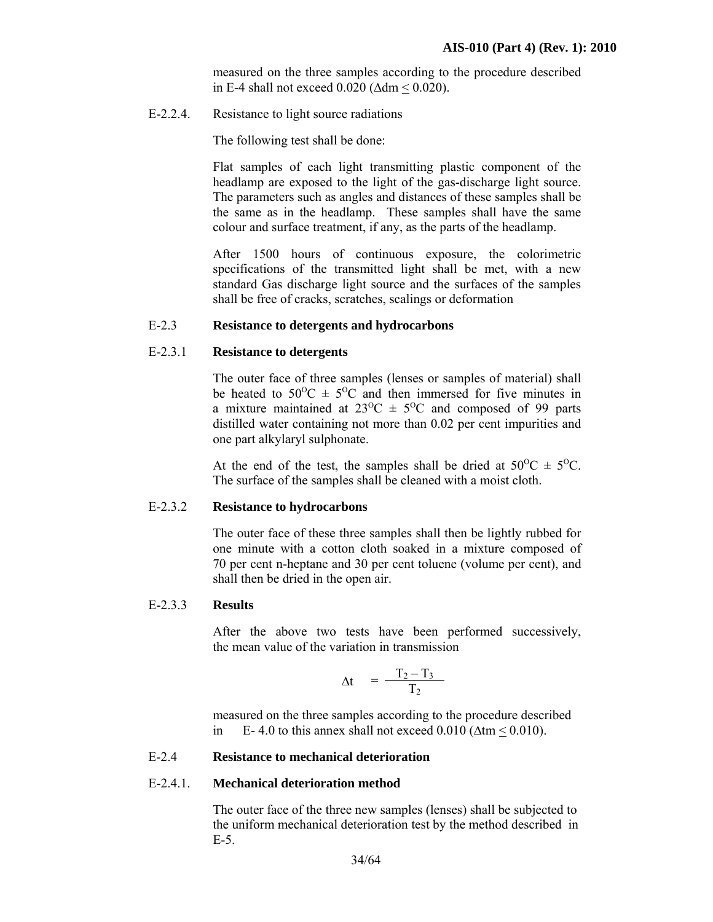measured on the three samples according to the procedure described in E-4 shall not exceed 0.020 ($\Delta dm \leq 0.020$).

E-2.2.4. Resistance to light source radiations

The following test shall be done:

Flat samples of each light transmitting plastic component of the headlamp are exposed to the light of the gas-discharge light source. The parameters such as angles and distances of these samples shall be the same as in the headlamp. These samples shall have the same colour and surface treatment, if any, as the parts of the headlamp.

After 1500 hours of continuous exposure, the colorimetric specifications of the transmitted light shall be met, with a new standard Gas discharge light source and the surfaces of the samples shall be free of cracks, scratches, scalings or deformation

### E-2.3 Resistance to detergents and hydrocarbons

#### E-2.3.1 Resistance to detergents

The outer face of three samples (lenses or samples of material) shall be heated to $50^{O}C \pm 5^{O}C$ and then immersed for five minutes in a mixture maintained at $23^{O}C \pm 5^{O}C$ and composed of 99 parts distilled water containing not more than 0.02 per cent impurities and one part alkylaryl sulphonate.

At the end of the test, the samples shall be dried at $50^{O}C \pm 5^{O}C$. The surface of the samples shall be cleaned with a moist cloth.

#### E-2.3.2 Resistance to hydrocarbons

The outer face of these three samples shall then be lightly rubbed for one minute with a cotton cloth soaked in a mixture composed of 70 per cent n-heptane and 30 per cent toluene (volume per cent), and shall then be dried in the open air.

#### E-2.3.3 Results

After the above two tests have been performed successively, the mean value of the variation in transmission

$$\Delta t = \frac{T_2 - T_3}{T_2}$$

measured on the three samples according to the procedure described in E- 4.0 to this annex shall not exceed 0.010 ($\Delta tm \leq 0.010$).

### E-2.4 Resistance to mechanical deterioration

#### E-2.4.1. Mechanical deterioration method

The outer face of the three new samples (lenses) shall be subjected to the uniform mechanical deterioration test by the method described in E-5.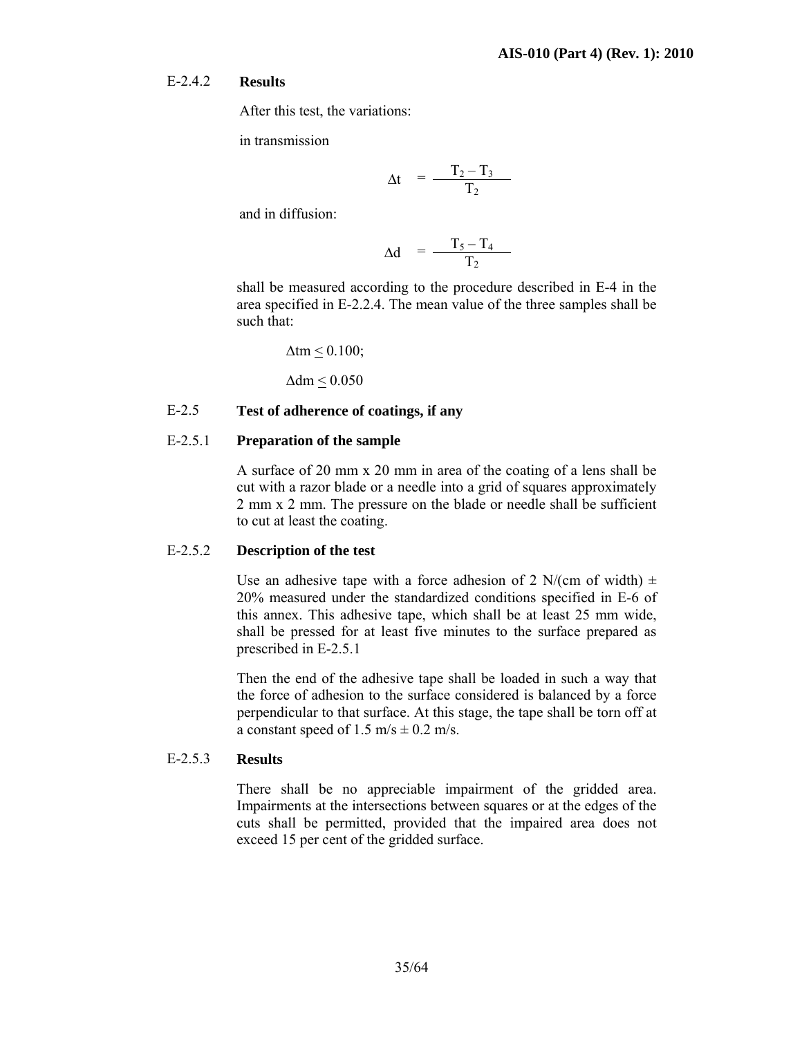#### E-2.4.2 **Results**

After this test, the variations:

in transmission

$$\Delta t = \frac{T_2 - T_3}{T_2}$$

and in diffusion:

$$\Delta d = \frac{T_5 - T_4}{T_2}$$

shall be measured according to the procedure described in E-4 in the area specified in E-2.2.4. The mean value of the three samples shall be such that:

$\Delta tm \leq 0.100$;

$\Delta dm \leq 0.050$

### E-2.5 **Test of adherence of coatings, if any**

#### E-2.5.1 **Preparation of the sample**

A surface of 20 mm x 20 mm in area of the coating of a lens shall be cut with a razor blade or a needle into a grid of squares approximately 2 mm x 2 mm. The pressure on the blade or needle shall be sufficient to cut at least the coating.

#### E-2.5.2 **Description of the test**

Use an adhesive tape with a force adhesion of 2 N/(cm of width) ± 20% measured under the standardized conditions specified in E-6 of this annex. This adhesive tape, which shall be at least 25 mm wide, shall be pressed for at least five minutes to the surface prepared as prescribed in E-2.5.1

Then the end of the adhesive tape shall be loaded in such a way that the force of adhesion to the surface considered is balanced by a force perpendicular to that surface. At this stage, the tape shall be torn off at a constant speed of 1.5 m/s ± 0.2 m/s.

#### E-2.5.3 **Results**

There shall be no appreciable impairment of the gridded area. Impairments at the intersections between squares or at the edges of the cuts shall be permitted, provided that the impaired area does not exceed 15 per cent of the gridded surface.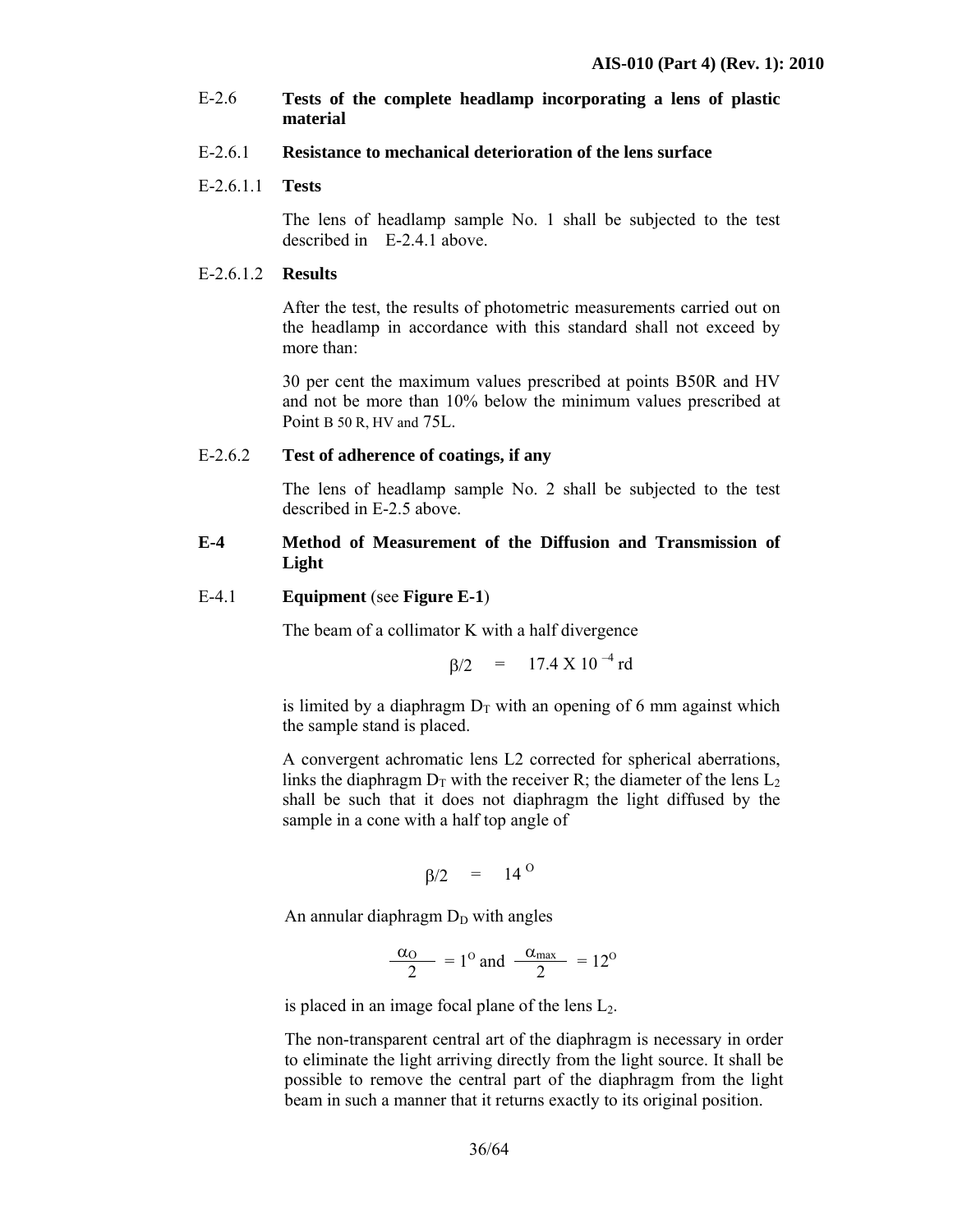E-2.6 **Tests of the complete headlamp incorporating a lens of plastic material**

E-2.6.1 **Resistance to mechanical deterioration of the lens surface**

E-2.6.1.1 **Tests**

The lens of headlamp sample No. 1 shall be subjected to the test described in E-2.4.1 above.

E-2.6.1.2 **Results**

After the test, the results of photometric measurements carried out on the headlamp in accordance with this standard shall not exceed by more than:

30 per cent the maximum values prescribed at points B50R and HV and not be more than 10% below the minimum values prescribed at Point B 50 R, HV and 75L.

E-2.6.2 **Test of adherence of coatings, if any**

The lens of headlamp sample No. 2 shall be subjected to the test described in E-2.5 above.

**E-4 Method of Measurement of the Diffusion and Transmission of Light**

E-4.1 **Equipment** (see **Figure E-1**)

The beam of a collimator K with a half divergence

$$\beta/2 \quad = \quad 17.4 \text{ X } 10^{-4} \text{ rd}$$

is limited by a diaphragm $D_T$ with an opening of 6 mm against which the sample stand is placed.

A convergent achromatic lens L2 corrected for spherical aberrations, links the diaphragm $D_T$ with the receiver R; the diameter of the lens $L_2$ shall be such that it does not diaphragm the light diffused by the sample in a cone with a half top angle of

$$\beta/2 \quad = \quad 14^{O}$$

An annular diaphragm $D_D$ with angles

$$\frac{\alpha_O}{2} = 1^O \text{ and } \frac{\alpha_{max}}{2} = 12^O$$

is placed in an image focal plane of the lens $L_2$.

The non-transparent central art of the diaphragm is necessary in order to eliminate the light arriving directly from the light source. It shall be possible to remove the central part of the diaphragm from the light beam in such a manner that it returns exactly to its original position.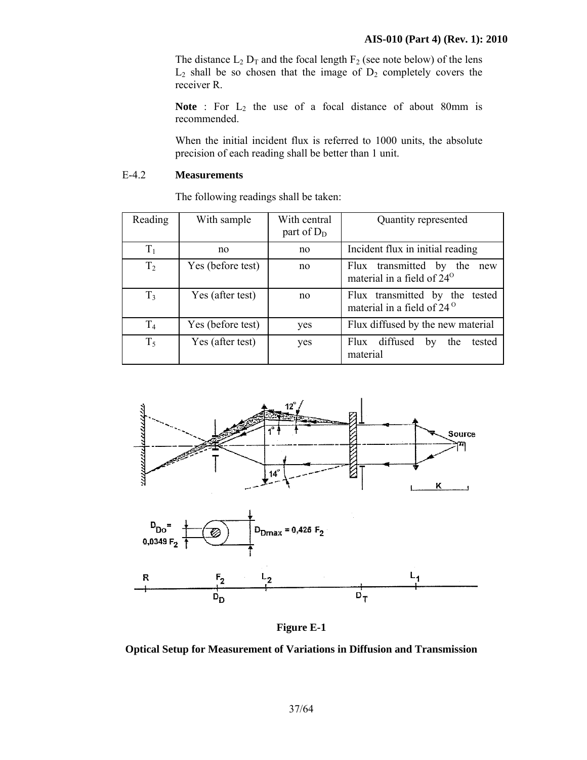The distance $L_2$ $D_T$ and the focal length $F_2$ (see note below) of the lens $L_2$ shall be so chosen that the image of $D_2$ completely covers the receiver R.

**Note** : For $L_2$ the use of a focal distance of about 80mm is recommended.

When the initial incident flux is referred to 1000 units, the absolute precision of each reading shall be better than 1 unit.

E-4.2 **Measurements**

The following readings shall be taken:

| Reading | With sample | With central part of $D_D$ | Quantity represented |
|---|---|---|---|
| $T_1$ | no | no | Incident flux in initial reading |
| $T_2$ | Yes (before test) | no | Flux transmitted by the new material in a field of 24$^O$ |
| $T_3$ | Yes (after test) | no | Flux transmitted by the tested material in a field of 24$^O$ |
| $T_4$ | Yes (before test) | yes | Flux diffused by the new material |
| $T_5$ | Yes (after test) | yes | Flux diffused by the tested material |

**Figure E-1**

**Optical Setup for Measurement of Variations in Diffusion and Transmission**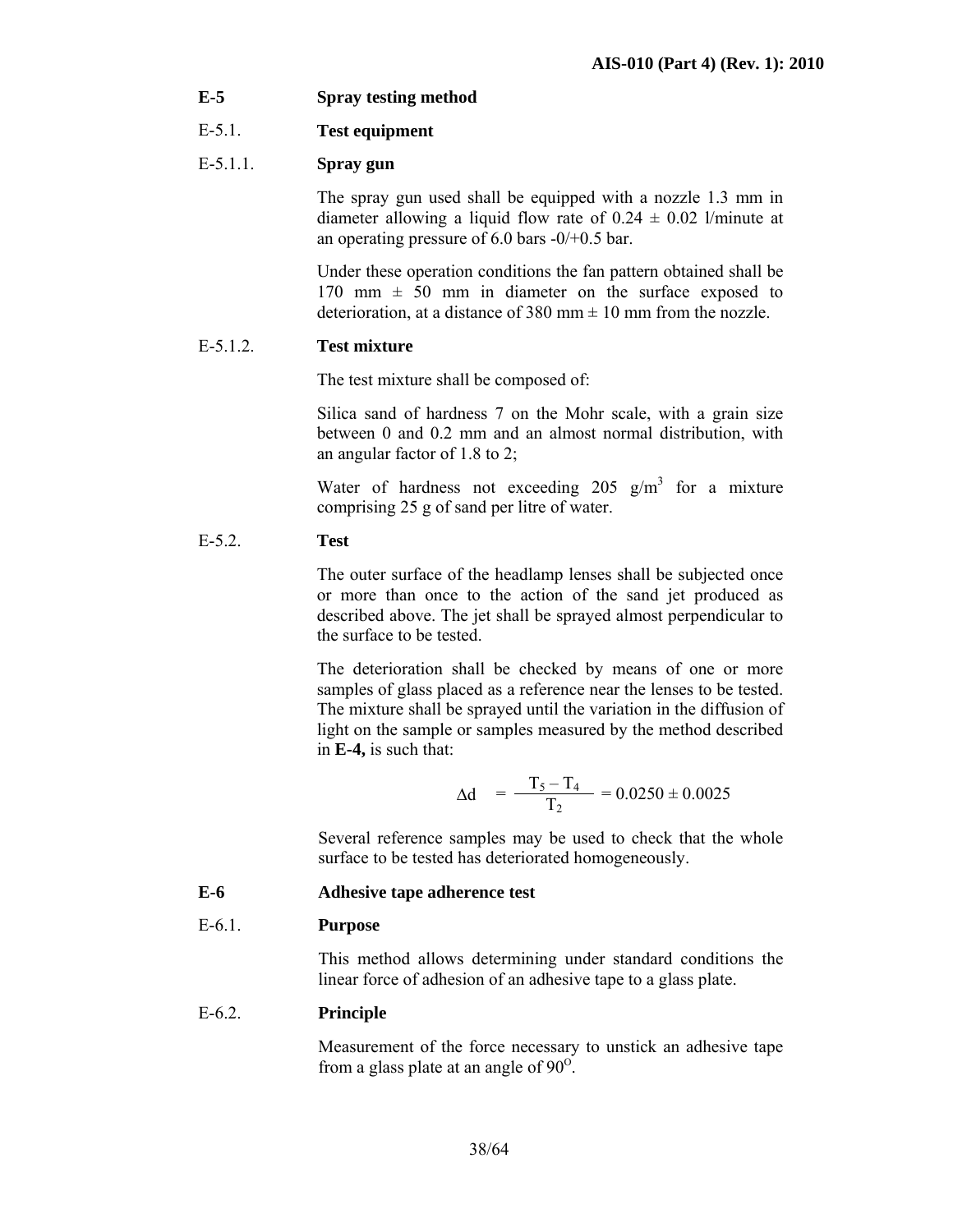**E-5 Spray testing method**

E-5.1. **Test equipment**

E-5.1.1. **Spray gun**

The spray gun used shall be equipped with a nozzle 1.3 mm in diameter allowing a liquid flow rate of 0.24 ± 0.02 l/minute at an operating pressure of 6.0 bars -0/+0.5 bar.

Under these operation conditions the fan pattern obtained shall be 170 mm ± 50 mm in diameter on the surface exposed to deterioration, at a distance of 380 mm ± 10 mm from the nozzle.

E-5.1.2. **Test mixture**

The test mixture shall be composed of:

Silica sand of hardness 7 on the Mohr scale, with a grain size between 0 and 0.2 mm and an almost normal distribution, with an angular factor of 1.8 to 2;

Water of hardness not exceeding 205 $g/m^3$ for a mixture comprising 25 g of sand per litre of water.

E-5.2. **Test**

The outer surface of the headlamp lenses shall be subjected once or more than once to the action of the sand jet produced as described above. The jet shall be sprayed almost perpendicular to the surface to be tested.

The deterioration shall be checked by means of one or more samples of glass placed as a reference near the lenses to be tested. The mixture shall be sprayed until the variation in the diffusion of light on the sample or samples measured by the method described in **E-4,** is such that:

$$\Delta d = \frac{T_5 - T_4}{T_2} = 0.0250 \pm 0.0025$$

Several reference samples may be used to check that the whole surface to be tested has deteriorated homogeneously.

**E-6 Adhesive tape adherence test**

E-6.1. **Purpose**

This method allows determining under standard conditions the linear force of adhesion of an adhesive tape to a glass plate.

E-6.2. **Principle**

Measurement of the force necessary to unstick an adhesive tape from a glass plate at an angle of $90^{O}$.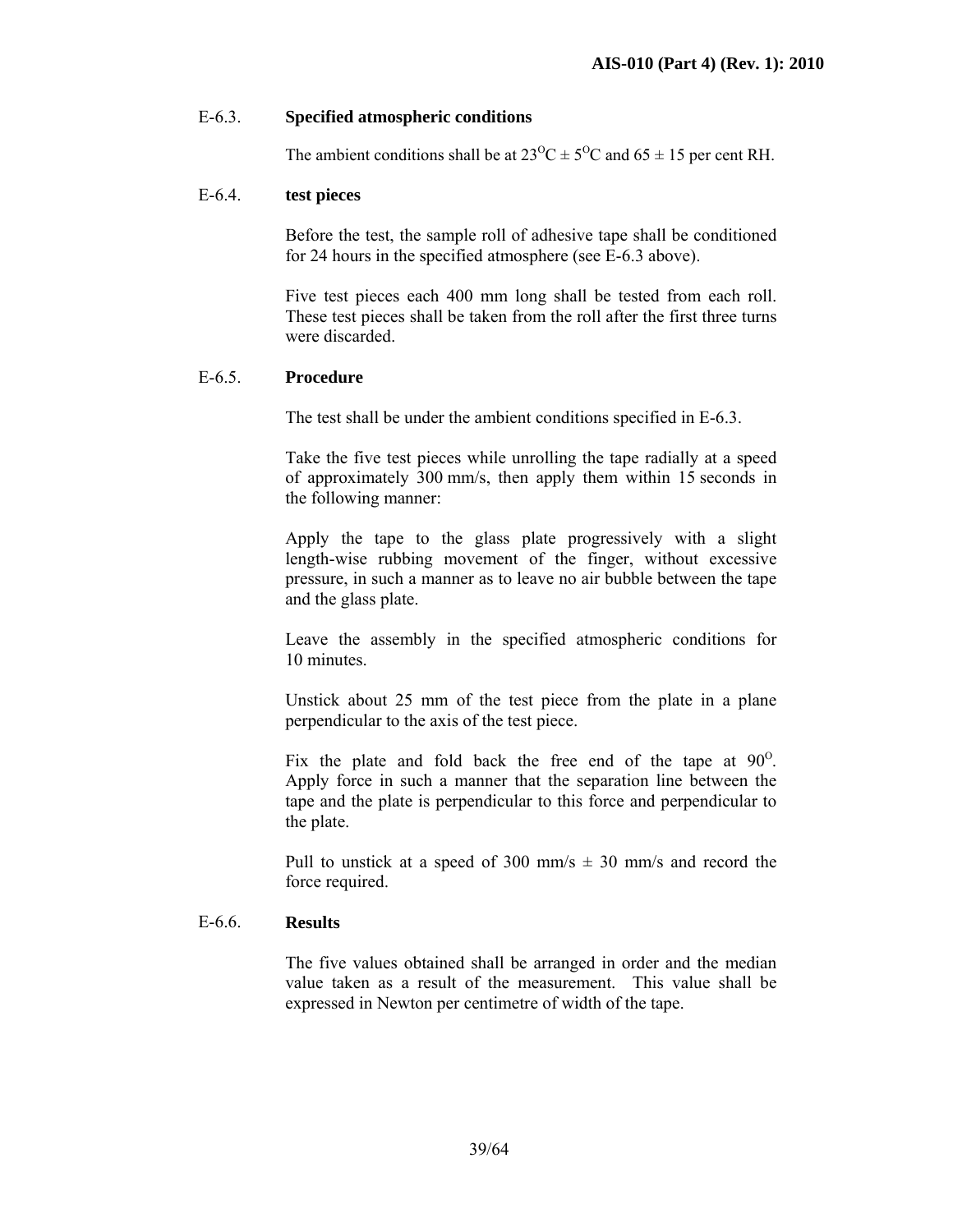**E-6.3. Specified atmospheric conditions**

The ambient conditions shall be at $23^{O}C \pm 5^{O}C$ and $65 \pm 15$ per cent RH.

**E-6.4. test pieces**

Before the test, the sample roll of adhesive tape shall be conditioned for 24 hours in the specified atmosphere (see E-6.3 above).

Five test pieces each 400 mm long shall be tested from each roll. These test pieces shall be taken from the roll after the first three turns were discarded.

**E-6.5. Procedure**

The test shall be under the ambient conditions specified in E-6.3.

Take the five test pieces while unrolling the tape radially at a speed of approximately 300 mm/s, then apply them within 15 seconds in the following manner:

Apply the tape to the glass plate progressively with a slight length-wise rubbing movement of the finger, without excessive pressure, in such a manner as to leave no air bubble between the tape and the glass plate.

Leave the assembly in the specified atmospheric conditions for 10 minutes.

Unstick about 25 mm of the test piece from the plate in a plane perpendicular to the axis of the test piece.

Fix the plate and fold back the free end of the tape at $90^{O}$. Apply force in such a manner that the separation line between the tape and the plate is perpendicular to this force and perpendicular to the plate.

Pull to unstick at a speed of 300 mm/s $\pm$ 30 mm/s and record the force required.

**E-6.6. Results**

The five values obtained shall be arranged in order and the median value taken as a result of the measurement. This value shall be expressed in Newton per centimetre of width of the tape.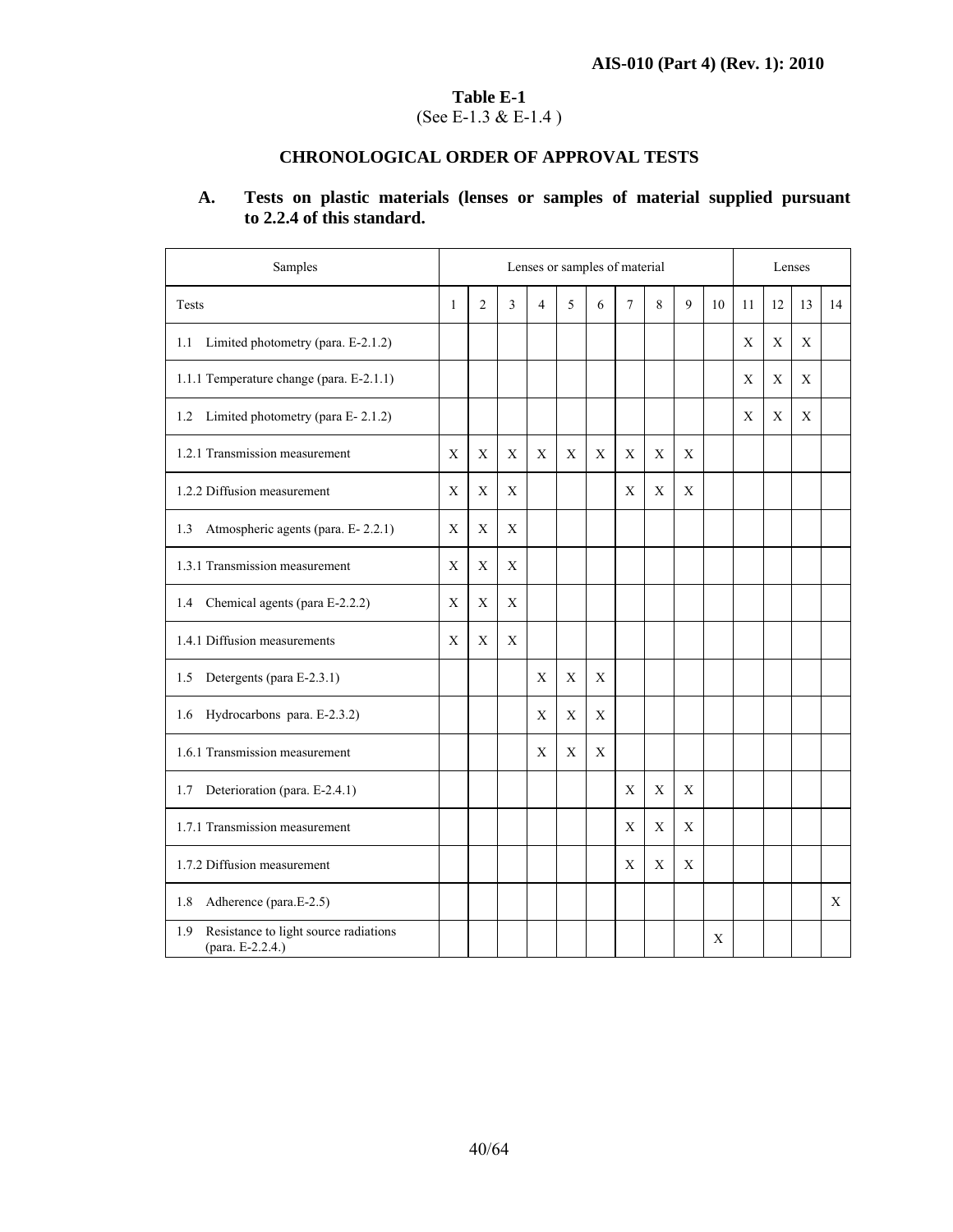**Table E-1**
(See E-1.3 & E-1.4 )

## CHRONOLOGICAL ORDER OF APPROVAL TESTS

**A. Tests on plastic materials (lenses or samples of material supplied pursuant to 2.2.4 of this standard.**

| Samples | Lenses or samples of material | | | | | | | | | | Lenses | | | |
|---|---|---|---|---|---|---|---|---|---|---|---|---|---|---|
| Tests | 1 | 2 | 3 | 4 | 5 | 6 | 7 | 8 | 9 | 10 | 11 | 12 | 13 | 14 |
| 1.1 Limited photometry (para. E-2.1.2) | | | | | | | | | | | X | X | X | |
| 1.1.1 Temperature change (para. E-2.1.1) | | | | | | | | | | | X | X | X | |
| 1.2 Limited photometry (para E- 2.1.2) | | | | | | | | | | | X | X | X | |
| 1.2.1 Transmission measurement | X | X | X | X | X | X | X | X | X | | | | | |
| 1.2.2 Diffusion measurement | X | X | X | | | | X | X | X | | | | | |
| 1.3 Atmospheric agents (para. E- 2.2.1) | X | X | X | | | | | | | | | | | |
| 1.3.1 Transmission measurement | X | X | X | | | | | | | | | | | |
| 1.4 Chemical agents (para E-2.2.2) | X | X | X | | | | | | | | | | | |
| 1.4.1 Diffusion measurements | X | X | X | | | | | | | | | | | |
| 1.5 Detergents (para E-2.3.1) | | | | X | X | X | | | | | | | | |
| 1.6 Hydrocarbons para. E-2.3.2) | | | | X | X | X | | | | | | | | |
| 1.6.1 Transmission measurement | | | | X | X | X | | | | | | | | |
| 1.7 Deterioration (para. E-2.4.1) | | | | | | | X | X | X | | | | | |
| 1.7.1 Transmission measurement | | | | | | | X | X | X | | | | | |
| 1.7.2 Diffusion measurement | | | | | | | X | X | X | | | | | |
| 1.8 Adherence (para.E-2.5) | | | | | | | | | | | | | | X |
| 1.9 Resistance to light source radiations (para. E-2.2.4.) | | | | | | | | | | X | | | | |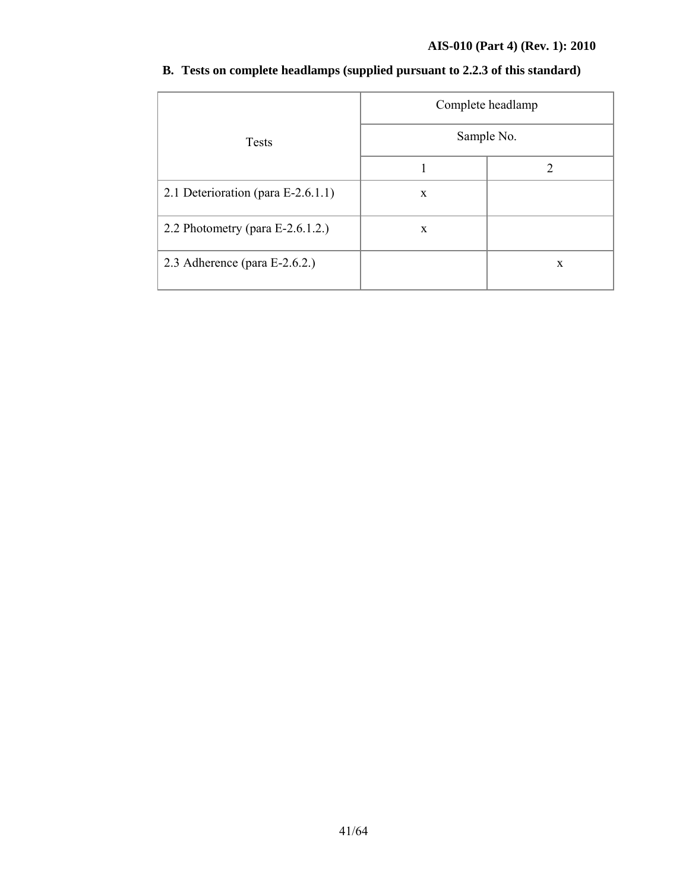**B. Tests on complete headlamps (supplied pursuant to 2.2.3 of this standard)**

| Tests | Complete headlamp | |
|---|---|---|
| | Sample No. | |
| | 1 | 2 |
| 2.1 Deterioration (para E-2.6.1.1) | x | |
| 2.2 Photometry (para E-2.6.1.2.) | x | |
| 2.3 Adherence (para E-2.6.2.) | | x |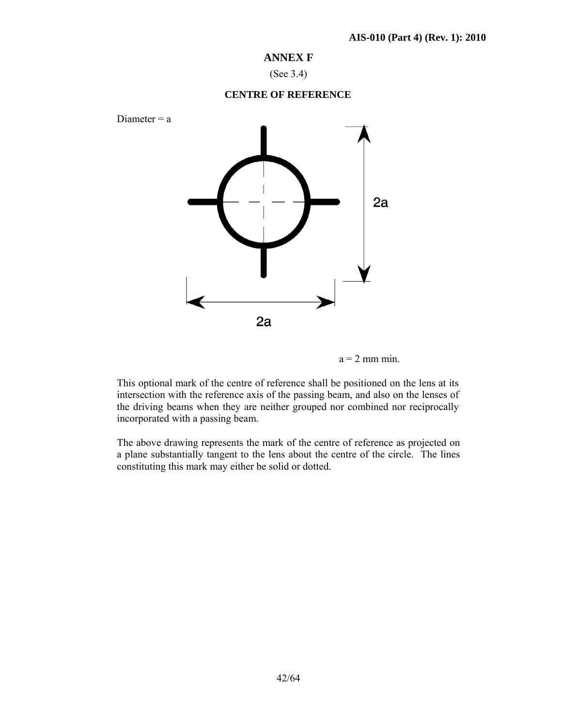## ANNEX F

(See 3.4)

### CENTRE OF REFERENCE

Diameter = a

2a

2a

a = 2 mm min.

This optional mark of the centre of reference shall be positioned on the lens at its intersection with the reference axis of the passing beam, and also on the lenses of the driving beams when they are neither grouped nor combined nor reciprocally incorporated with a passing beam.

The above drawing represents the mark of the centre of reference as projected on a plane substantially tangent to the lens about the centre of the circle. The lines constituting this mark may either be solid or dotted.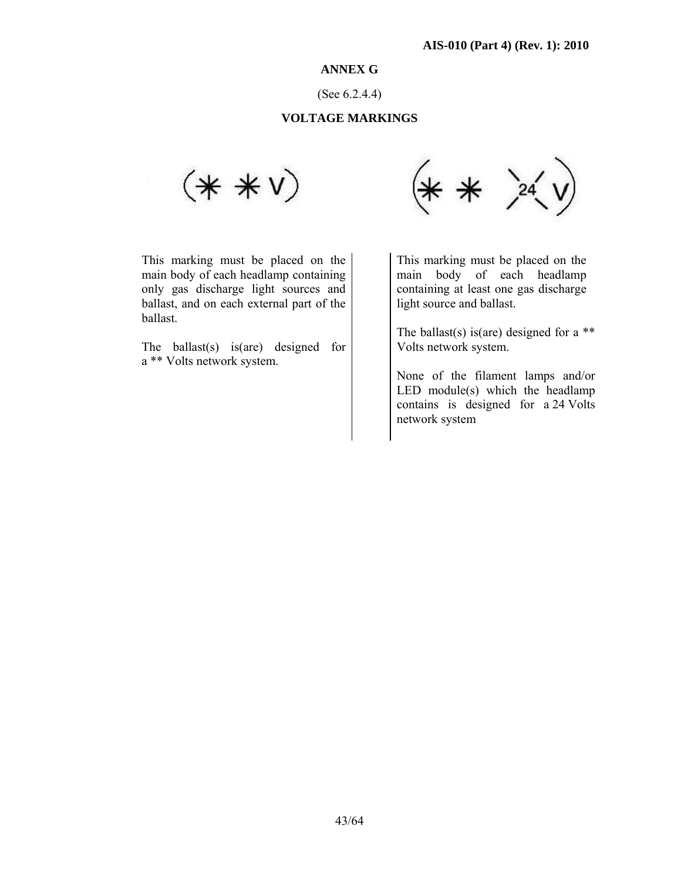## ANNEX G

(See 6.2.4.4)

### VOLTAGE MARKINGS

| (* * V) | (* * ⟩24⟨ V) |
|---|---|
| This marking must be placed on the main body of each headlamp containing only gas discharge light sources and ballast, and on each external part of the ballast.<br><br>The ballast(s) is(are) designed for a ** Volts network system. | This marking must be placed on the main body of each headlamp containing at least one gas discharge light source and ballast.<br><br>The ballast(s) is(are) designed for a ** Volts network system.<br><br>None of the filament lamps and/or LED module(s) which the headlamp contains is designed for a 24 Volts network system |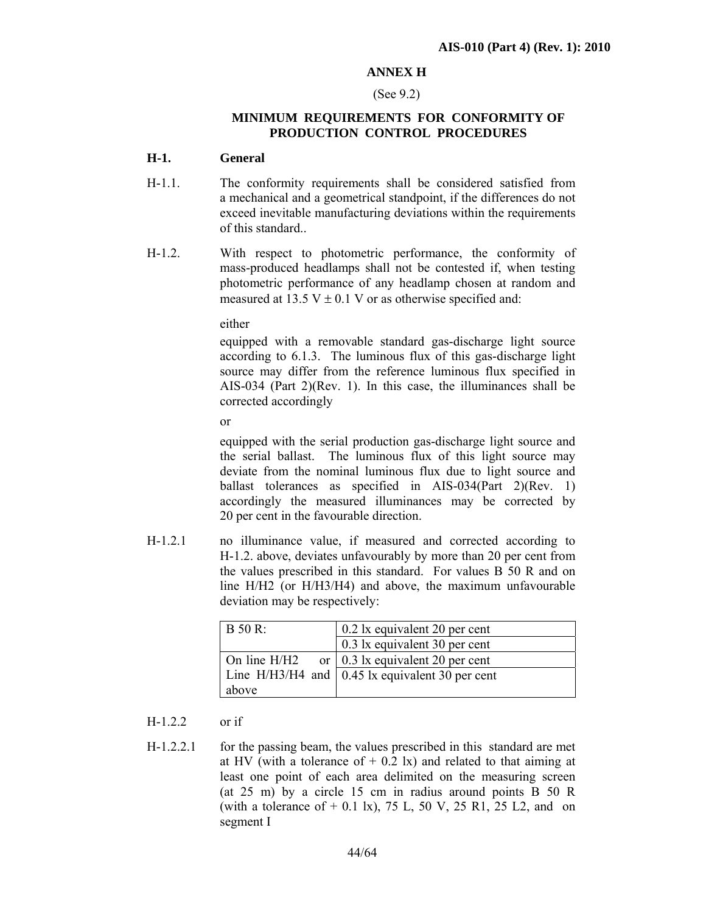# ANNEX H

(See 9.2)

## MINIMUM REQUIREMENTS FOR CONFORMITY OF PRODUCTION CONTROL PROCEDURES

### H-1. General

H-1.1. The conformity requirements shall be considered satisfied from a mechanical and a geometrical standpoint, if the differences do not exceed inevitable manufacturing deviations within the requirements of this standard..

H-1.2. With respect to photometric performance, the conformity of mass-produced headlamps shall not be contested if, when testing photometric performance of any headlamp chosen at random and measured at 13.5 V ± 0.1 V or as otherwise specified and:

either

equipped with a removable standard gas-discharge light source according to 6.1.3. The luminous flux of this gas-discharge light source may differ from the reference luminous flux specified in AIS-034 (Part 2)(Rev. 1). In this case, the illuminances shall be corrected accordingly

or

equipped with the serial production gas-discharge light source and the serial ballast. The luminous flux of this light source may deviate from the nominal luminous flux due to light source and ballast tolerances as specified in AIS-034(Part 2)(Rev. 1) accordingly the measured illuminances may be corrected by 20 per cent in the favourable direction.

H-1.2.1 no illuminance value, if measured and corrected according to H-1.2. above, deviates unfavourably by more than 20 per cent from the values prescribed in this standard. For values B 50 R and on line H/H2 (or H/H3/H4) and above, the maximum unfavourable deviation may be respectively:

| | |
|---|---|
| B 50 R: | 0.2 lx equivalent 20 per cent |
| | 0.3 lx equivalent 30 per cent |
| On line H/H2 or | 0.3 lx equivalent 20 per cent |
| Line H/H3/H4 and above | 0.45 lx equivalent 30 per cent |

H-1.2.2 or if

H-1.2.2.1 for the passing beam, the values prescribed in this standard are met at HV (with a tolerance of + 0.2 lx) and related to that aiming at least one point of each area delimited on the measuring screen (at 25 m) by a circle 15 cm in radius around points B 50 R (with a tolerance of + 0.1 lx), 75 L, 50 V, 25 R1, 25 L2, and on segment I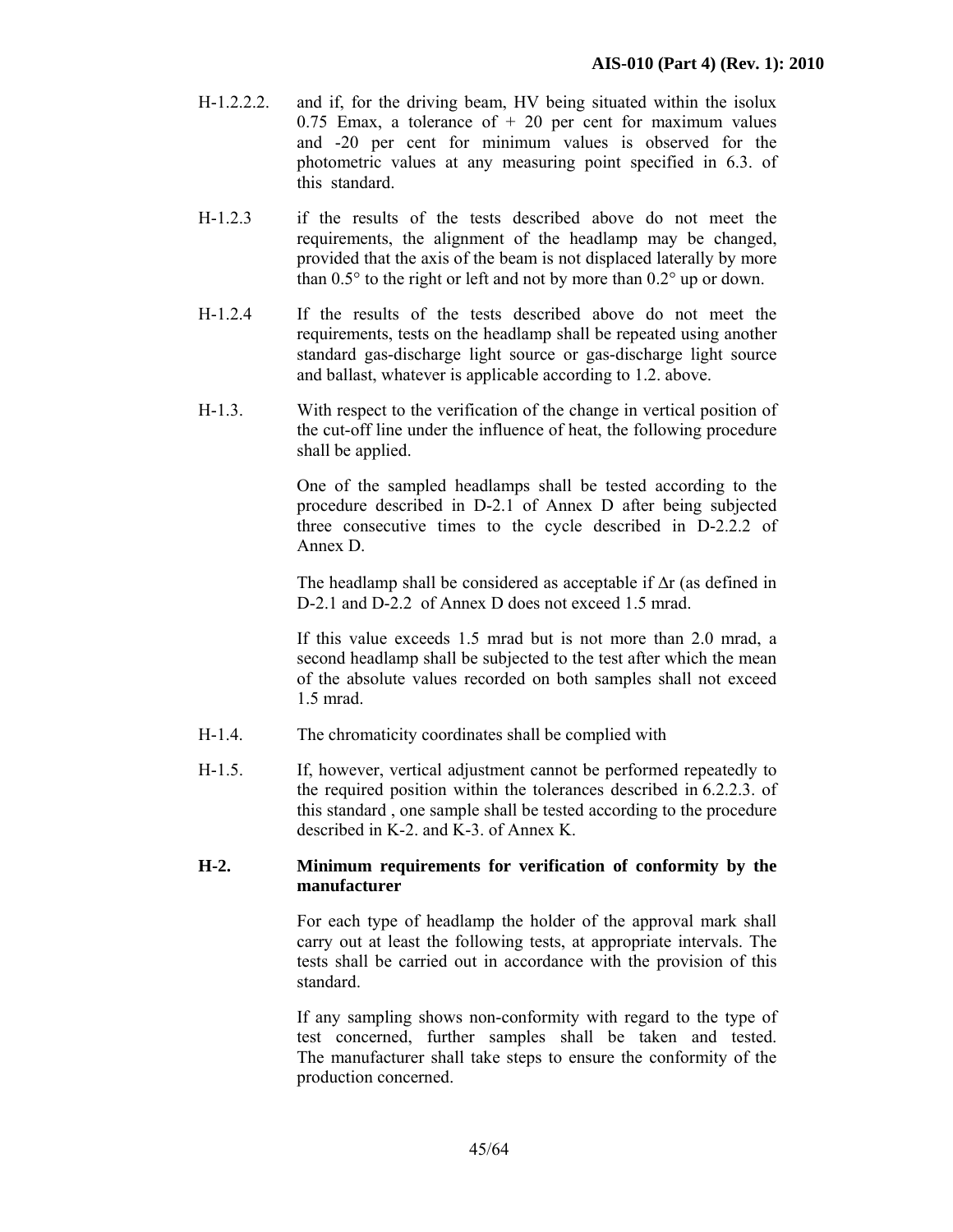H-1.2.2.2. and if, for the driving beam, HV being situated within the isolux 0.75 Emax, a tolerance of + 20 per cent for maximum values and -20 per cent for minimum values is observed for the photometric values at any measuring point specified in 6.3. of this standard.

H-1.2.3 if the results of the tests described above do not meet the requirements, the alignment of the headlamp may be changed, provided that the axis of the beam is not displaced laterally by more than 0.5° to the right or left and not by more than 0.2° up or down.

H-1.2.4 If the results of the tests described above do not meet the requirements, tests on the headlamp shall be repeated using another standard gas-discharge light source or gas-discharge light source and ballast, whatever is applicable according to 1.2. above.

H-1.3. With respect to the verification of the change in vertical position of the cut-off line under the influence of heat, the following procedure shall be applied.

One of the sampled headlamps shall be tested according to the procedure described in D-2.1 of Annex D after being subjected three consecutive times to the cycle described in D-2.2.2 of Annex D.

The headlamp shall be considered as acceptable if Δr (as defined in D-2.1 and D-2.2 of Annex D does not exceed 1.5 mrad.

If this value exceeds 1.5 mrad but is not more than 2.0 mrad, a second headlamp shall be subjected to the test after which the mean of the absolute values recorded on both samples shall not exceed 1.5 mrad.

H-1.4. The chromaticity coordinates shall be complied with

H-1.5. If, however, vertical adjustment cannot be performed repeatedly to the required position within the tolerances described in 6.2.2.3. of this standard , one sample shall be tested according to the procedure described in K-2. and K-3. of Annex K.

## H-2. Minimum requirements for verification of conformity by the manufacturer

For each type of headlamp the holder of the approval mark shall carry out at least the following tests, at appropriate intervals. The tests shall be carried out in accordance with the provision of this standard.

If any sampling shows non-conformity with regard to the type of test concerned, further samples shall be taken and tested. The manufacturer shall take steps to ensure the conformity of the production concerned.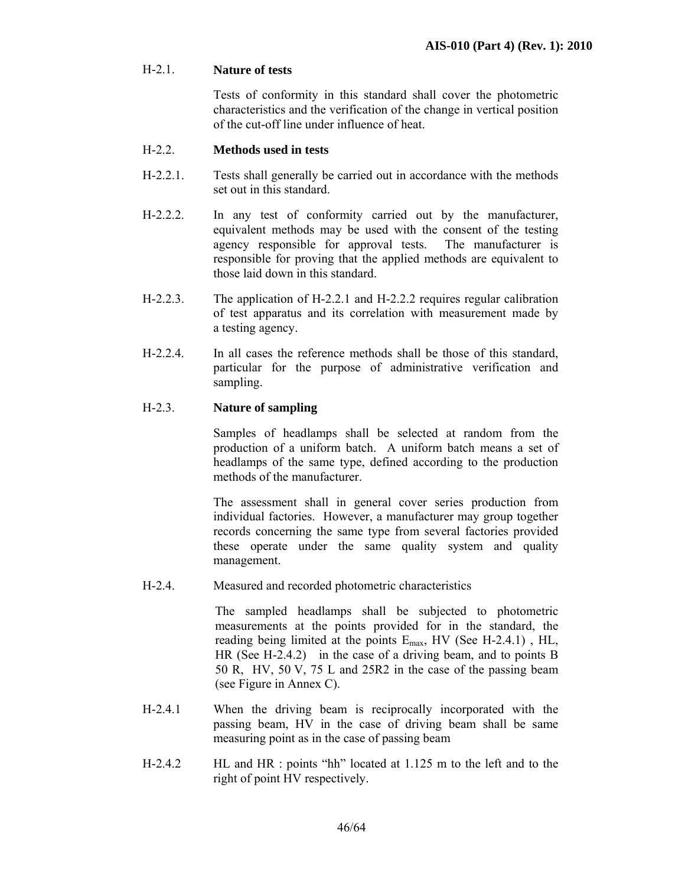H-2.1. **Nature of tests**

Tests of conformity in this standard shall cover the photometric characteristics and the verification of the change in vertical position of the cut-off line under influence of heat.

H-2.2. **Methods used in tests**

H-2.2.1. Tests shall generally be carried out in accordance with the methods set out in this standard.

H-2.2.2. In any test of conformity carried out by the manufacturer, equivalent methods may be used with the consent of the testing agency responsible for approval tests. The manufacturer is responsible for proving that the applied methods are equivalent to those laid down in this standard.

H-2.2.3. The application of H-2.2.1 and H-2.2.2 requires regular calibration of test apparatus and its correlation with measurement made by a testing agency.

H-2.2.4. In all cases the reference methods shall be those of this standard, particular for the purpose of administrative verification and sampling.

H-2.3. **Nature of sampling**

Samples of headlamps shall be selected at random from the production of a uniform batch. A uniform batch means a set of headlamps of the same type, defined according to the production methods of the manufacturer.

The assessment shall in general cover series production from individual factories. However, a manufacturer may group together records concerning the same type from several factories provided these operate under the same quality system and quality management.

H-2.4. Measured and recorded photometric characteristics

The sampled headlamps shall be subjected to photometric measurements at the points provided for in the standard, the reading being limited at the points $E_{max}$, HV (See H-2.4.1) , HL, HR (See H-2.4.2) in the case of a driving beam, and to points B 50 R, HV, 50 V, 75 L and 25R2 in the case of the passing beam (see Figure in Annex C).

H-2.4.1 When the driving beam is reciprocally incorporated with the passing beam, HV in the case of driving beam shall be same measuring point as in the case of passing beam

H-2.4.2 HL and HR : points "hh" located at 1.125 m to the left and to the right of point HV respectively.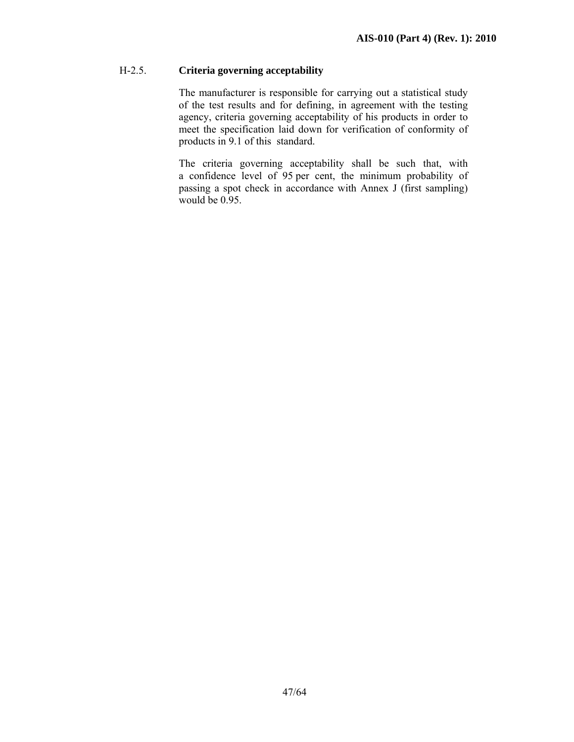### H-2.5. Criteria governing acceptability

The manufacturer is responsible for carrying out a statistical study of the test results and for defining, in agreement with the testing agency, criteria governing acceptability of his products in order to meet the specification laid down for verification of conformity of products in 9.1 of this standard.

The criteria governing acceptability shall be such that, with a confidence level of 95 per cent, the minimum probability of passing a spot check in accordance with Annex J (first sampling) would be 0.95.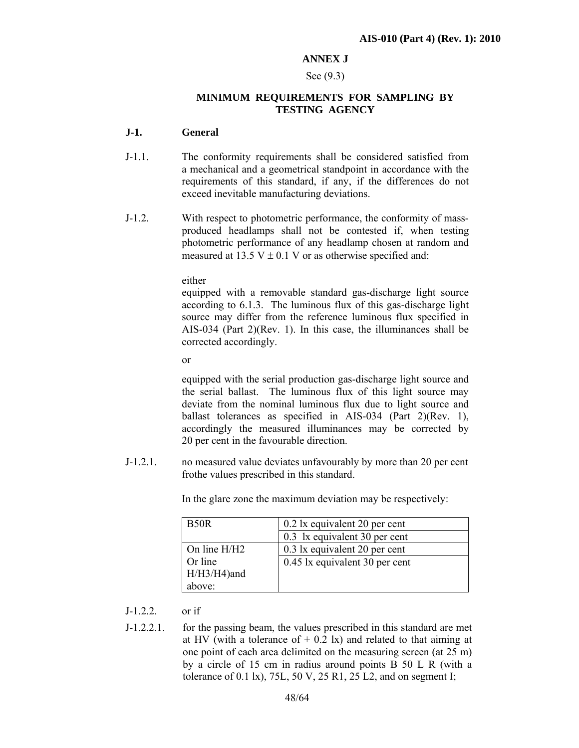## ANNEX J

See (9.3)

### MINIMUM REQUIREMENTS FOR SAMPLING BY TESTING AGENCY

**J-1. General**

J-1.1. The conformity requirements shall be considered satisfied from a mechanical and a geometrical standpoint in accordance with the requirements of this standard, if any, if the differences do not exceed inevitable manufacturing deviations.

J-1.2. With respect to photometric performance, the conformity of mass-produced headlamps shall not be contested if, when testing photometric performance of any headlamp chosen at random and measured at 13.5 V ± 0.1 V or as otherwise specified and:

either

equipped with a removable standard gas-discharge light source according to 6.1.3. The luminous flux of this gas-discharge light source may differ from the reference luminous flux specified in AIS-034 (Part 2)(Rev. 1). In this case, the illuminances shall be corrected accordingly.

or

equipped with the serial production gas-discharge light source and the serial ballast. The luminous flux of this light source may deviate from the nominal luminous flux due to light source and ballast tolerances as specified in AIS-034 (Part 2)(Rev. 1), accordingly the measured illuminances may be corrected by 20 per cent in the favourable direction.

J-1.2.1. no measured value deviates unfavourably by more than 20 per cent frothe values prescribed in this standard.

In the glare zone the maximum deviation may be respectively:

| B50R | 0.2 lx equivalent 20 per cent |
|---|---|
| | 0.3 lx equivalent 30 per cent |
| On line H/H2 Or line H/H3/H4)and above: | 0.3 lx equivalent 20 per cent |
| | 0.45 lx equivalent 30 per cent |

J-1.2.2. or if

J-1.2.2.1. for the passing beam, the values prescribed in this standard are met at HV (with a tolerance of + 0.2 lx) and related to that aiming at one point of each area delimited on the measuring screen (at 25 m) by a circle of 15 cm in radius around points B 50 L R (with a tolerance of 0.1 lx), 75L, 50 V, 25 R1, 25 L2, and on segment I;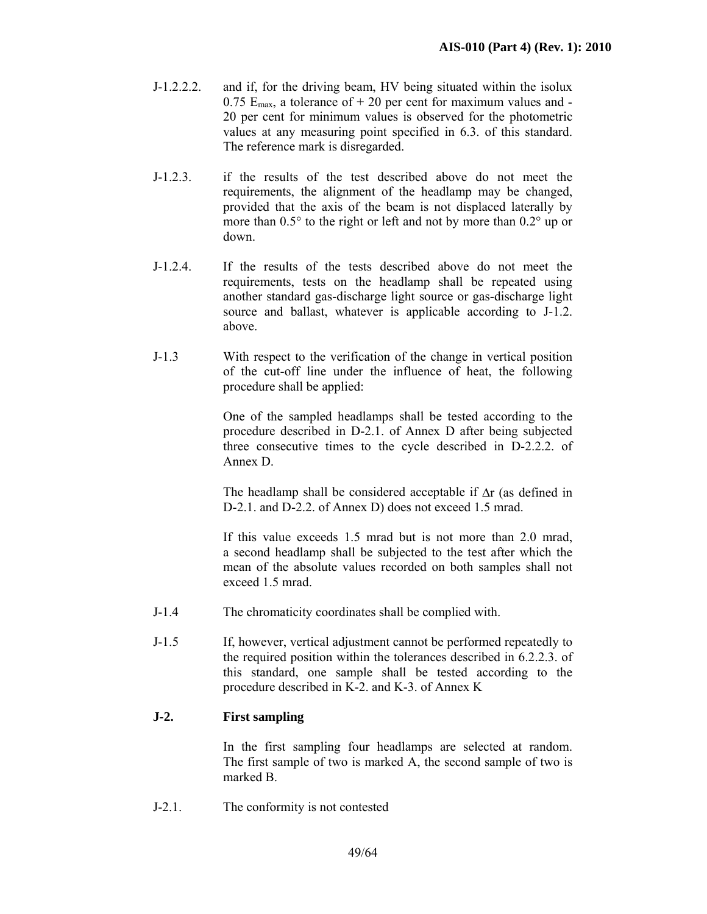J-1.2.2.2. and if, for the driving beam, HV being situated within the isolux 0.75 $E_{max}$, a tolerance of + 20 per cent for maximum values and - 20 per cent for minimum values is observed for the photometric values at any measuring point specified in 6.3. of this standard. The reference mark is disregarded.

J-1.2.3. if the results of the test described above do not meet the requirements, the alignment of the headlamp may be changed, provided that the axis of the beam is not displaced laterally by more than 0.5° to the right or left and not by more than 0.2° up or down.

J-1.2.4. If the results of the tests described above do not meet the requirements, tests on the headlamp shall be repeated using another standard gas-discharge light source or gas-discharge light source and ballast, whatever is applicable according to J-1.2. above.

J-1.3 With respect to the verification of the change in vertical position of the cut-off line under the influence of heat, the following procedure shall be applied:

One of the sampled headlamps shall be tested according to the procedure described in D-2.1. of Annex D after being subjected three consecutive times to the cycle described in D-2.2.2. of Annex D.

The headlamp shall be considered acceptable if $\Delta r$ (as defined in D-2.1. and D-2.2. of Annex D) does not exceed 1.5 mrad.

If this value exceeds 1.5 mrad but is not more than 2.0 mrad, a second headlamp shall be subjected to the test after which the mean of the absolute values recorded on both samples shall not exceed 1.5 mrad.

J-1.4 The chromaticity coordinates shall be complied with.

J-1.5 If, however, vertical adjustment cannot be performed repeatedly to the required position within the tolerances described in 6.2.2.3. of this standard, one sample shall be tested according to the procedure described in K-2. and K-3. of Annex K

**J-2. First sampling**

In the first sampling four headlamps are selected at random. The first sample of two is marked A, the second sample of two is marked B.

J-2.1. The conformity is not contested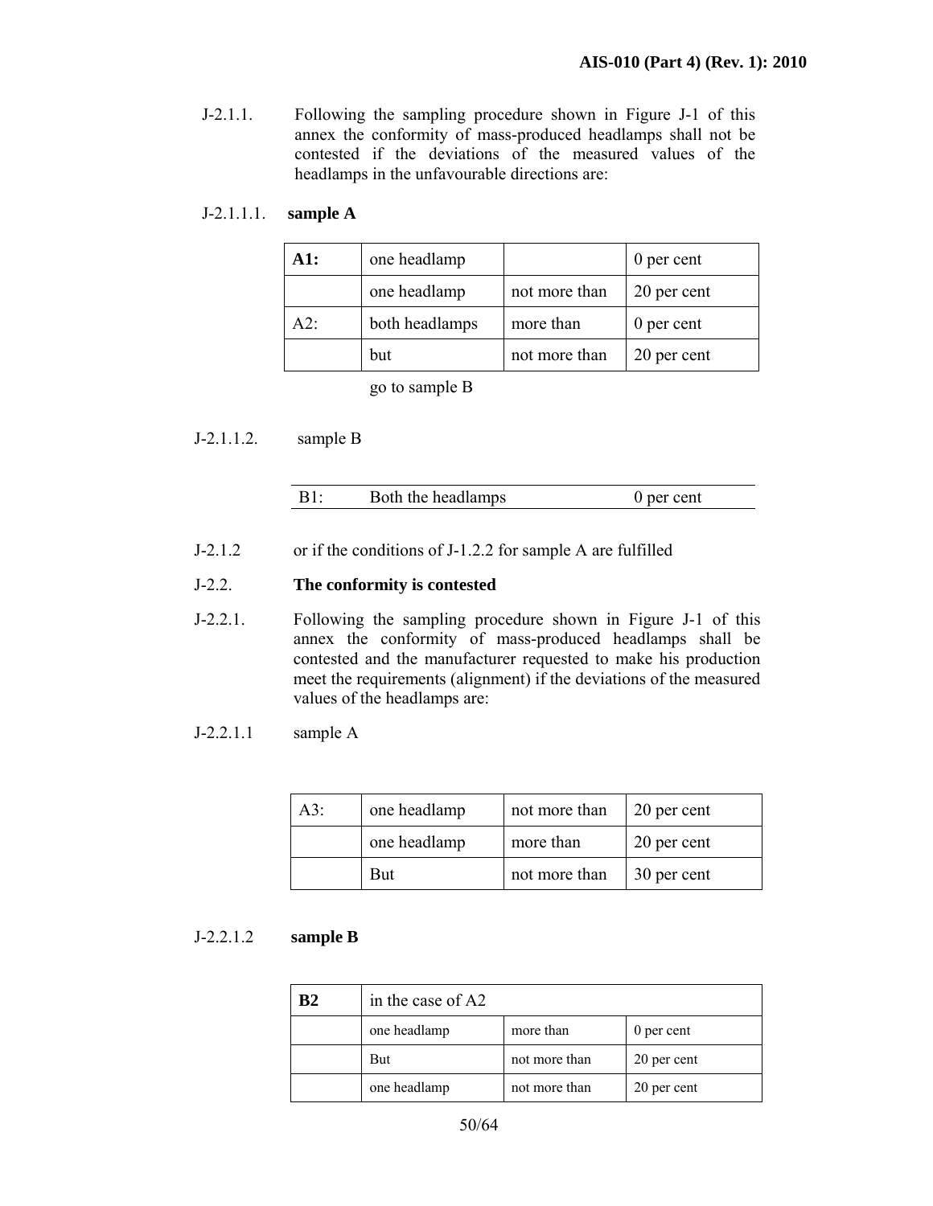J-2.1.1. Following the sampling procedure shown in Figure J-1 of this annex the conformity of mass-produced headlamps shall not be contested if the deviations of the measured values of the headlamps in the unfavourable directions are:

J-2.1.1.1. **sample A**

| **A1:** | one headlamp | | 0 per cent |
|---|---|---|---|
| | one headlamp | not more than | 20 per cent |
| A2: | both headlamps | more than | 0 per cent |
| | but | not more than | 20 per cent |

go to sample B

J-2.1.1.2. sample B

| B1: | Both the headlamps | 0 per cent |
|---|---|---|

J-2.1.2 or if the conditions of J-1.2.2 for sample A are fulfilled

J-2.2. **The conformity is contested**

J-2.2.1. Following the sampling procedure shown in Figure J-1 of this annex the conformity of mass-produced headlamps shall be contested and the manufacturer requested to make his production meet the requirements (alignment) if the deviations of the measured values of the headlamps are:

J-2.2.1.1 sample A

| A3: | one headlamp | not more than | 20 per cent |
|---|---|---|---|
| | one headlamp | more than | 20 per cent |
| | But | not more than | 30 per cent |

J-2.2.1.2 **sample B**

| **B2** | in the case of A2 | | |
|---|---|---|---|
| | one headlamp | more than | 0 per cent |
| | But | not more than | 20 per cent |
| | one headlamp | not more than | 20 per cent |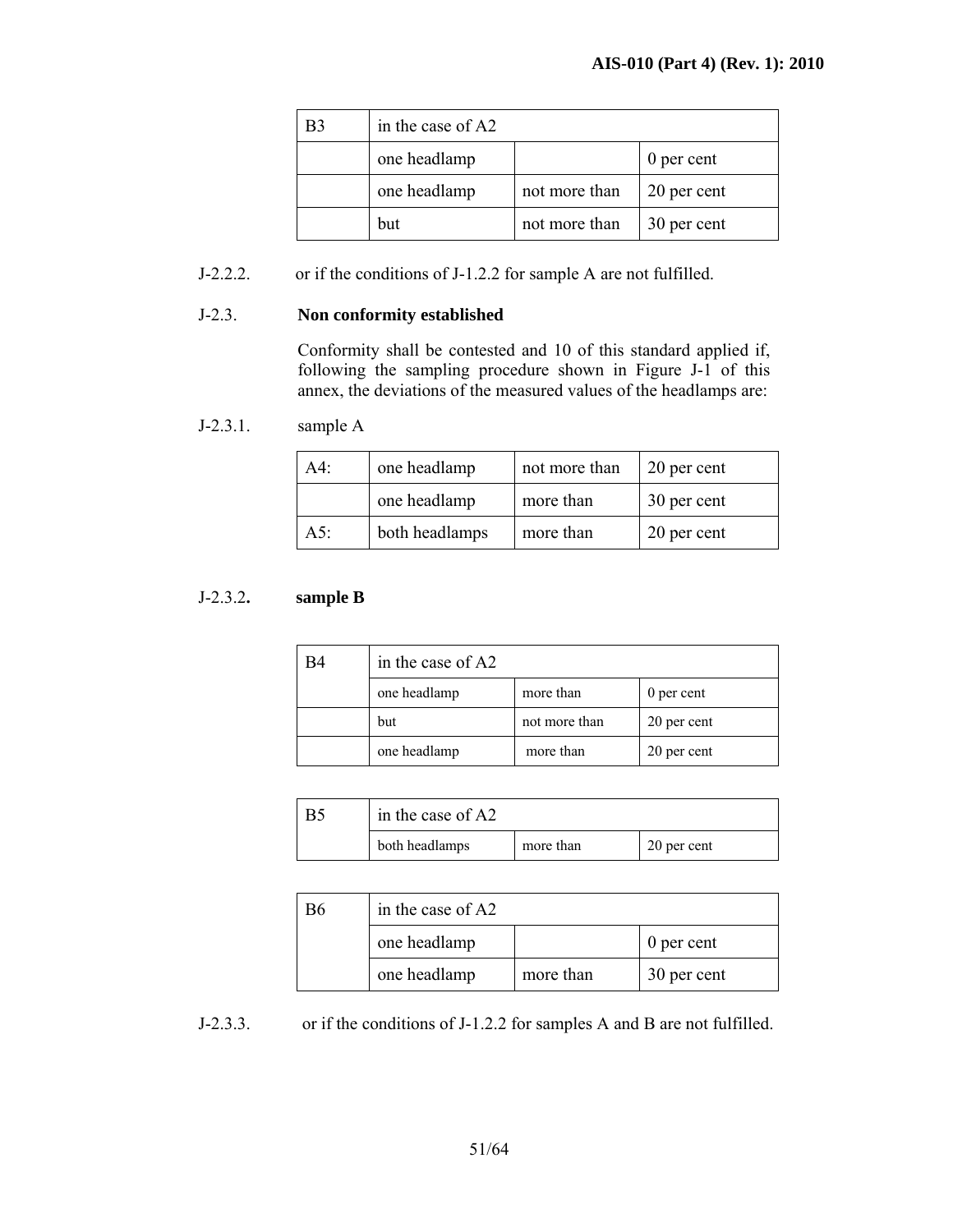| B3 | in the case of A2 | | |
|---|---|---|---|
| | one headlamp | | 0 per cent |
| | one headlamp | not more than | 20 per cent |
| | but | not more than | 30 per cent |

J-2.2.2. or if the conditions of J-1.2.2 for sample A are not fulfilled.

J-2.3. **Non conformity established**

Conformity shall be contested and 10 of this standard applied if, following the sampling procedure shown in Figure J-1 of this annex, the deviations of the measured values of the headlamps are:

J-2.3.1. sample A

| A4: | one headlamp | not more than | 20 per cent |
|---|---|---|---|
| | one headlamp | more than | 30 per cent |
| A5: | both headlamps | more than | 20 per cent |

J-2.3.2**.** **sample B**

| B4 | in the case of A2 | | |
|---|---|---|---|
| | one headlamp | more than | 0 per cent |
| | but | not more than | 20 per cent |
| | one headlamp | more than | 20 per cent |

| B5 | in the case of A2 | | |
|---|---|---|---|
| | both headlamps | more than | 20 per cent |

| B6 | in the case of A2 | | |
|---|---|---|---|
| | one headlamp | | 0 per cent |
| | one headlamp | more than | 30 per cent |

J-2.3.3. or if the conditions of J-1.2.2 for samples A and B are not fulfilled.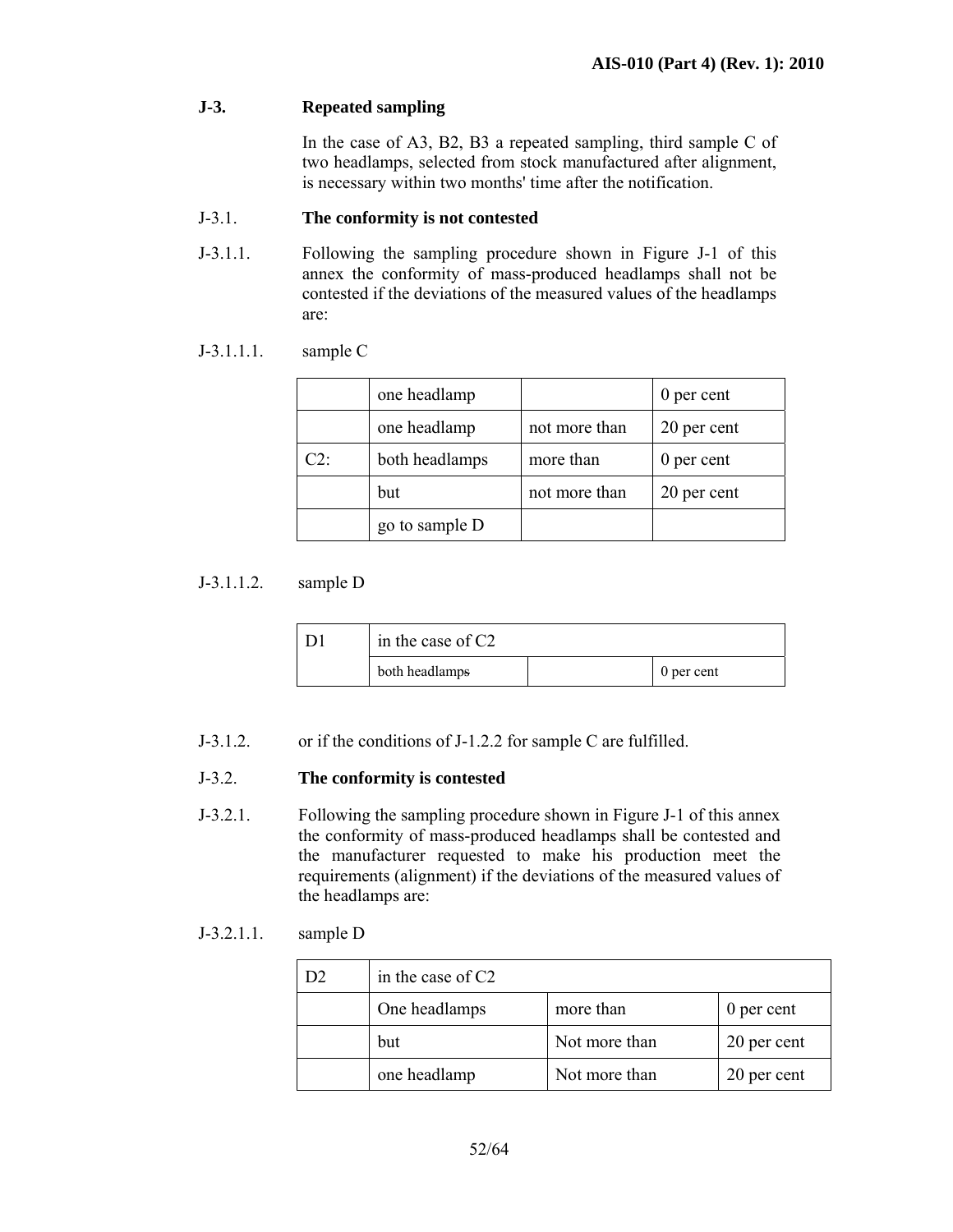### J-3. Repeated sampling

In the case of A3, B2, B3 a repeated sampling, third sample C of two headlamps, selected from stock manufactured after alignment, is necessary within two months' time after the notification.

J-3.1. **The conformity is not contested**

J-3.1.1. Following the sampling procedure shown in Figure J-1 of this annex the conformity of mass-produced headlamps shall not be contested if the deviations of the measured values of the headlamps are:

J-3.1.1.1. sample C

| | | | |
|---|---|---|---|
| | one headlamp | | 0 per cent |
| | one headlamp | not more than | 20 per cent |
| C2: | both headlamps | more than | 0 per cent |
| | but | not more than | 20 per cent |
| | go to sample D | | |

J-3.1.1.2. sample D

| | | | |
|---|---|---|---|
| D1 | in the case of C2 | | |
| | both headlamps | | 0 per cent |

J-3.1.2. or if the conditions of J-1.2.2 for sample C are fulfilled.

J-3.2. **The conformity is contested**

J-3.2.1. Following the sampling procedure shown in Figure J-1 of this annex the conformity of mass-produced headlamps shall be contested and the manufacturer requested to make his production meet the requirements (alignment) if the deviations of the measured values of the headlamps are:

J-3.2.1.1. sample D

| | | | |
|---|---|---|---|
| D2 | in the case of C2 | | |
| | One headlamps | more than | 0 per cent |
| | but | Not more than | 20 per cent |
| | one headlamp | Not more than | 20 per cent |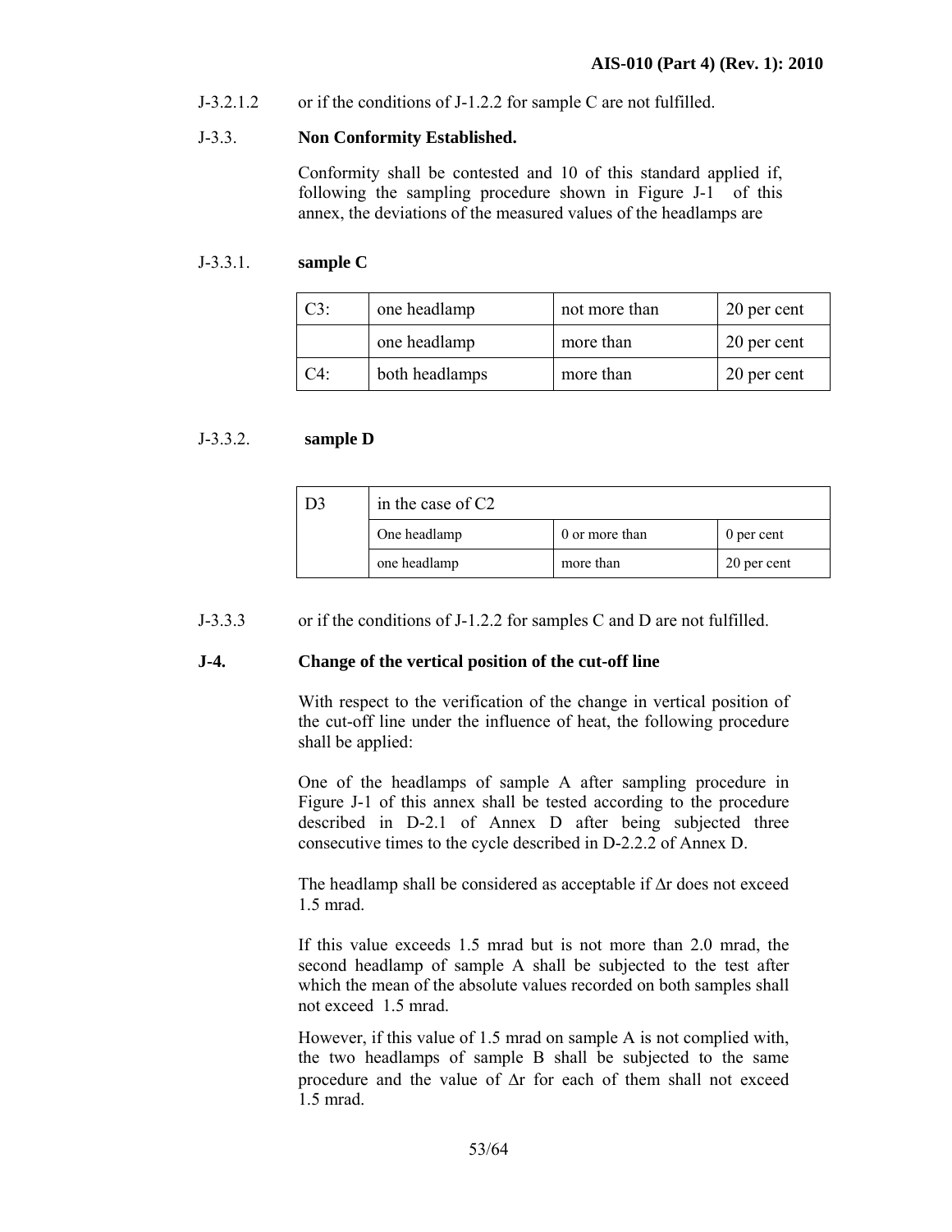J-3.2.1.2 or if the conditions of J-1.2.2 for sample C are not fulfilled.

J-3.3. **Non Conformity Established.**

Conformity shall be contested and 10 of this standard applied if, following the sampling procedure shown in Figure J-1 of this annex, the deviations of the measured values of the headlamps are

J-3.3.1. **sample C**

| C3: | one headlamp | not more than | 20 per cent |
|---|---|---|---|
| | one headlamp | more than | 20 per cent |
| C4: | both headlamps | more than | 20 per cent |

J-3.3.2. **sample D**

| D3 | in the case of C2 | | |
|---|---|---|---|
| | One headlamp | 0 or more than | 0 per cent |
| | one headlamp | more than | 20 per cent |

J-3.3.3 or if the conditions of J-1.2.2 for samples C and D are not fulfilled.

**J-4. Change of the vertical position of the cut-off line**

With respect to the verification of the change in vertical position of the cut-off line under the influence of heat, the following procedure shall be applied:

One of the headlamps of sample A after sampling procedure in Figure J-1 of this annex shall be tested according to the procedure described in D-2.1 of Annex D after being subjected three consecutive times to the cycle described in D-2.2.2 of Annex D.

The headlamp shall be considered as acceptable if $\Delta r$ does not exceed 1.5 mrad.

If this value exceeds 1.5 mrad but is not more than 2.0 mrad, the second headlamp of sample A shall be subjected to the test after which the mean of the absolute values recorded on both samples shall not exceed 1.5 mrad.

However, if this value of 1.5 mrad on sample A is not complied with, the two headlamps of sample B shall be subjected to the same procedure and the value of $\Delta r$ for each of them shall not exceed 1.5 mrad.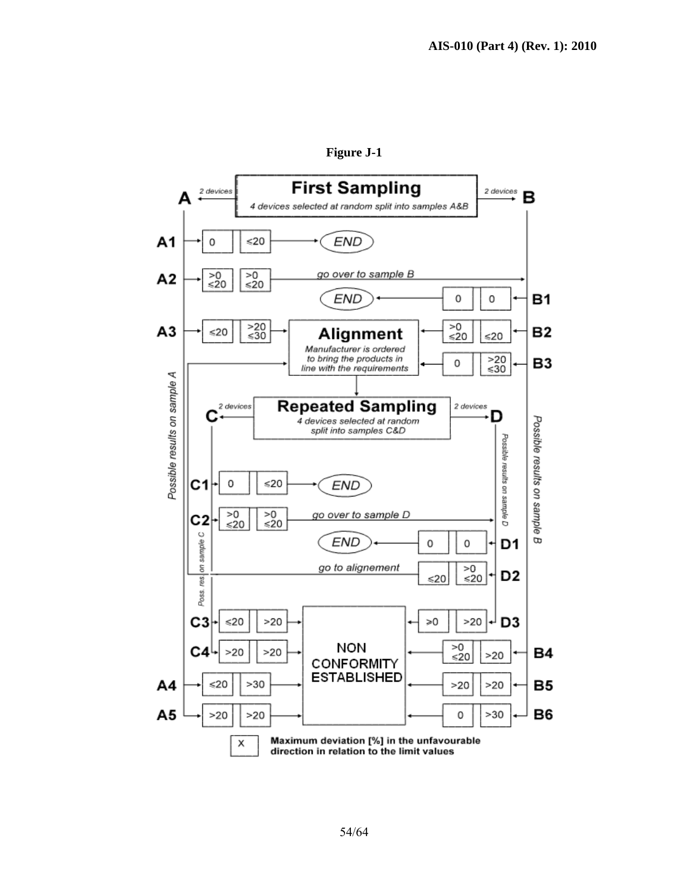**Figure J-1**

**First Sampling**

*4 devices selected at random split into samples A&B*

A ← 2 devices | 2 devices → B

*Possible results on sample A* / *Possible results on sample B*

| Case | Result 1 | Result 2 | Outcome |
|---|---|---|---|
| A1 | 0 | ≤20 | END |
| A2 | >0 ≤20 | >0 ≤20 | go over to sample B |
| B1 | 0 | 0 | END |
| A3 | ≤20 | >20 ≤30 | Alignment |
| B2 | >0 ≤20 | ≤20 | Alignment |
| B3 | 0 | >20 ≤30 | Alignment |
| A4 | ≤20 | >30 | NON CONFORMITY ESTABLISHED |
| A5 | >20 | >20 | NON CONFORMITY ESTABLISHED |
| B4 | >0 ≤20 | >20 | NON CONFORMITY ESTABLISHED |
| B5 | >20 | >20 | NON CONFORMITY ESTABLISHED |
| B6 | 0 | >30 | NON CONFORMITY ESTABLISHED |

**Alignment**

*Manufacturer is ordered to bring the products in line with the requirements*

**Repeated Sampling**

*4 devices selected at random split into samples C&D*

C ← 2 devices | 2 devices → D

*Poss. res. on sample C* / *Possible results on sample D*

| Case | Result 1 | Result 2 | Outcome |
|---|---|---|---|
| C1 | 0 | ≤20 | END |
| C2 | >0 ≤20 | >0 ≤20 | go over to sample D |
| D1 | 0 | 0 | END |
| D2 | ≤20 | >0 ≤20 | go to alignement |
| C3 | ≤20 | >20 | NON CONFORMITY ESTABLISHED |
| C4 | >20 | >20 | NON CONFORMITY ESTABLISHED |
| D3 | ≥0 | >20 | NON CONFORMITY ESTABLISHED |

X = Maximum deviation [%] in the unfavourable direction in relation to the limit values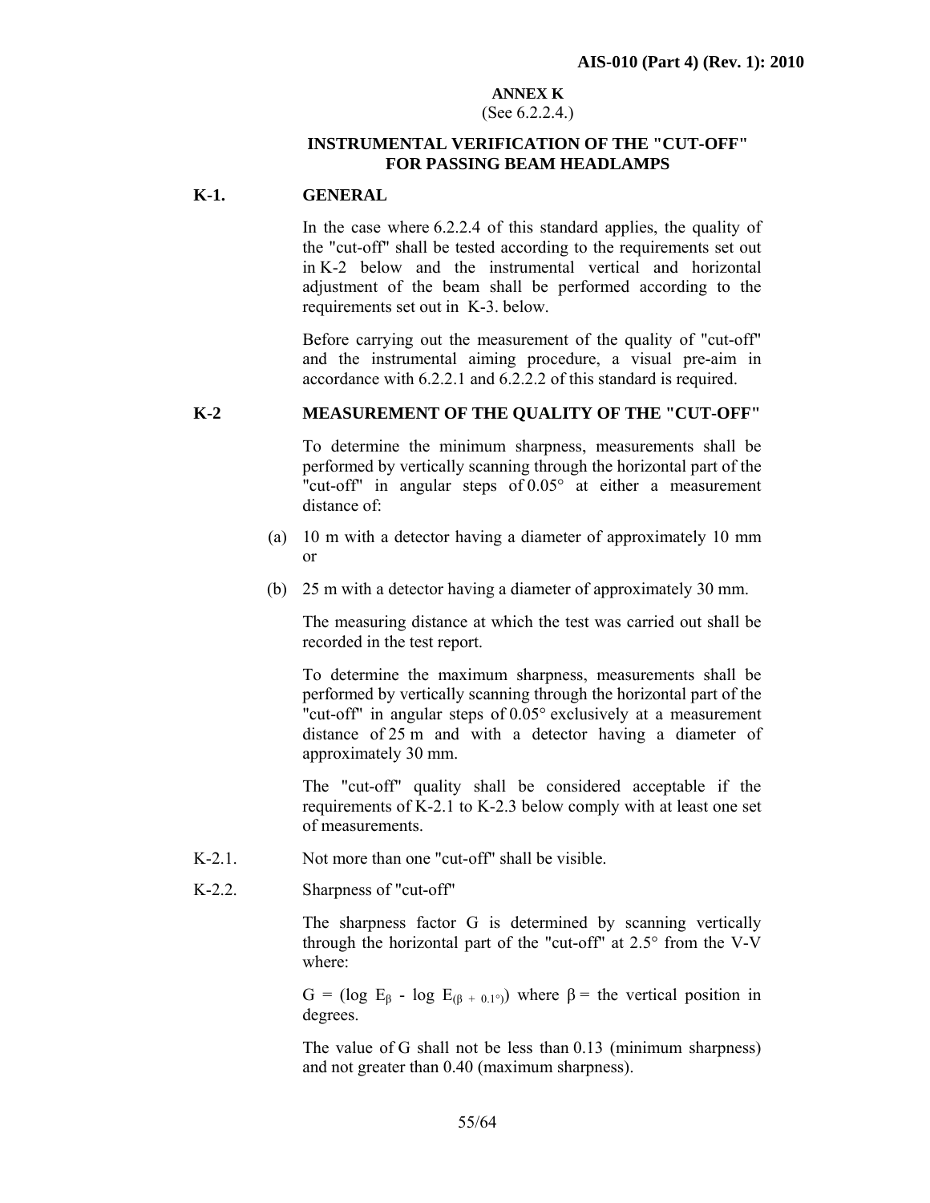# ANNEX K

(See 6.2.2.4.)

## INSTRUMENTAL VERIFICATION OF THE "CUT-OFF" FOR PASSING BEAM HEADLAMPS

### K-1. GENERAL

In the case where 6.2.2.4 of this standard applies, the quality of the "cut-off" shall be tested according to the requirements set out in K-2 below and the instrumental vertical and horizontal adjustment of the beam shall be performed according to the requirements set out in K-3. below.

Before carrying out the measurement of the quality of "cut-off" and the instrumental aiming procedure, a visual pre-aim in accordance with 6.2.2.1 and 6.2.2.2 of this standard is required.

### K-2 MEASUREMENT OF THE QUALITY OF THE "CUT-OFF"

To determine the minimum sharpness, measurements shall be performed by vertically scanning through the horizontal part of the "cut-off" in angular steps of 0.05° at either a measurement distance of:

(a) 10 m with a detector having a diameter of approximately 10 mm or

(b) 25 m with a detector having a diameter of approximately 30 mm.

The measuring distance at which the test was carried out shall be recorded in the test report.

To determine the maximum sharpness, measurements shall be performed by vertically scanning through the horizontal part of the "cut-off" in angular steps of 0.05° exclusively at a measurement distance of 25 m and with a detector having a diameter of approximately 30 mm.

The "cut-off" quality shall be considered acceptable if the requirements of K-2.1 to K-2.3 below comply with at least one set of measurements.

K-2.1. Not more than one "cut-off" shall be visible.

K-2.2. Sharpness of "cut-off"

The sharpness factor G is determined by scanning vertically through the horizontal part of the "cut-off" at 2.5° from the V-V where:

$G = (\log E_{\beta} - \log E_{(\beta + 0.1°)})$ where $\beta$ = the vertical position in degrees.

The value of G shall not be less than 0.13 (minimum sharpness) and not greater than 0.40 (maximum sharpness).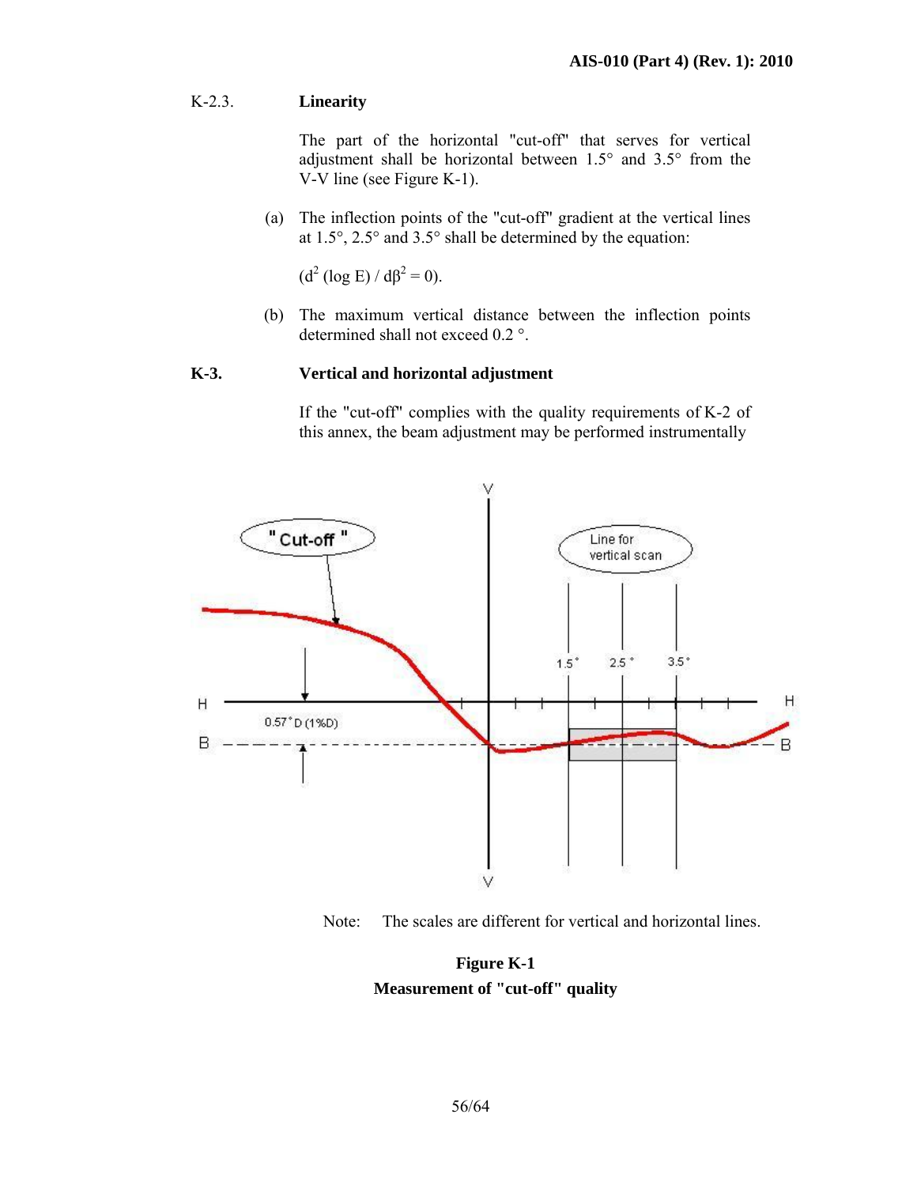K-2.3. **Linearity**

The part of the horizontal "cut-off" that serves for vertical adjustment shall be horizontal between 1.5° and 3.5° from the V-V line (see Figure K-1).

(a) The inflection points of the "cut-off" gradient at the vertical lines at 1.5°, 2.5° and 3.5° shall be determined by the equation:

$(d^2 (\log E) / d\beta^2 = 0)$.

(b) The maximum vertical distance between the inflection points determined shall not exceed 0.2 °.

**K-3. Vertical and horizontal adjustment**

If the "cut-off" complies with the quality requirements of K-2 of this annex, the beam adjustment may be performed instrumentally

Note: The scales are different for vertical and horizontal lines.

**Figure K-1**
**Measurement of "cut-off" quality**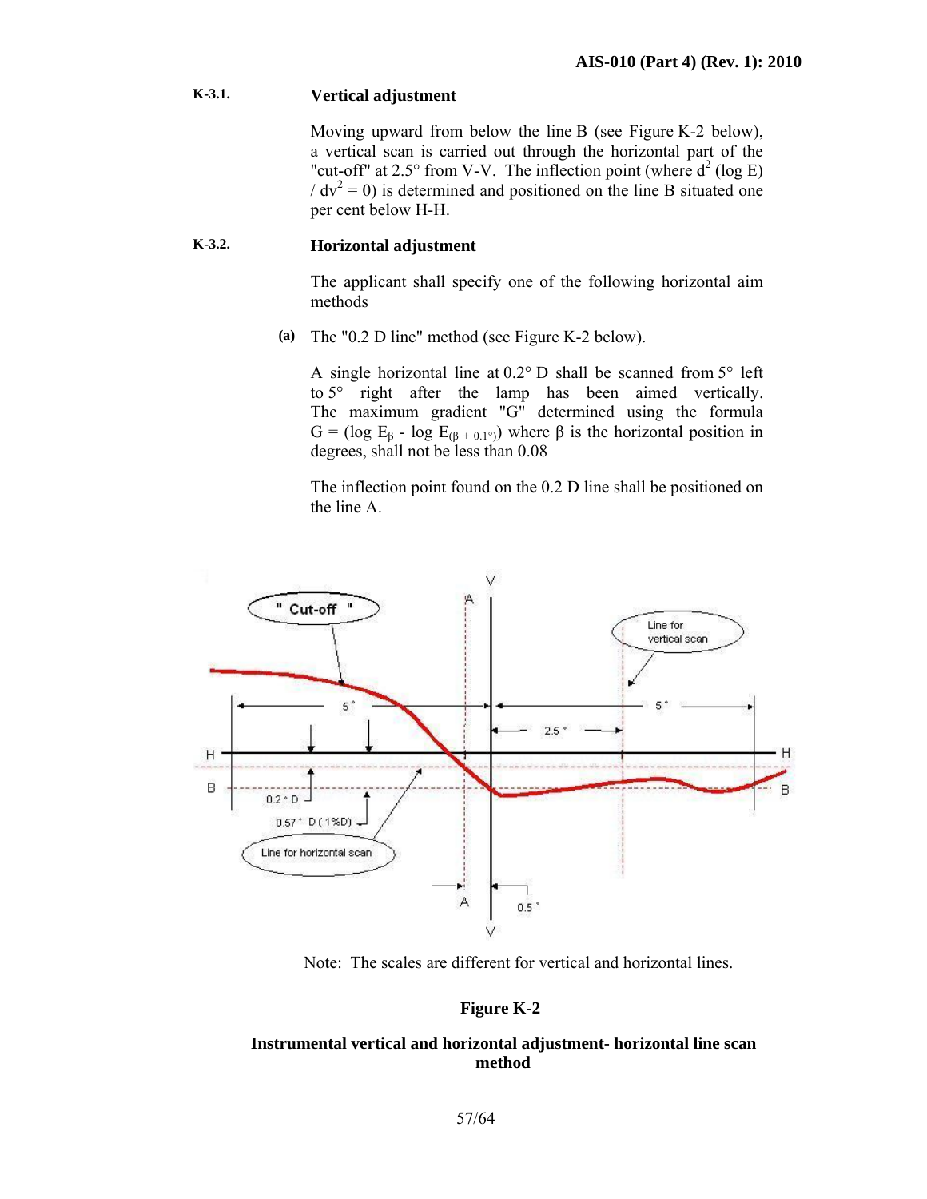**K-3.1. Vertical adjustment**

Moving upward from below the line B (see Figure K-2 below), a vertical scan is carried out through the horizontal part of the "cut-off" at 2.5° from V-V. The inflection point (where $d^2 (\log E) / dv^2 = 0$) is determined and positioned on the line B situated one per cent below H-H.

**K-3.2. Horizontal adjustment**

The applicant shall specify one of the following horizontal aim methods

**(a)** The "0.2 D line" method (see Figure K-2 below).

A single horizontal line at 0.2° D shall be scanned from 5° left to 5° right after the lamp has been aimed vertically. The maximum gradient "G" determined using the formula $G = (\log E_\beta - \log E_{(\beta + 0.1°)})$ where β is the horizontal position in degrees, shall not be less than 0.08

The inflection point found on the 0.2 D line shall be positioned on the line A.

Note: The scales are different for vertical and horizontal lines.

**Figure K-2**

**Instrumental vertical and horizontal adjustment- horizontal line scan method**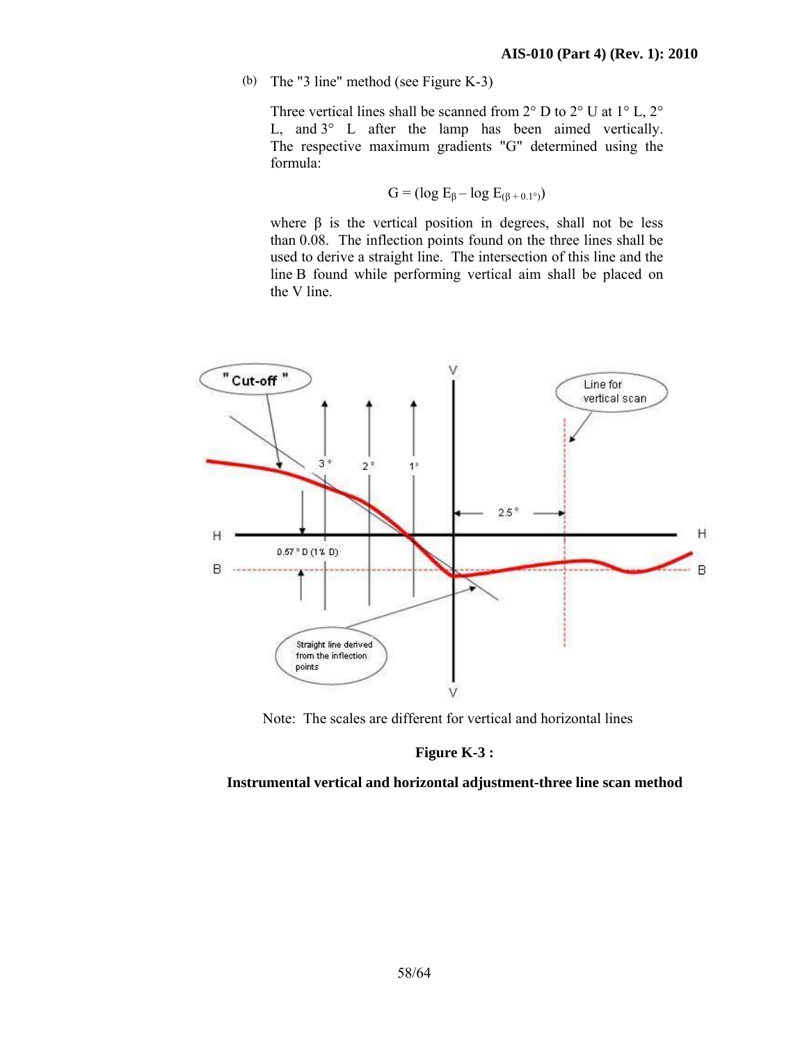(b) The "3 line" method (see Figure K-3)

Three vertical lines shall be scanned from 2° D to 2° U at 1° L, 2° L, and 3° L after the lamp has been aimed vertically. The respective maximum gradients "G" determined using the formula:

$$G = (\log E_{\beta} - \log E_{(\beta + 0.1°)})$$

where β is the vertical position in degrees, shall not be less than 0.08. The inflection points found on the three lines shall be used to derive a straight line. The intersection of this line and the line B found while performing vertical aim shall be placed on the V line.

Note: The scales are different for vertical and horizontal lines

**Figure K-3 :**

**Instrumental vertical and horizontal adjustment-three line scan method**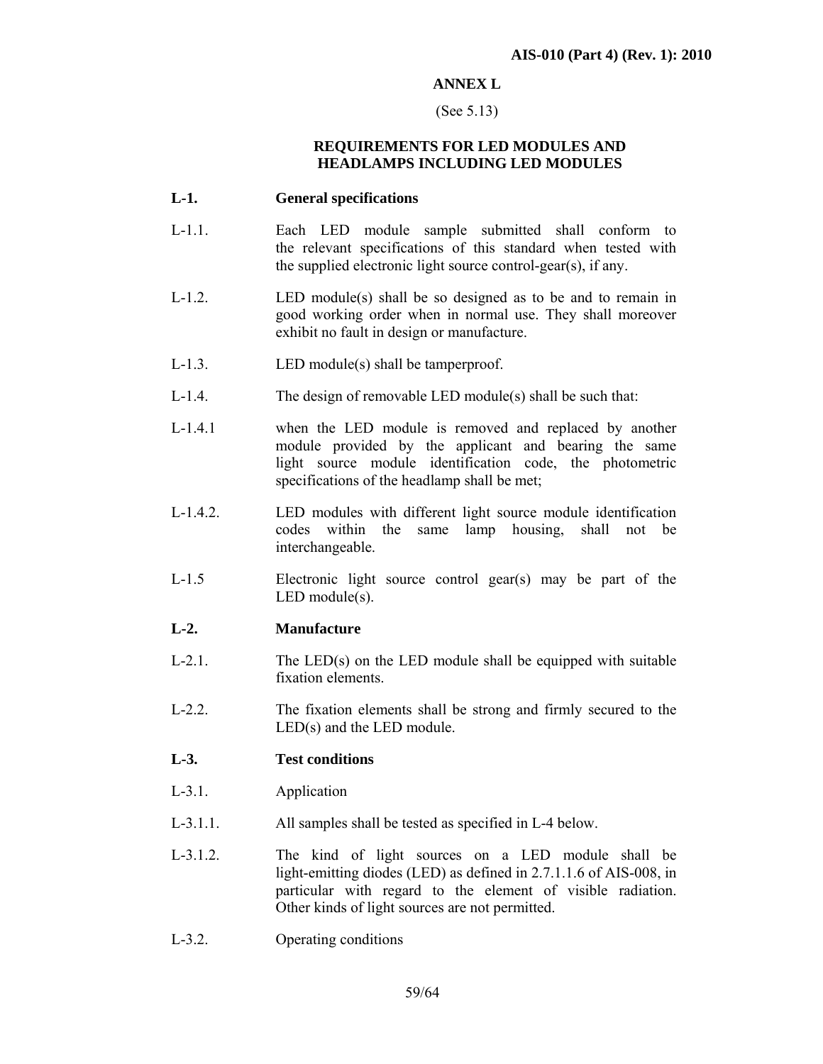## ANNEX L

(See 5.13)

### REQUIREMENTS FOR LED MODULES AND HEADLAMPS INCLUDING LED MODULES

**L-1. General specifications**

L-1.1. Each LED module sample submitted shall conform to the relevant specifications of this standard when tested with the supplied electronic light source control-gear(s), if any.

L-1.2. LED module(s) shall be so designed as to be and to remain in good working order when in normal use. They shall moreover exhibit no fault in design or manufacture.

L-1.3. LED module(s) shall be tamperproof.

L-1.4. The design of removable LED module(s) shall be such that:

L-1.4.1 when the LED module is removed and replaced by another module provided by the applicant and bearing the same light source module identification code, the photometric specifications of the headlamp shall be met;

L-1.4.2. LED modules with different light source module identification codes within the same lamp housing, shall not be interchangeable.

L-1.5 Electronic light source control gear(s) may be part of the LED module(s).

**L-2. Manufacture**

L-2.1. The LED(s) on the LED module shall be equipped with suitable fixation elements.

L-2.2. The fixation elements shall be strong and firmly secured to the LED(s) and the LED module.

**L-3. Test conditions**

L-3.1. Application

L-3.1.1. All samples shall be tested as specified in L-4 below.

L-3.1.2. The kind of light sources on a LED module shall be light-emitting diodes (LED) as defined in 2.7.1.1.6 of AIS-008, in particular with regard to the element of visible radiation. Other kinds of light sources are not permitted.

L-3.2. Operating conditions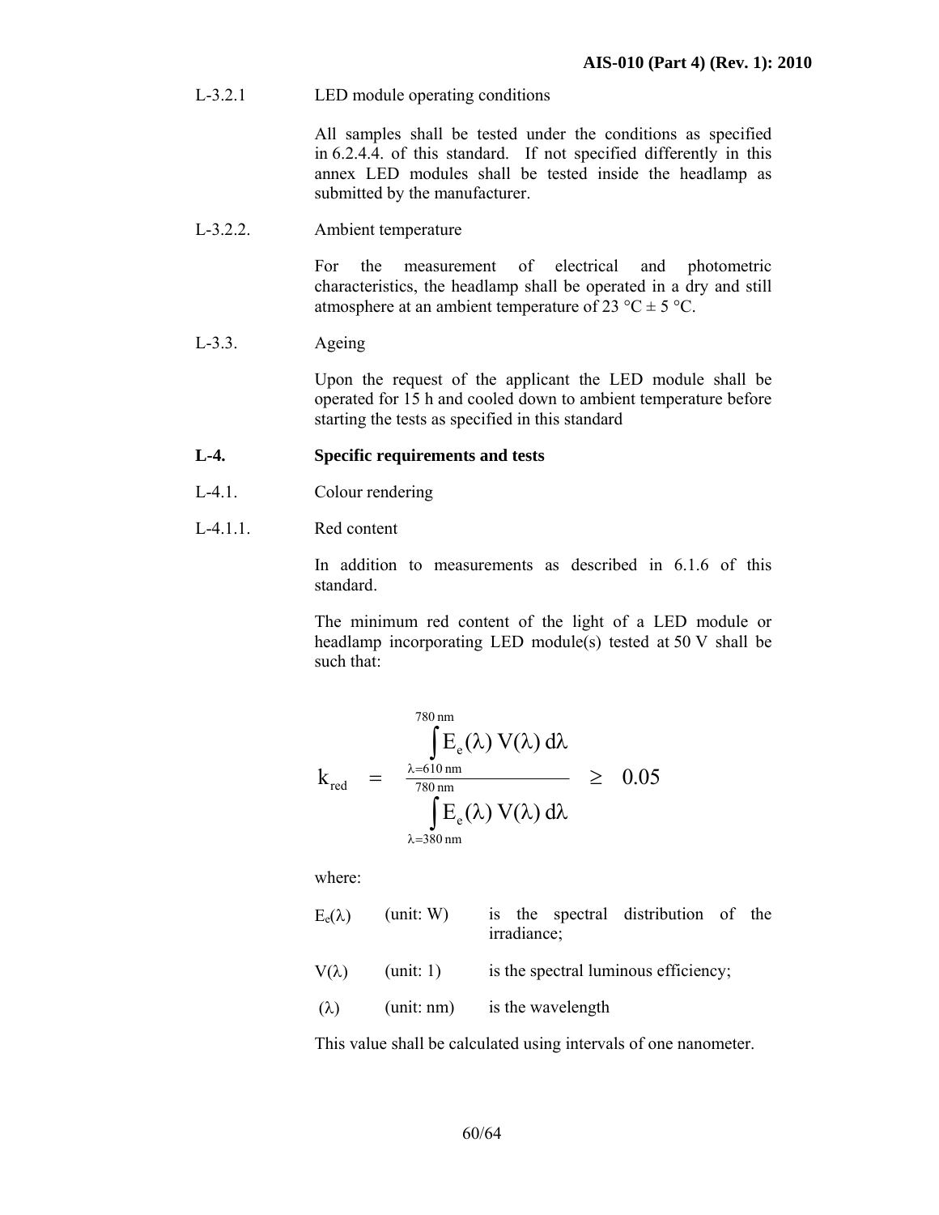L-3.2.1 LED module operating conditions

All samples shall be tested under the conditions as specified in 6.2.4.4. of this standard. If not specified differently in this annex LED modules shall be tested inside the headlamp as submitted by the manufacturer.

L-3.2.2. Ambient temperature

For the measurement of electrical and photometric characteristics, the headlamp shall be operated in a dry and still atmosphere at an ambient temperature of 23 °C ± 5 °C.

L-3.3. Ageing

Upon the request of the applicant the LED module shall be operated for 15 h and cooled down to ambient temperature before starting the tests as specified in this standard

**L-4. Specific requirements and tests**

L-4.1. Colour rendering

L-4.1.1. Red content

In addition to measurements as described in 6.1.6 of this standard.

The minimum red content of the light of a LED module or headlamp incorporating LED module(s) tested at 50 V shall be such that:

$$k_{red} = \frac{\int_{\lambda=610\,\text{nm}}^{780\,\text{nm}} E_e(\lambda)\, V(\lambda)\, d\lambda}{\int_{\lambda=380\,\text{nm}}^{780\,\text{nm}} E_e(\lambda)\, V(\lambda)\, d\lambda} \geq 0.05$$

where:

| | | |
|---|---|---|
| $E_e(\lambda)$ | (unit: W) | is the spectral distribution of the irradiance; |
| $V(\lambda)$ | (unit: 1) | is the spectral luminous efficiency; |
| $(\lambda)$ | (unit: nm) | is the wavelength |

This value shall be calculated using intervals of one nanometer.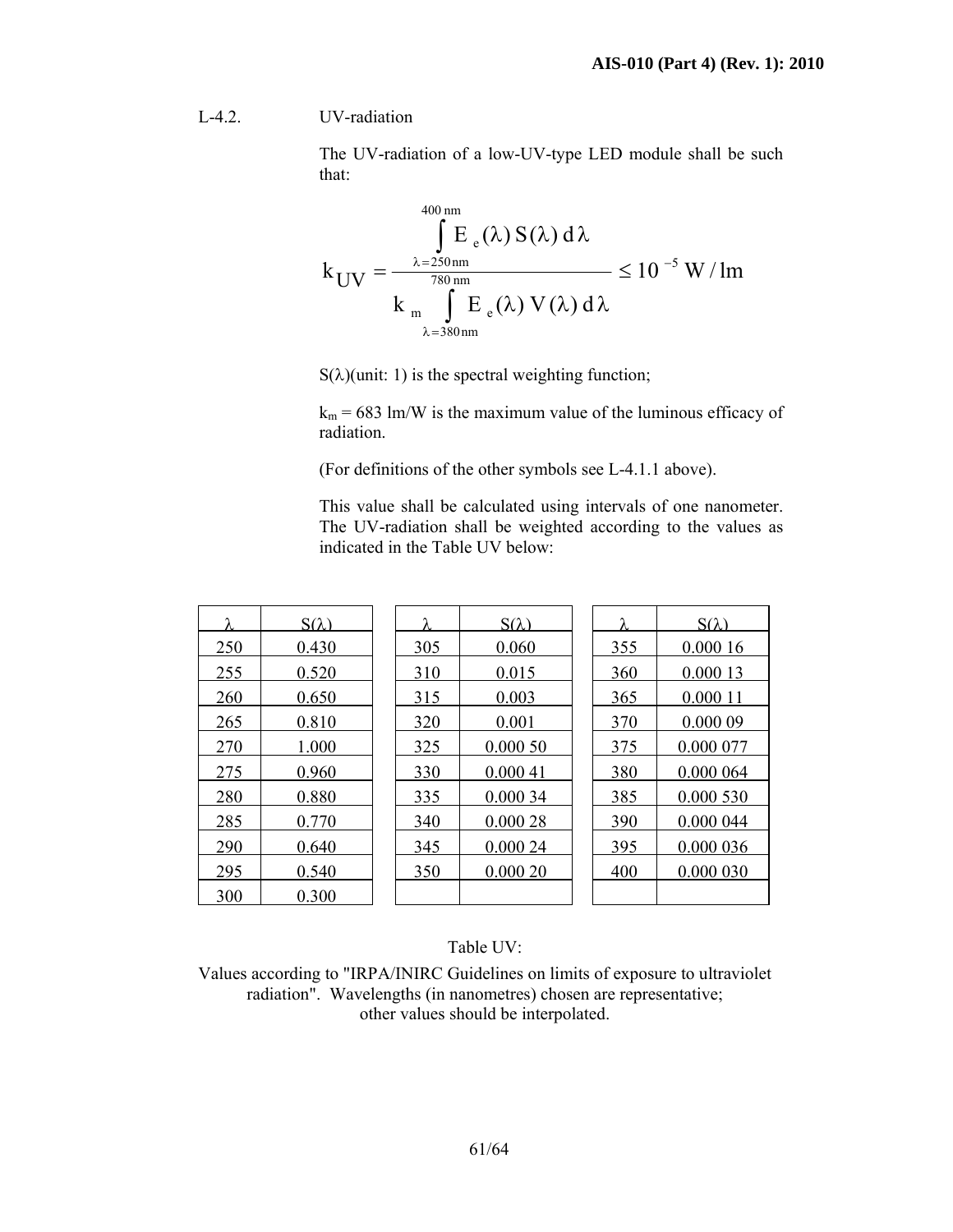L-4.2. UV-radiation

The UV-radiation of a low-UV-type LED module shall be such that:

$$k_{UV} = \frac{\int_{\lambda=250\,nm}^{400\,nm} E_e(\lambda)\, S(\lambda)\, d\lambda}{k_m \int_{\lambda=380\,nm}^{780\,nm} E_e(\lambda)\, V(\lambda)\, d\lambda} \leq 10^{-5}\ W/lm$$

$S(\lambda)$(unit: 1) is the spectral weighting function;

$k_m$ = 683 lm/W is the maximum value of the luminous efficacy of radiation.

(For definitions of the other symbols see L-4.1.1 above).

This value shall be calculated using intervals of one nanometer. The UV-radiation shall be weighted according to the values as indicated in the Table UV below:

| λ | S(λ) | λ | S(λ) | λ | S(λ) |
|---|---|---|---|---|---|
| 250 | 0.430 | 305 | 0.060 | 355 | 0.000 16 |
| 255 | 0.520 | 310 | 0.015 | 360 | 0.000 13 |
| 260 | 0.650 | 315 | 0.003 | 365 | 0.000 11 |
| 265 | 0.810 | 320 | 0.001 | 370 | 0.000 09 |
| 270 | 1.000 | 325 | 0.000 50 | 375 | 0.000 077 |
| 275 | 0.960 | 330 | 0.000 41 | 380 | 0.000 064 |
| 280 | 0.880 | 335 | 0.000 34 | 385 | 0.000 530 |
| 285 | 0.770 | 340 | 0.000 28 | 390 | 0.000 044 |
| 290 | 0.640 | 345 | 0.000 24 | 395 | 0.000 036 |
| 295 | 0.540 | 350 | 0.000 20 | 400 | 0.000 030 |
| 300 | 0.300 | | | | |

Table UV:

Values according to "IRPA/INIRC Guidelines on limits of exposure to ultraviolet radiation". Wavelengths (in nanometres) chosen are representative; other values should be interpolated.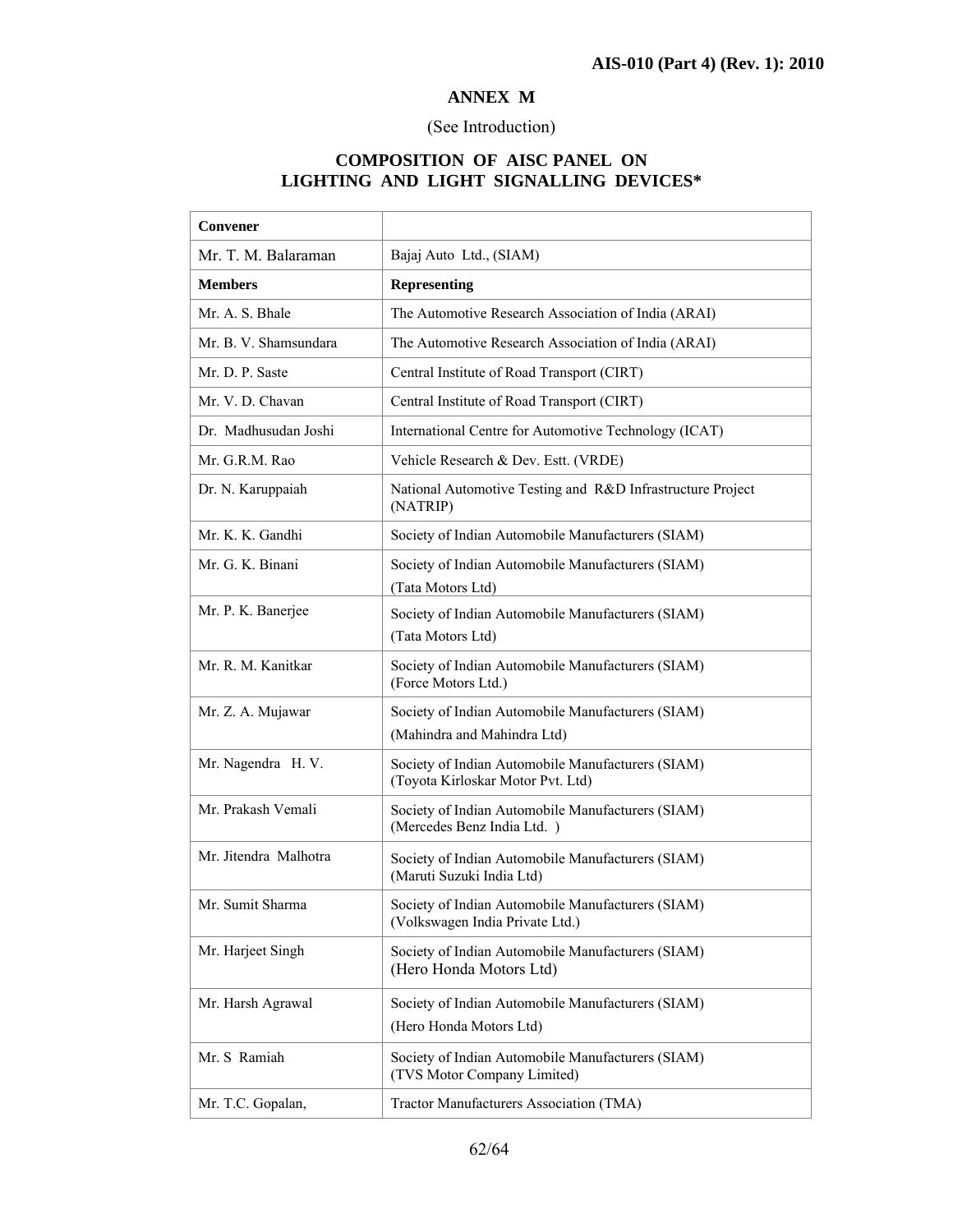## ANNEX M

(See Introduction)

## COMPOSITION OF AISC PANEL ON LIGHTING AND LIGHT SIGNALLING DEVICES*

| **Convener** | |
|---|---|
| Mr. T. M. Balaraman | Bajaj Auto Ltd., (SIAM) |
| **Members** | **Representing** |
| Mr. A. S. Bhale | The Automotive Research Association of India (ARAI) |
| Mr. B. V. Shamsundara | The Automotive Research Association of India (ARAI) |
| Mr. D. P. Saste | Central Institute of Road Transport (CIRT) |
| Mr. V. D. Chavan | Central Institute of Road Transport (CIRT) |
| Dr. Madhusudan Joshi | International Centre for Automotive Technology (ICAT) |
| Mr. G.R.M. Rao | Vehicle Research & Dev. Estt. (VRDE) |
| Dr. N. Karuppaiah | National Automotive Testing and R&D Infrastructure Project (NATRIP) |
| Mr. K. K. Gandhi | Society of Indian Automobile Manufacturers (SIAM) |
| Mr. G. K. Binani | Society of Indian Automobile Manufacturers (SIAM) (Tata Motors Ltd) |
| Mr. P. K. Banerjee | Society of Indian Automobile Manufacturers (SIAM) (Tata Motors Ltd) |
| Mr. R. M. Kanitkar | Society of Indian Automobile Manufacturers (SIAM) (Force Motors Ltd.) |
| Mr. Z. A. Mujawar | Society of Indian Automobile Manufacturers (SIAM) (Mahindra and Mahindra Ltd) |
| Mr. Nagendra H. V. | Society of Indian Automobile Manufacturers (SIAM) (Toyota Kirloskar Motor Pvt. Ltd) |
| Mr. Prakash Vemali | Society of Indian Automobile Manufacturers (SIAM) (Mercedes Benz India Ltd. ) |
| Mr. Jitendra Malhotra | Society of Indian Automobile Manufacturers (SIAM) (Maruti Suzuki India Ltd) |
| Mr. Sumit Sharma | Society of Indian Automobile Manufacturers (SIAM) (Volkswagen India Private Ltd.) |
| Mr. Harjeet Singh | Society of Indian Automobile Manufacturers (SIAM) (Hero Honda Motors Ltd) |
| Mr. Harsh Agrawal | Society of Indian Automobile Manufacturers (SIAM) (Hero Honda Motors Ltd) |
| Mr. S Ramiah | Society of Indian Automobile Manufacturers (SIAM) (TVS Motor Company Limited) |
| Mr. T.C. Gopalan, | Tractor Manufacturers Association (TMA) |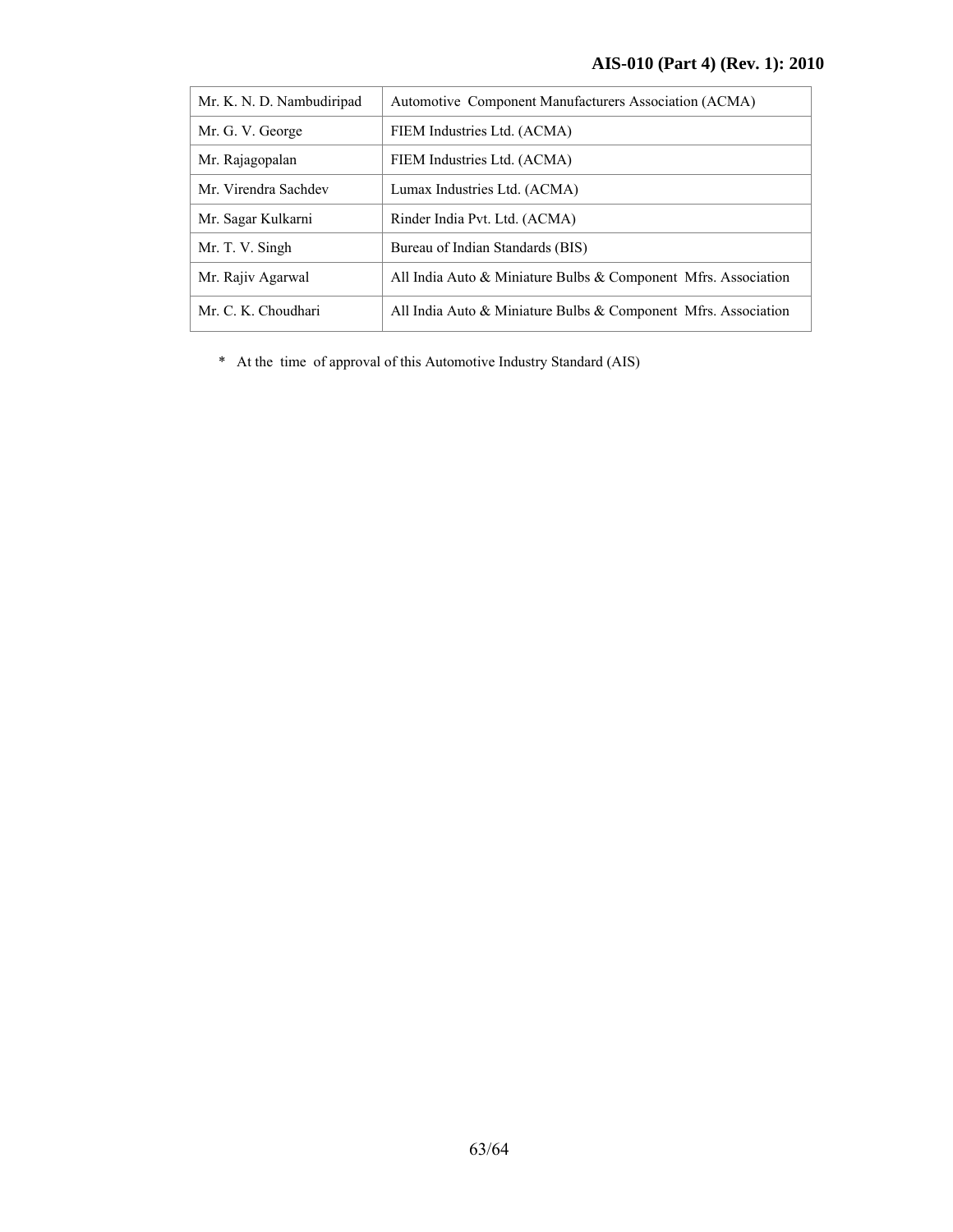| | |
|---|---|
| Mr. K. N. D. Nambudiripad | Automotive Component Manufacturers Association (ACMA) |
| Mr. G. V. George | FIEM Industries Ltd. (ACMA) |
| Mr. Rajagopalan | FIEM Industries Ltd. (ACMA) |
| Mr. Virendra Sachdev | Lumax Industries Ltd. (ACMA) |
| Mr. Sagar Kulkarni | Rinder India Pvt. Ltd. (ACMA) |
| Mr. T. V. Singh | Bureau of Indian Standards (BIS) |
| Mr. Rajiv Agarwal | All India Auto & Miniature Bulbs & Component Mfrs. Association |
| Mr. C. K. Choudhari | All India Auto & Miniature Bulbs & Component Mfrs. Association |

\* At the time of approval of this Automotive Industry Standard (AIS)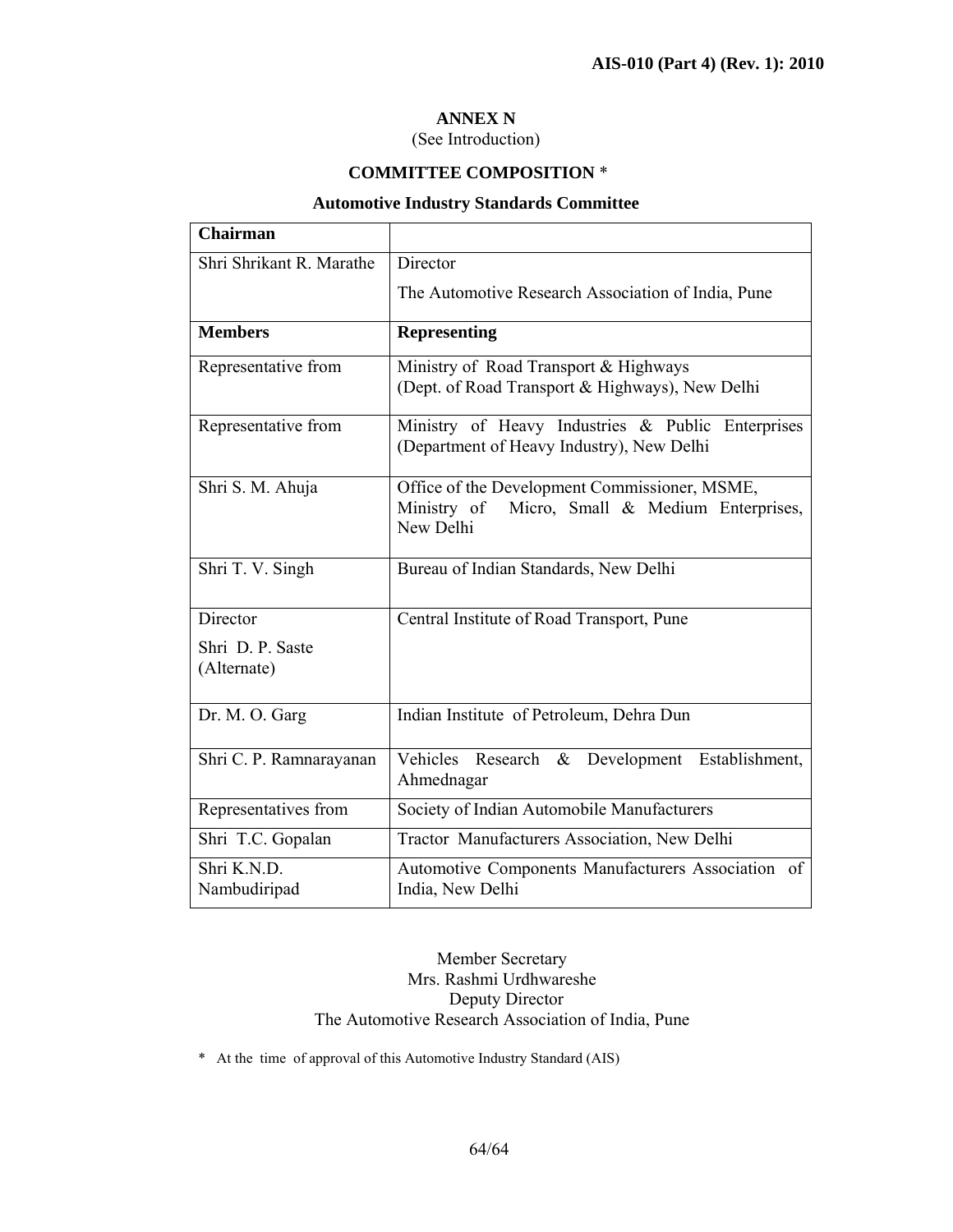## ANNEX N

(See Introduction)

### COMMITTEE COMPOSITION *

### Automotive Industry Standards Committee

| **Chairman** | |
|---|---|
| Shri Shrikant R. Marathe | Director<br>The Automotive Research Association of India, Pune |
| **Members** | **Representing** |
| Representative from | Ministry of Road Transport & Highways (Dept. of Road Transport & Highways), New Delhi |
| Representative from | Ministry of Heavy Industries & Public Enterprises (Department of Heavy Industry), New Delhi |
| Shri S. M. Ahuja | Office of the Development Commissioner, MSME, Ministry of Micro, Small & Medium Enterprises, New Delhi |
| Shri T. V. Singh | Bureau of Indian Standards, New Delhi |
| Director<br>Shri D. P. Saste (Alternate) | Central Institute of Road Transport, Pune |
| Dr. M. O. Garg | Indian Institute of Petroleum, Dehra Dun |
| Shri C. P. Ramnarayanan | Vehicles Research & Development Establishment, Ahmednagar |
| Representatives from | Society of Indian Automobile Manufacturers |
| Shri T.C. Gopalan | Tractor Manufacturers Association, New Delhi |
| Shri K.N.D. Nambudiripad | Automotive Components Manufacturers Association of India, New Delhi |

Member Secretary
Mrs. Rashmi Urdhwareshe
Deputy Director
The Automotive Research Association of India, Pune

\* At the time of approval of this Automotive Industry Standard (AIS)